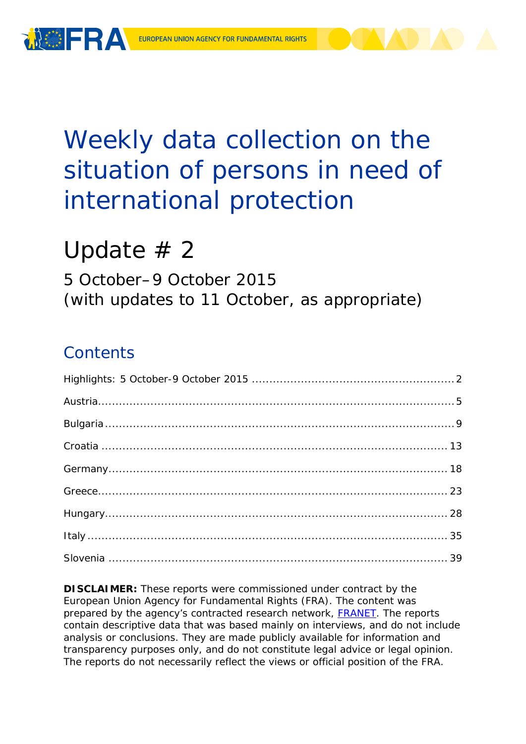EUROPEAN UNION AGENCY FOR FUNDAMENTAL RIGHTS

# Weekly data collection on the situation of persons in need of international protection

## Update # 2

5 October–9 October 2015
(with updates to 11 October, as appropriate)

## Contents

Highlights: 5 October-9 October 2015 ........................................................ 2

Austria ........................................................................................ 5

Bulgaria ...................................................................................... 9

Croatia ...................................................................................... 13

Germany ..................................................................................... 18

Greece ....................................................................................... 23

Hungary ..................................................................................... 28

Italy .......................................................................................... 35

Slovenia ..................................................................................... 39

**DISCLAIMER:** These reports were commissioned under contract by the European Union Agency for Fundamental Rights (FRA). The content was prepared by the agency's contracted research network, FRANET. The reports contain descriptive data that was based mainly on interviews, and do not include analysis or conclusions. They are made publicly available for information and transparency purposes only, and do not constitute legal advice or legal opinion. The reports do not necessarily reflect the views or official position of the FRA.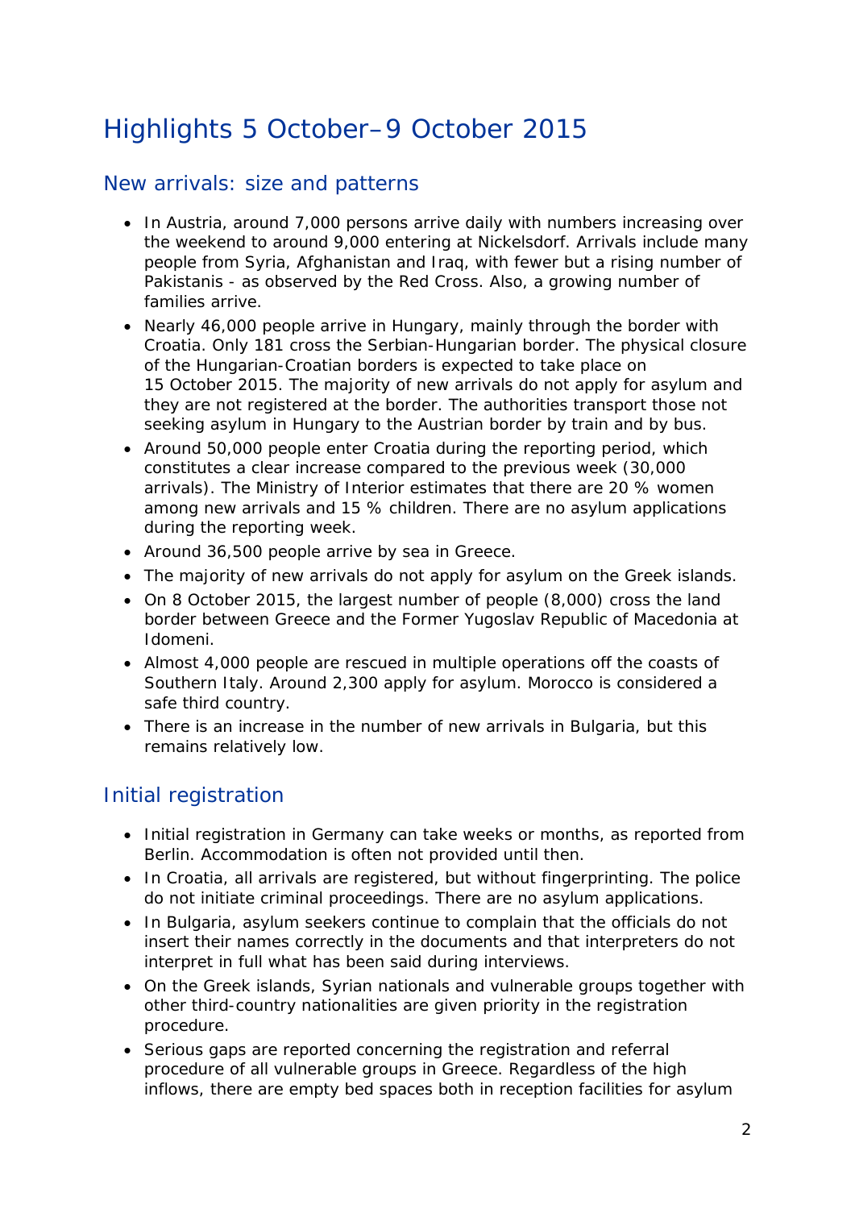# Highlights 5 October–9 October 2015

## New arrivals: size and patterns

- In Austria, around 7,000 persons arrive daily with numbers increasing over the weekend to around 9,000 entering at Nickelsdorf. Arrivals include many people from Syria, Afghanistan and Iraq, with fewer but a rising number of Pakistanis - as observed by the Red Cross. Also, a growing number of families arrive.
- Nearly 46,000 people arrive in Hungary, mainly through the border with Croatia. Only 181 cross the Serbian-Hungarian border. The physical closure of the Hungarian-Croatian borders is expected to take place on 15 October 2015. The majority of new arrivals do not apply for asylum and they are not registered at the border. The authorities transport those not seeking asylum in Hungary to the Austrian border by train and by bus.
- Around 50,000 people enter Croatia during the reporting period, which constitutes a clear increase compared to the previous week (30,000 arrivals). The Ministry of Interior estimates that there are 20 % women among new arrivals and 15 % children. There are no asylum applications during the reporting week.
- Around 36,500 people arrive by sea in Greece.
- The majority of new arrivals do not apply for asylum on the Greek islands.
- On 8 October 2015, the largest number of people (8,000) cross the land border between Greece and the Former Yugoslav Republic of Macedonia at Idomeni.
- Almost 4,000 people are rescued in multiple operations off the coasts of Southern Italy. Around 2,300 apply for asylum. Morocco is considered a safe third country.
- There is an increase in the number of new arrivals in Bulgaria, but this remains relatively low.

## Initial registration

- Initial registration in Germany can take weeks or months, as reported from Berlin. Accommodation is often not provided until then.
- In Croatia, all arrivals are registered, but without fingerprinting. The police do not initiate criminal proceedings. There are no asylum applications.
- In Bulgaria, asylum seekers continue to complain that the officials do not insert their names correctly in the documents and that interpreters do not interpret in full what has been said during interviews.
- On the Greek islands, Syrian nationals and vulnerable groups together with other third-country nationalities are given priority in the registration procedure.
- Serious gaps are reported concerning the registration and referral procedure of all vulnerable groups in Greece. Regardless of the high inflows, there are empty bed spaces both in reception facilities for asylum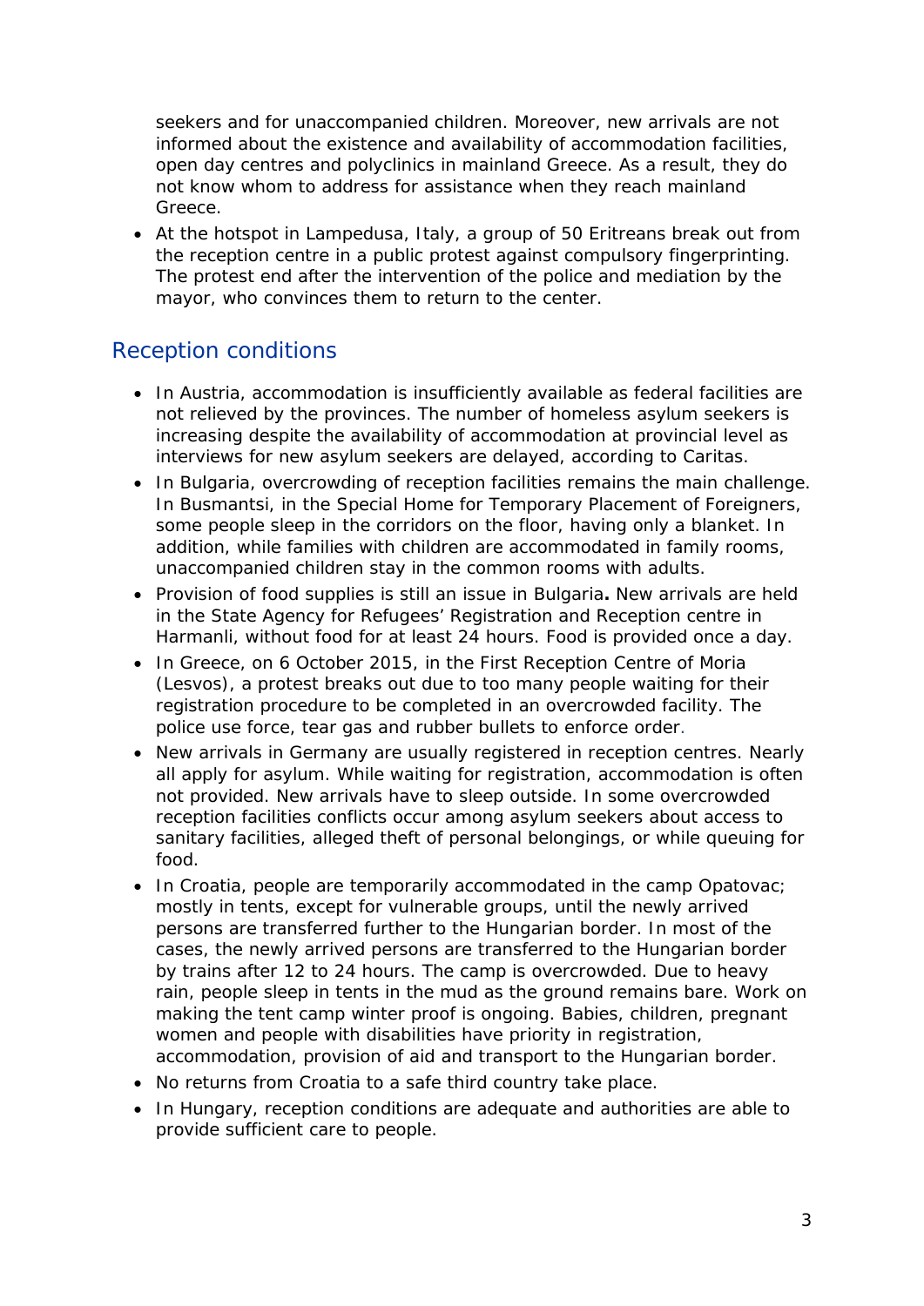seekers and for unaccompanied children. Moreover, new arrivals are not informed about the existence and availability of accommodation facilities, open day centres and polyclinics in mainland Greece. As a result, they do not know whom to address for assistance when they reach mainland Greece.

- At the hotspot in Lampedusa, Italy, a group of 50 Eritreans break out from the reception centre in a public protest against compulsory fingerprinting. The protest end after the intervention of the police and mediation by the mayor, who convinces them to return to the center.

## Reception conditions

- In Austria, accommodation is insufficiently available as federal facilities are not relieved by the provinces. The number of homeless asylum seekers is increasing despite the availability of accommodation at provincial level as interviews for new asylum seekers are delayed, according to Caritas.
- In Bulgaria, overcrowding of reception facilities remains the main challenge. In Busmantsi, in the Special Home for Temporary Placement of Foreigners, some people sleep in the corridors on the floor, having only a blanket. In addition, while families with children are accommodated in family rooms, unaccompanied children stay in the common rooms with adults.
- Provision of food supplies is still an issue in Bulgaria**.** New arrivals are held in the State Agency for Refugees' Registration and Reception centre in Harmanli, without food for at least 24 hours. Food is provided once a day.
- In Greece, on 6 October 2015, in the First Reception Centre of Moria (Lesvos), a protest breaks out due to too many people waiting for their registration procedure to be completed in an overcrowded facility. The police use force, tear gas and rubber bullets to enforce order.
- New arrivals in Germany are usually registered in reception centres. Nearly all apply for asylum. While waiting for registration, accommodation is often not provided. New arrivals have to sleep outside. In some overcrowded reception facilities conflicts occur among asylum seekers about access to sanitary facilities, alleged theft of personal belongings, or while queuing for food.
- In Croatia, people are temporarily accommodated in the camp Opatovac; mostly in tents, except for vulnerable groups, until the newly arrived persons are transferred further to the Hungarian border. In most of the cases, the newly arrived persons are transferred to the Hungarian border by trains after 12 to 24 hours. The camp is overcrowded. Due to heavy rain, people sleep in tents in the mud as the ground remains bare. Work on making the tent camp winter proof is ongoing. Babies, children, pregnant women and people with disabilities have priority in registration, accommodation, provision of aid and transport to the Hungarian border.
- No returns from Croatia to a safe third country take place.
- In Hungary, reception conditions are adequate and authorities are able to provide sufficient care to people.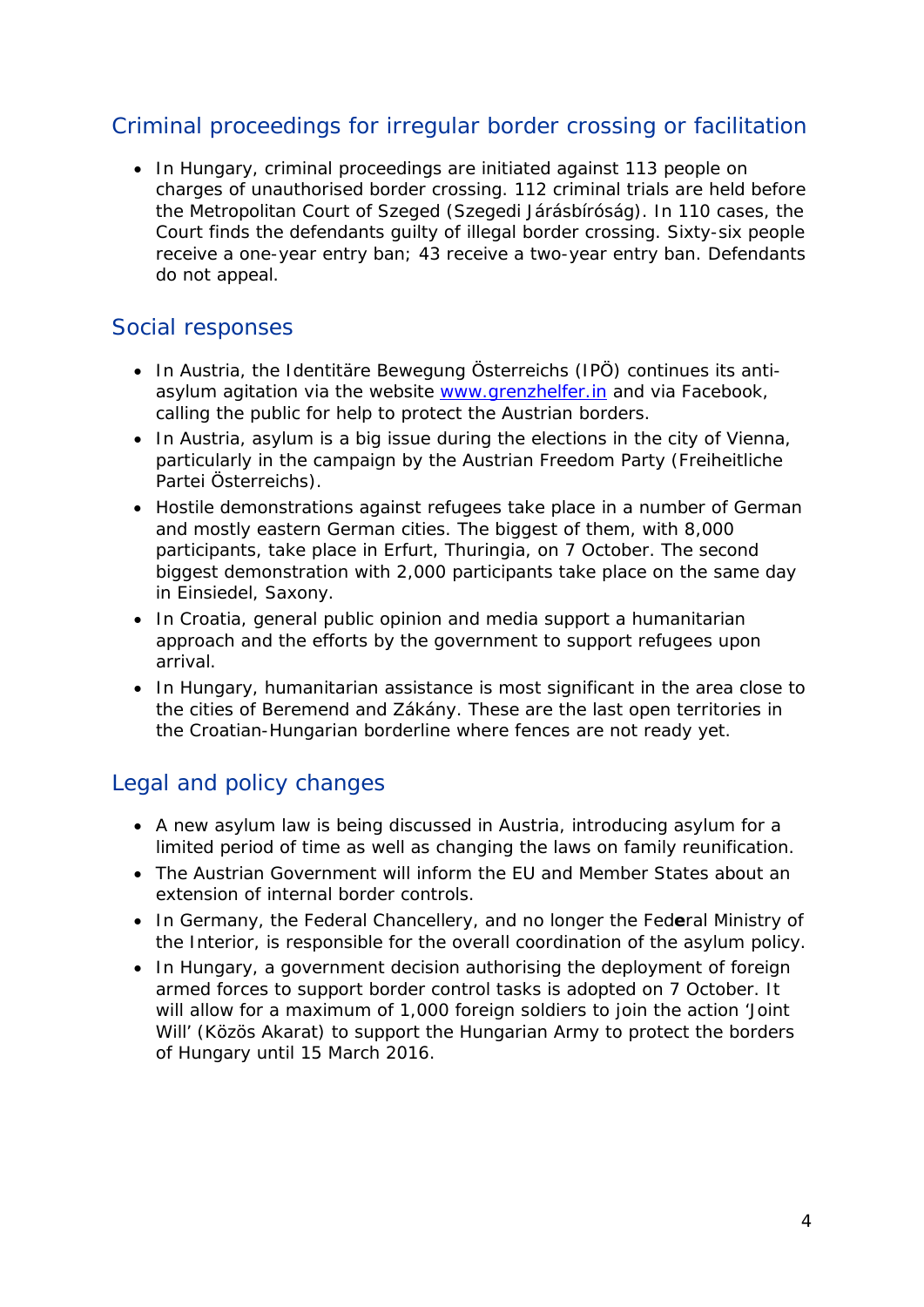## Criminal proceedings for irregular border crossing or facilitation

- In Hungary, criminal proceedings are initiated against 113 people on charges of unauthorised border crossing. 112 criminal trials are held before the Metropolitan Court of Szeged (Szegedi Járásbíróság). In 110 cases, the Court finds the defendants guilty of illegal border crossing. Sixty-six people receive a one-year entry ban; 43 receive a two-year entry ban. Defendants do not appeal.

## Social responses

- In Austria, the Identitäre Bewegung Österreichs (IPÖ) continues its anti-asylum agitation via the website [www.grenzhelfer.in](www.grenzhelfer.in) and via Facebook, calling the public for help to protect the Austrian borders.
- In Austria, asylum is a big issue during the elections in the city of Vienna, particularly in the campaign by the Austrian Freedom Party (Freiheitliche Partei Österreichs).
- Hostile demonstrations against refugees take place in a number of German and mostly eastern German cities. The biggest of them, with 8,000 participants, take place in Erfurt, Thuringia, on 7 October. The second biggest demonstration with 2,000 participants take place on the same day in Einsiedel, Saxony.
- In Croatia, general public opinion and media support a humanitarian approach and the efforts by the government to support refugees upon arrival.
- In Hungary, humanitarian assistance is most significant in the area close to the cities of Beremend and Zákány. These are the last open territories in the Croatian-Hungarian borderline where fences are not ready yet.

## Legal and policy changes

- A new asylum law is being discussed in Austria, introducing asylum for a limited period of time as well as changing the laws on family reunification.
- The Austrian Government will inform the EU and Member States about an extension of internal border controls.
- In Germany, the Federal Chancellery, and no longer the Federal Ministry of the Interior, is responsible for the overall coordination of the asylum policy.
- In Hungary, a government decision authorising the deployment of foreign armed forces to support border control tasks is adopted on 7 October. It will allow for a maximum of 1,000 foreign soldiers to join the action 'Joint Will' (Közös Akarat) to support the Hungarian Army to protect the borders of Hungary until 15 March 2016.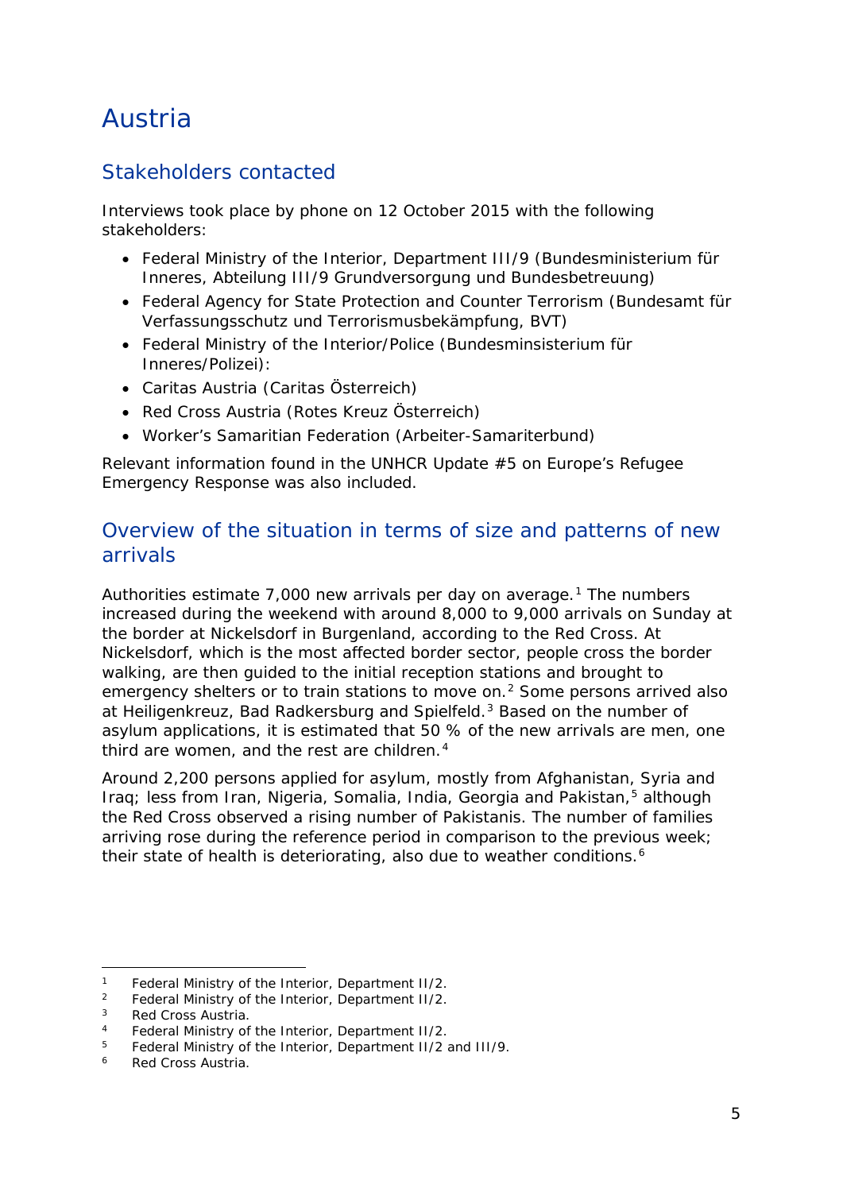# Austria

## Stakeholders contacted

Interviews took place by phone on 12 October 2015 with the following stakeholders:

- Federal Ministry of the Interior, Department III/9 (Bundesministerium für Inneres, Abteilung III/9 Grundversorgung und Bundesbetreuung)
- Federal Agency for State Protection and Counter Terrorism (Bundesamt für Verfassungsschutz und Terrorismusbekämpfung, BVT)
- Federal Ministry of the Interior/Police (Bundesminsisterium für Inneres/Polizei):
- Caritas Austria (Caritas Österreich)
- Red Cross Austria (Rotes Kreuz Österreich)
- Worker's Samaritian Federation (Arbeiter-Samariterbund)

Relevant information found in the UNHCR Update #5 on Europe's Refugee Emergency Response was also included.

## Overview of the situation in terms of size and patterns of new arrivals

Authorities estimate 7,000 new arrivals per day on average.[1] The numbers increased during the weekend with around 8,000 to 9,000 arrivals on Sunday at the border at Nickelsdorf in Burgenland, according to the Red Cross. At Nickelsdorf, which is the most affected border sector, people cross the border walking, are then guided to the initial reception stations and brought to emergency shelters or to train stations to move on.[2] Some persons arrived also at Heiligenkreuz, Bad Radkersburg and Spielfeld.[3] Based on the number of asylum applications, it is estimated that 50 % of the new arrivals are men, one third are women, and the rest are children.[4]

Around 2,200 persons applied for asylum, mostly from Afghanistan, Syria and Iraq; less from Iran, Nigeria, Somalia, India, Georgia and Pakistan,[5] although the Red Cross observed a rising number of Pakistanis. The number of families arriving rose during the reference period in comparison to the previous week; their state of health is deteriorating, also due to weather conditions.[6]

---

[1] Federal Ministry of the Interior, Department II/2.

[2] Federal Ministry of the Interior, Department II/2.

[3] Red Cross Austria.

[4] Federal Ministry of the Interior, Department II/2.

[5] Federal Ministry of the Interior, Department II/2 and III/9.

[6] Red Cross Austria.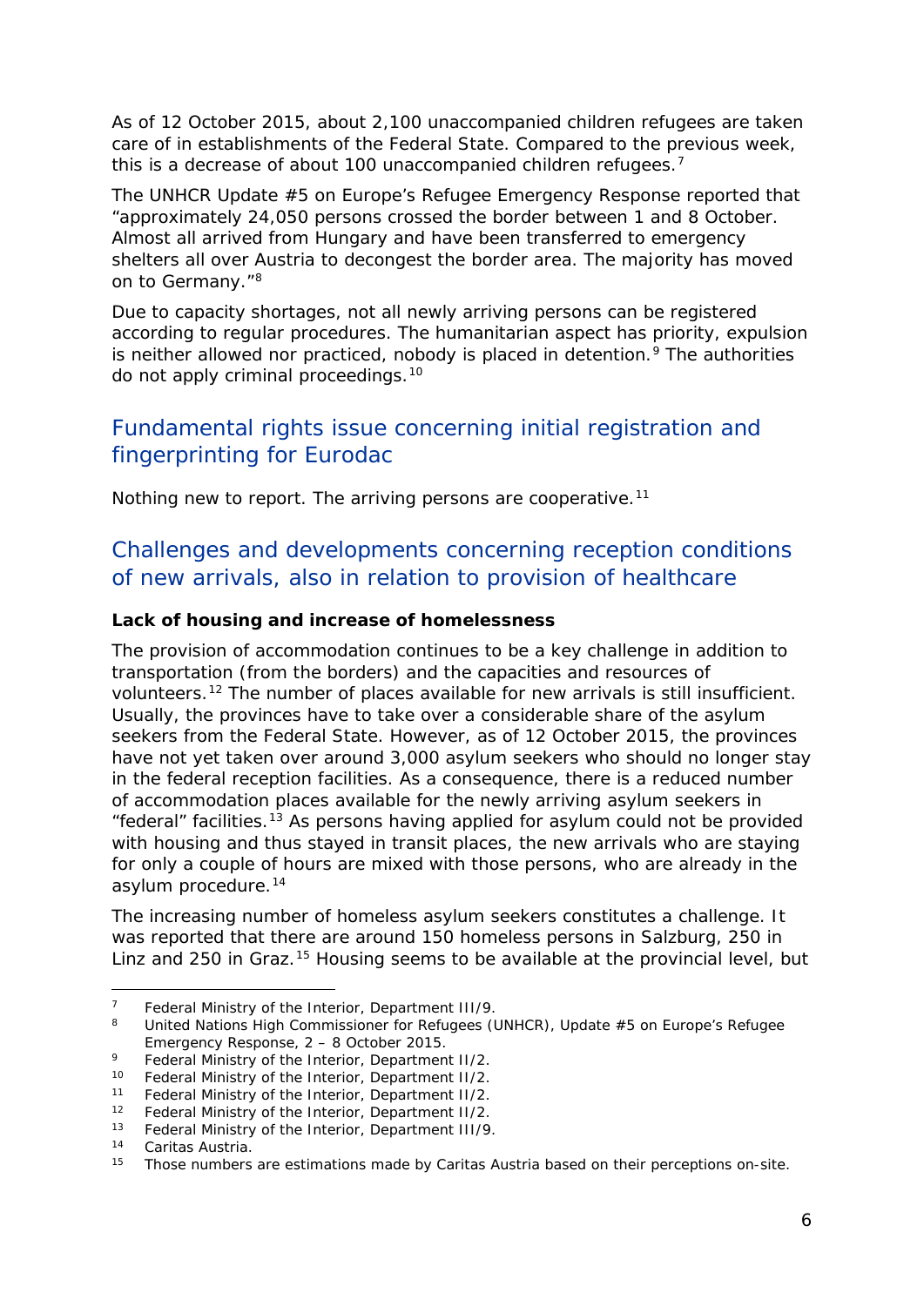As of 12 October 2015, about 2,100 unaccompanied children refugees are taken care of in establishments of the Federal State. Compared to the previous week, this is a decrease of about 100 unaccompanied children refugees.[7]

The UNHCR Update #5 on Europe's Refugee Emergency Response reported that "approximately 24,050 persons crossed the border between 1 and 8 October. Almost all arrived from Hungary and have been transferred to emergency shelters all over Austria to decongest the border area. The majority has moved on to Germany."[8]

Due to capacity shortages, not all newly arriving persons can be registered according to regular procedures. The humanitarian aspect has priority, expulsion is neither allowed nor practiced, nobody is placed in detention.[9] The authorities do not apply criminal proceedings.[10]

## Fundamental rights issue concerning initial registration and fingerprinting for Eurodac

Nothing new to report. The arriving persons are cooperative.[11]

## Challenges and developments concerning reception conditions of new arrivals, also in relation to provision of healthcare

**Lack of housing and increase of homelessness**

The provision of accommodation continues to be a key challenge in addition to transportation (from the borders) and the capacities and resources of volunteers.[12] The number of places available for new arrivals is still insufficient. Usually, the provinces have to take over a considerable share of the asylum seekers from the Federal State. However, as of 12 October 2015, the provinces have not yet taken over around 3,000 asylum seekers who should no longer stay in the federal reception facilities. As a consequence, there is a reduced number of accommodation places available for the newly arriving asylum seekers in "federal" facilities.[13] As persons having applied for asylum could not be provided with housing and thus stayed in transit places, the new arrivals who are staying for only a couple of hours are mixed with those persons, who are already in the asylum procedure.[14]

The increasing number of homeless asylum seekers constitutes a challenge. It was reported that there are around 150 homeless persons in Salzburg, 250 in Linz and 250 in Graz.[15] Housing seems to be available at the provincial level, but

---

[7] Federal Ministry of the Interior, Department III/9.

[8] United Nations High Commissioner for Refugees (UNHCR), Update #5 on Europe's Refugee Emergency Response, 2 – 8 October 2015.

[9] Federal Ministry of the Interior, Department II/2.

[10] Federal Ministry of the Interior, Department II/2.

[11] Federal Ministry of the Interior, Department II/2.

[12] Federal Ministry of the Interior, Department II/2.

[13] Federal Ministry of the Interior, Department III/9.

[14] Caritas Austria.

[15] Those numbers are estimations made by Caritas Austria based on their perceptions on-site.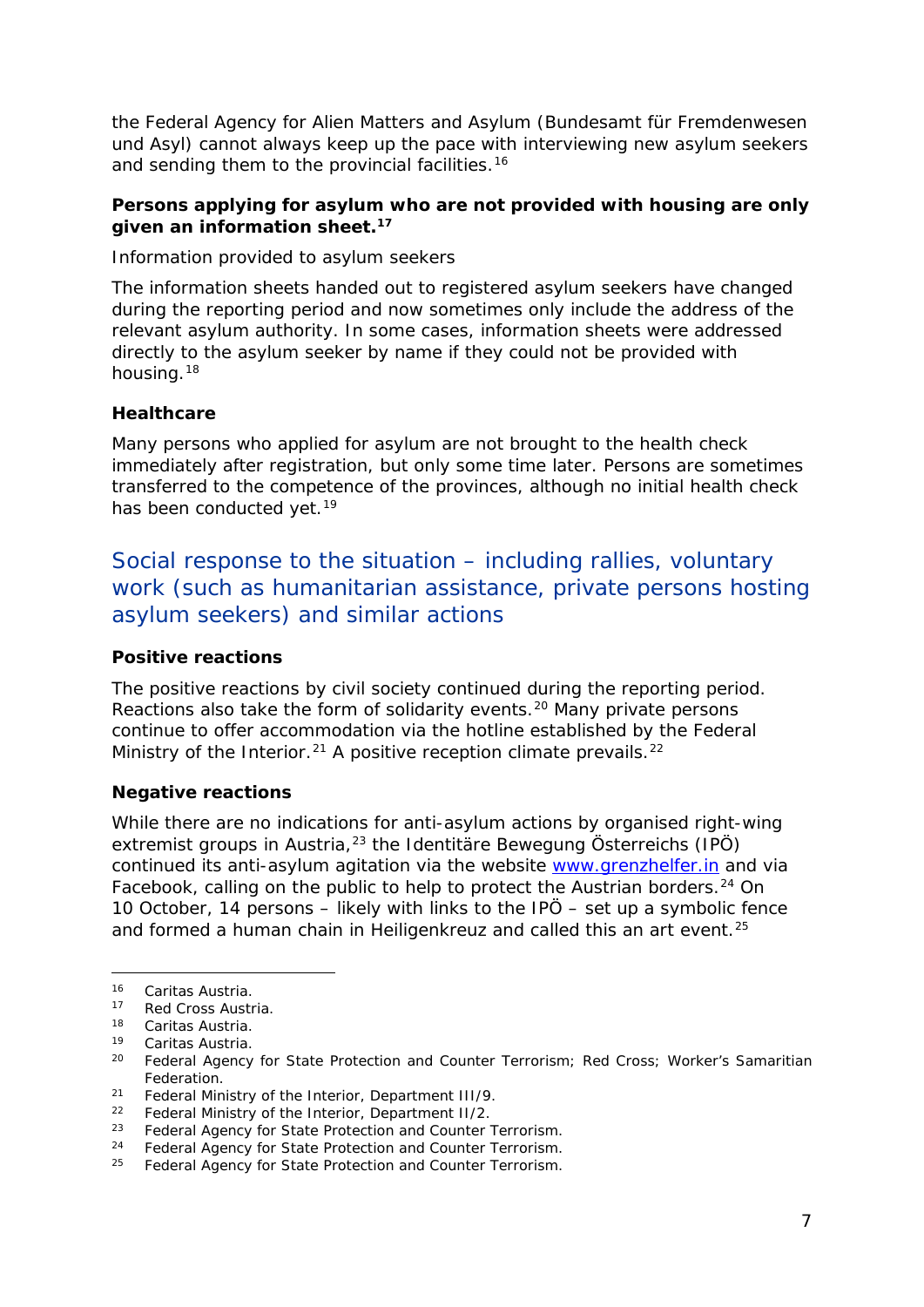the Federal Agency for Alien Matters and Asylum (Bundesamt für Fremdenwesen und Asyl) cannot always keep up the pace with interviewing new asylum seekers and sending them to the provincial facilities.[16]

**Persons applying for asylum who are not provided with housing are only given an information sheet.[17]**

Information provided to asylum seekers

The information sheets handed out to registered asylum seekers have changed during the reporting period and now sometimes only include the address of the relevant asylum authority. In some cases, information sheets were addressed directly to the asylum seeker by name if they could not be provided with housing.[18]

**Healthcare**

Many persons who applied for asylum are not brought to the health check immediately after registration, but only some time later. Persons are sometimes transferred to the competence of the provinces, although no initial health check has been conducted yet.[19]

## Social response to the situation – including rallies, voluntary work (such as humanitarian assistance, private persons hosting asylum seekers) and similar actions

**Positive reactions**

The positive reactions by civil society continued during the reporting period. Reactions also take the form of solidarity events.[20] Many private persons continue to offer accommodation via the hotline established by the Federal Ministry of the Interior.[21] A positive reception climate prevails.[22]

**Negative reactions**

While there are no indications for anti-asylum actions by organised right-wing extremist groups in Austria,[23] the Identitäre Bewegung Österreichs (IPÖ) continued its anti-asylum agitation via the website www.grenzhelfer.in and via Facebook, calling on the public to help to protect the Austrian borders.[24] On 10 October, 14 persons – likely with links to the IPÖ – set up a symbolic fence and formed a human chain in Heiligenkreuz and called this an art event.[25]

---

16 Caritas Austria.
17 Red Cross Austria.
18 Caritas Austria.
19 Caritas Austria.
20 Federal Agency for State Protection and Counter Terrorism; Red Cross; Worker's Samaritian Federation.
21 Federal Ministry of the Interior, Department III/9.
22 Federal Ministry of the Interior, Department II/2.
23 Federal Agency for State Protection and Counter Terrorism.
24 Federal Agency for State Protection and Counter Terrorism.
25 Federal Agency for State Protection and Counter Terrorism.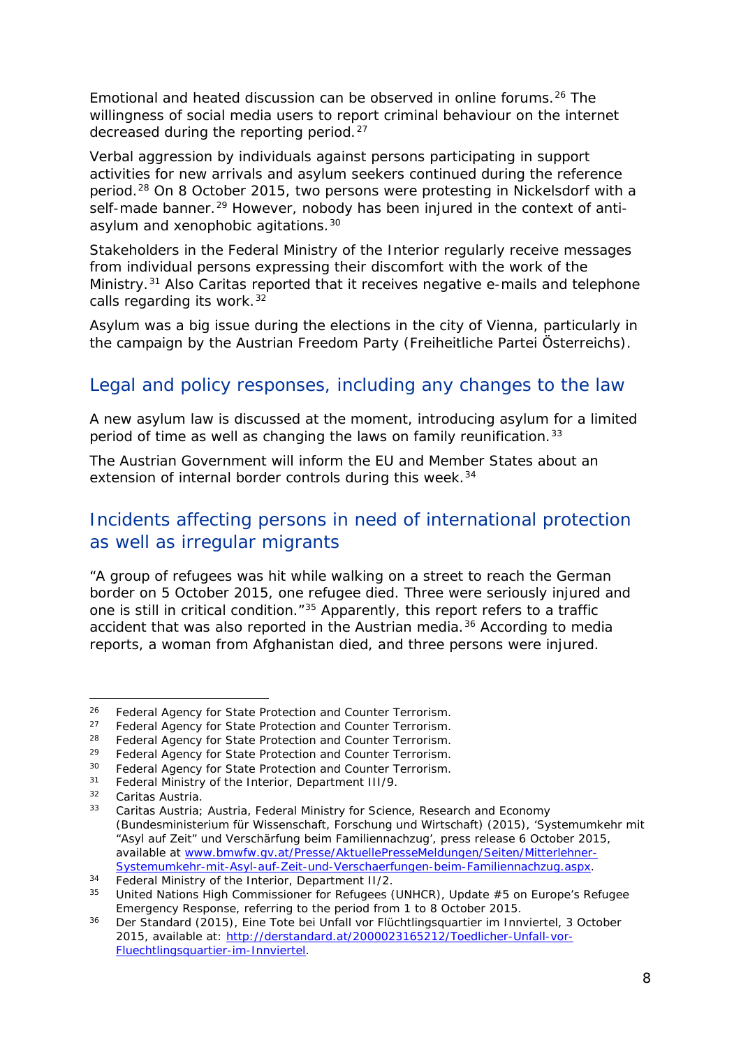Emotional and heated discussion can be observed in online forums.[26] The willingness of social media users to report criminal behaviour on the internet decreased during the reporting period.[27]

Verbal aggression by individuals against persons participating in support activities for new arrivals and asylum seekers continued during the reference period.[28] On 8 October 2015, two persons were protesting in Nickelsdorf with a self-made banner.[29] However, nobody has been injured in the context of anti-asylum and xenophobic agitations.[30]

Stakeholders in the Federal Ministry of the Interior regularly receive messages from individual persons expressing their discomfort with the work of the Ministry.[31] Also Caritas reported that it receives negative e-mails and telephone calls regarding its work.[32]

Asylum was a big issue during the elections in the city of Vienna, particularly in the campaign by the Austrian Freedom Party (Freiheitliche Partei Österreichs).

## Legal and policy responses, including any changes to the law

A new asylum law is discussed at the moment, introducing asylum for a limited period of time as well as changing the laws on family reunification.[33]

The Austrian Government will inform the EU and Member States about an extension of internal border controls during this week.[34]

## Incidents affecting persons in need of international protection as well as irregular migrants

"A group of refugees was hit while walking on a street to reach the German border on 5 October 2015, one refugee died. Three were seriously injured and one is still in critical condition."[35] Apparently, this report refers to a traffic accident that was also reported in the Austrian media.[36] According to media reports, a woman from Afghanistan died, and three persons were injured.

---

[26] Federal Agency for State Protection and Counter Terrorism.

[27] Federal Agency for State Protection and Counter Terrorism.

[28] Federal Agency for State Protection and Counter Terrorism.

[29] Federal Agency for State Protection and Counter Terrorism.

[30] Federal Agency for State Protection and Counter Terrorism.

[31] Federal Ministry of the Interior, Department III/9.

[32] Caritas Austria.

[33] Caritas Austria; Austria, Federal Ministry for Science, Research and Economy (Bundesministerium für Wissenschaft, Forschung und Wirtschaft) (2015), 'Systemumkehr mit "Asyl auf Zeit" und Verschärfung beim Familiennachzug', press release 6 October 2015, available at [www.bmwfw.gv.at/Presse/AktuellePresseMeldungen/Seiten/Mitterlehner-Systemumkehr-mit-Asyl-auf-Zeit-und-Verschaerfungen-beim-Familiennachzug.aspx](www.bmwfw.gv.at/Presse/AktuellePresseMeldungen/Seiten/Mitterlehner-Systemumkehr-mit-Asyl-auf-Zeit-und-Verschaerfungen-beim-Familiennachzug.aspx).

[34] Federal Ministry of the Interior, Department II/2.

[35] United Nations High Commissioner for Refugees (UNHCR), Update #5 on Europe's Refugee Emergency Response, referring to the period from 1 to 8 October 2015.

[36] Der Standard (2015), Eine Tote bei Unfall vor Flüchtlingsquartier im Innviertel, 3 October 2015, available at: [http://derstandard.at/2000023165212/Toedlicher-Unfall-vor-Fluechtlingsquartier-im-Innviertel](http://derstandard.at/2000023165212/Toedlicher-Unfall-vor-Fluechtlingsquartier-im-Innviertel).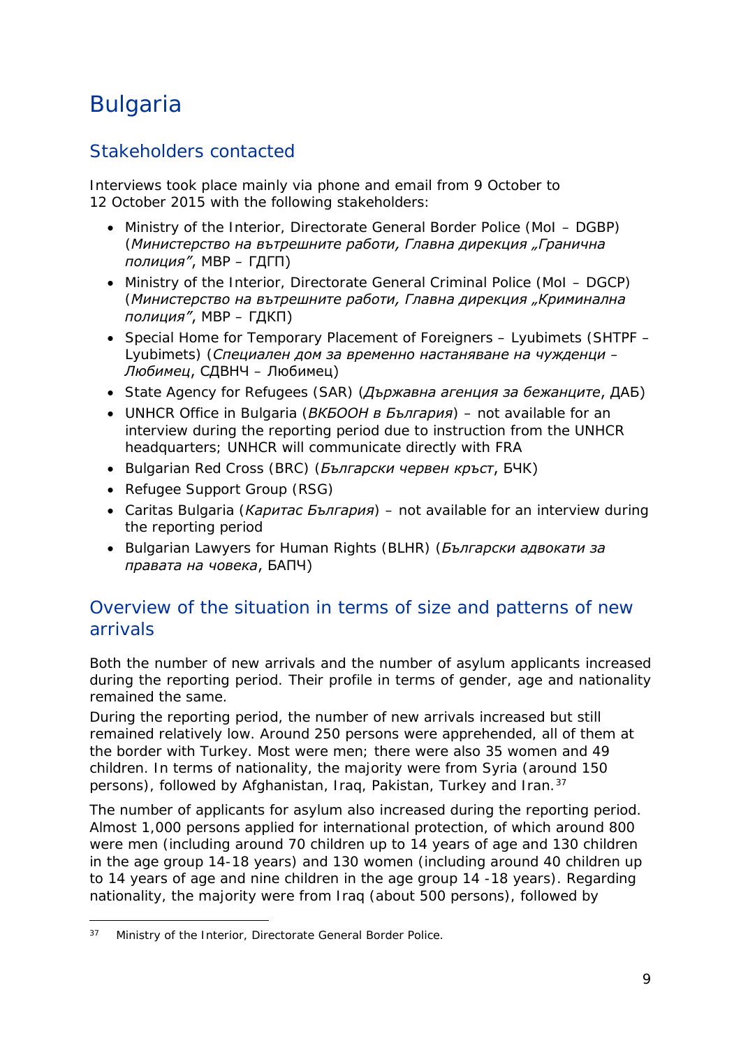# Bulgaria

## Stakeholders contacted

Interviews took place mainly via phone and email from 9 October to 12 October 2015 with the following stakeholders:

- Ministry of the Interior, Directorate General Border Police (MoI – DGBP) (*Министерство на вътрешните работи, Главна дирекция „Гранична полиция"*, МВР – ГДГП)
- Ministry of the Interior, Directorate General Criminal Police (MoI – DGCP) (*Министерство на вътрешните работи, Главна дирекция „Криминална полиция"*, МВР – ГДКП)
- Special Home for Temporary Placement of Foreigners – Lyubimets (SHTPF – Lyubimets) (*Специален дом за временно настаняване на чужденци – Любимец*, СДВНЧ – Любимец)
- State Agency for Refugees (SAR) (*Държавна агенция за бежанците*, ДАБ)
- UNHCR Office in Bulgaria (*ВКБООН в България*) – not available for an interview during the reporting period due to instruction from the UNHCR headquarters; UNHCR will communicate directly with FRA
- Bulgarian Red Cross (BRC) (*Български червен кръст*, БЧК)
- Refugee Support Group (RSG)
- Caritas Bulgaria (*Каритас България*) – not available for an interview during the reporting period
- Bulgarian Lawyers for Human Rights (BLHR) (*Български адвокати за правата на човека*, БАПЧ)

## Overview of the situation in terms of size and patterns of new arrivals

Both the number of new arrivals and the number of asylum applicants increased during the reporting period. Their profile in terms of gender, age and nationality remained the same.

During the reporting period, the number of new arrivals increased but still remained relatively low. Around 250 persons were apprehended, all of them at the border with Turkey. Most were men; there were also 35 women and 49 children. In terms of nationality, the majority were from Syria (around 150 persons), followed by Afghanistan, Iraq, Pakistan, Turkey and Iran.[37]

The number of applicants for asylum also increased during the reporting period. Almost 1,000 persons applied for international protection, of which around 800 were men (including around 70 children up to 14 years of age and 130 children in the age group 14-18 years) and 130 women (including around 40 children up to 14 years of age and nine children in the age group 14 -18 years). Regarding nationality, the majority were from Iraq (about 500 persons), followed by

---

[37] Ministry of the Interior, Directorate General Border Police.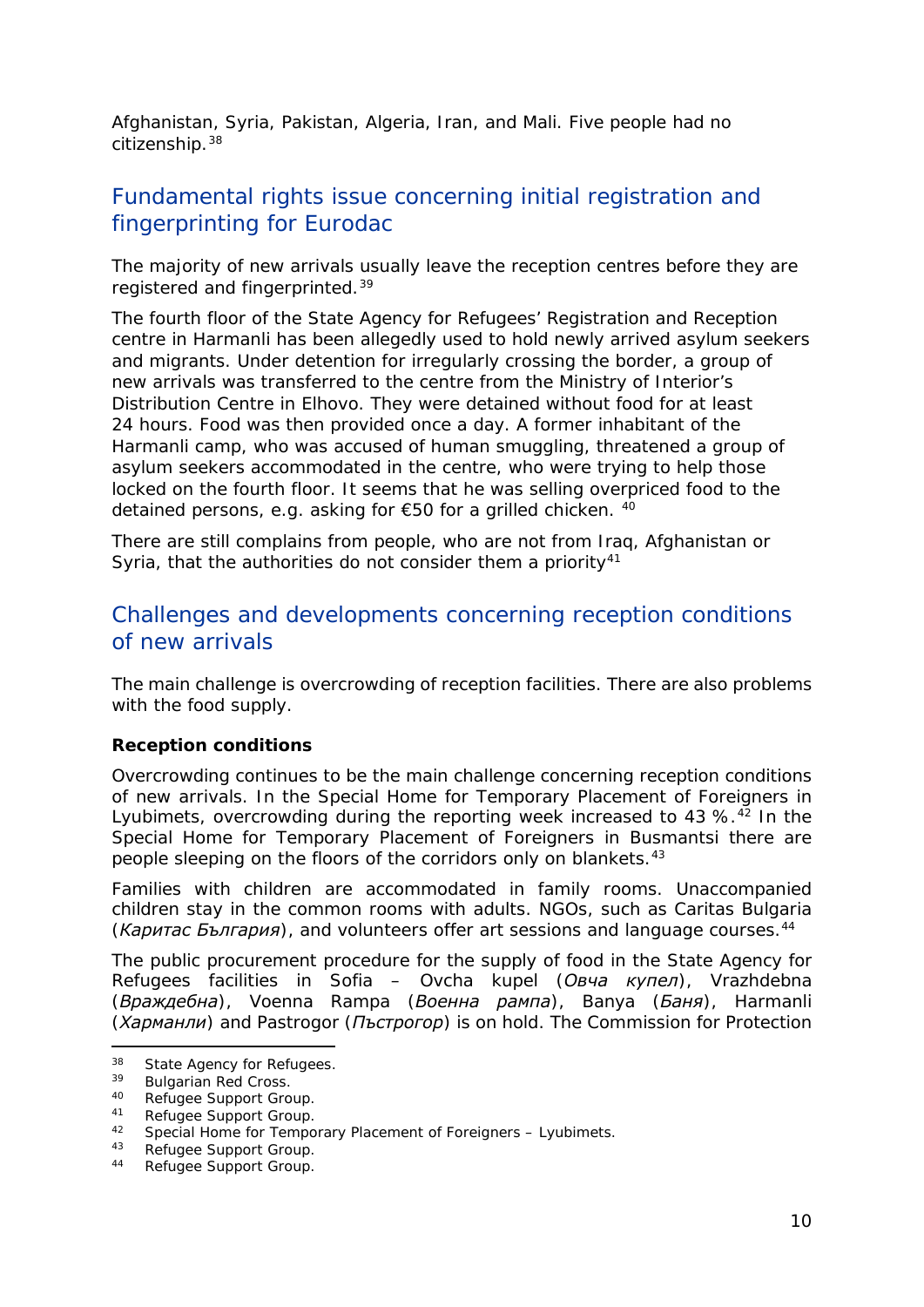Afghanistan, Syria, Pakistan, Algeria, Iran, and Mali. Five people had no citizenship.[38]

## Fundamental rights issue concerning initial registration and fingerprinting for Eurodac

The majority of new arrivals usually leave the reception centres before they are registered and fingerprinted.[39]

The fourth floor of the State Agency for Refugees' Registration and Reception centre in Harmanli has been allegedly used to hold newly arrived asylum seekers and migrants. Under detention for irregularly crossing the border, a group of new arrivals was transferred to the centre from the Ministry of Interior's Distribution Centre in Elhovo. They were detained without food for at least 24 hours. Food was then provided once a day. A former inhabitant of the Harmanli camp, who was accused of human smuggling, threatened a group of asylum seekers accommodated in the centre, who were trying to help those locked on the fourth floor. It seems that he was selling overpriced food to the detained persons, e.g. asking for €50 for a grilled chicken. [40]

There are still complains from people, who are not from Iraq, Afghanistan or Syria, that the authorities do not consider them a priority[41]

## Challenges and developments concerning reception conditions of new arrivals

The main challenge is overcrowding of reception facilities. There are also problems with the food supply.

**Reception conditions**

Overcrowding continues to be the main challenge concerning reception conditions of new arrivals. In the Special Home for Temporary Placement of Foreigners in Lyubimets, overcrowding during the reporting week increased to 43 %.[42] In the Special Home for Temporary Placement of Foreigners in Busmantsi there are people sleeping on the floors of the corridors only on blankets.[43]

Families with children are accommodated in family rooms. Unaccompanied children stay in the common rooms with adults. NGOs, such as Caritas Bulgaria (*Каритас България*), and volunteers offer art sessions and language courses.[44]

The public procurement procedure for the supply of food in the State Agency for Refugees facilities in Sofia – Ovcha kupel (*Овча купел*), Vrazhdebna (*Враждебна*), Voenna Rampa (*Военна рампа*), Banya (*Баня*), Harmanli (*Харманли*) and Pastrogor (*Пъстрогор*) is on hold. The Commission for Protection

---

[38] State Agency for Refugees.
[39] Bulgarian Red Cross.
[40] Refugee Support Group.
[41] Refugee Support Group.
[42] Special Home for Temporary Placement of Foreigners – Lyubimets.
[43] Refugee Support Group.
[44] Refugee Support Group.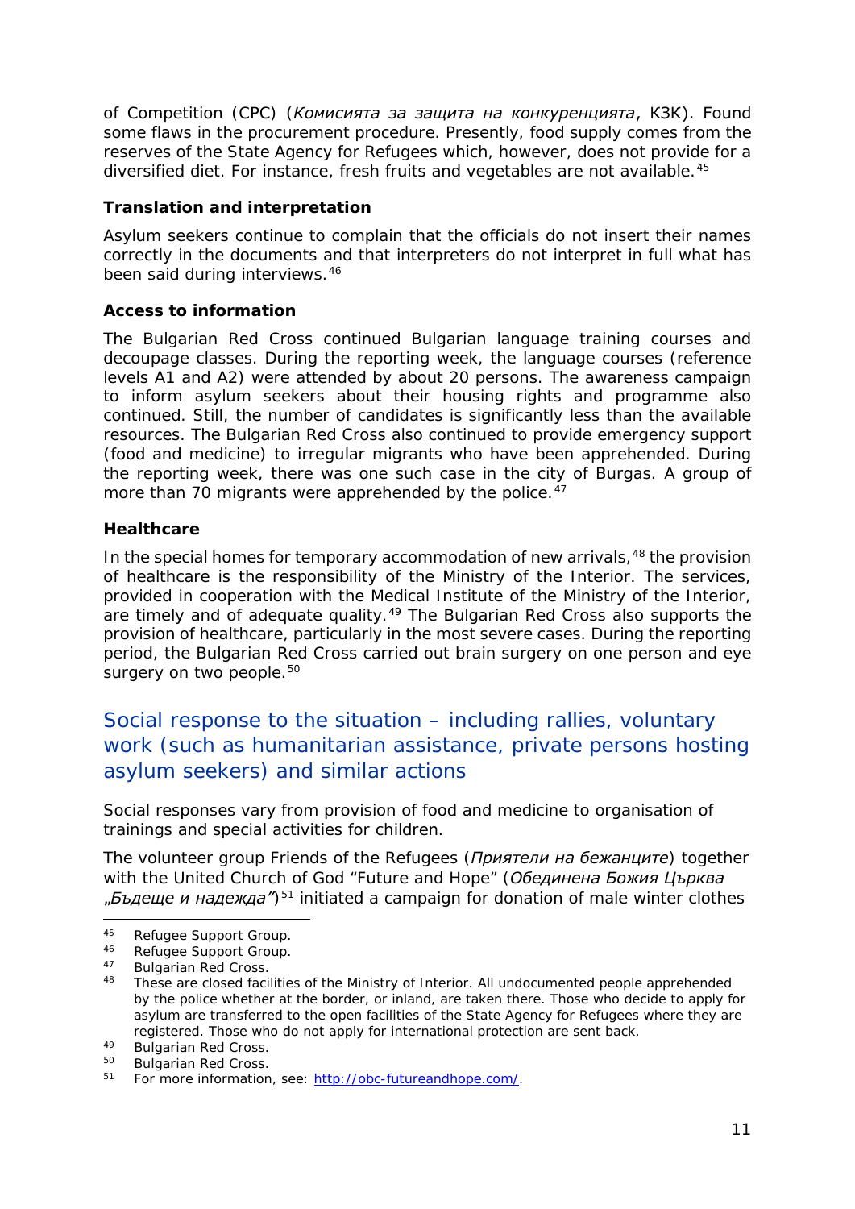of Competition (CPC) (*Комисията за защита на конкуренцията*, КЗК). Found some flaws in the procurement procedure. Presently, food supply comes from the reserves of the State Agency for Refugees which, however, does not provide for a diversified diet. For instance, fresh fruits and vegetables are not available.[45]

**Translation and interpretation**

Asylum seekers continue to complain that the officials do not insert their names correctly in the documents and that interpreters do not interpret in full what has been said during interviews.[46]

**Access to information**

The Bulgarian Red Cross continued Bulgarian language training courses and decoupage classes. During the reporting week, the language courses (reference levels A1 and A2) were attended by about 20 persons. The awareness campaign to inform asylum seekers about their housing rights and programme also continued. Still, the number of candidates is significantly less than the available resources. The Bulgarian Red Cross also continued to provide emergency support (food and medicine) to irregular migrants who have been apprehended. During the reporting week, there was one such case in the city of Burgas. A group of more than 70 migrants were apprehended by the police.[47]

**Healthcare**

In the special homes for temporary accommodation of new arrivals,[48] the provision of healthcare is the responsibility of the Ministry of the Interior. The services, provided in cooperation with the Medical Institute of the Ministry of the Interior, are timely and of adequate quality.[49] The Bulgarian Red Cross also supports the provision of healthcare, particularly in the most severe cases. During the reporting period, the Bulgarian Red Cross carried out brain surgery on one person and eye surgery on two people.[50]

## Social response to the situation – including rallies, voluntary work (such as humanitarian assistance, private persons hosting asylum seekers) and similar actions

Social responses vary from provision of food and medicine to organisation of trainings and special activities for children.

The volunteer group Friends of the Refugees (*Приятели на бежанците*) together with the United Church of God "Future and Hope" (*Обединена Божия Църква „Бъдеще и надежда"*)[51] initiated a campaign for donation of male winter clothes

---

[45] Refugee Support Group.

[46] Refugee Support Group.

[47] Bulgarian Red Cross.

[48] These are closed facilities of the Ministry of Interior. All undocumented people apprehended by the police whether at the border, or inland, are taken there. Those who decide to apply for asylum are transferred to the open facilities of the State Agency for Refugees where they are registered. Those who do not apply for international protection are sent back.

[49] Bulgarian Red Cross.

[50] Bulgarian Red Cross.

[51] For more information, see: http://obc-futureandhope.com/.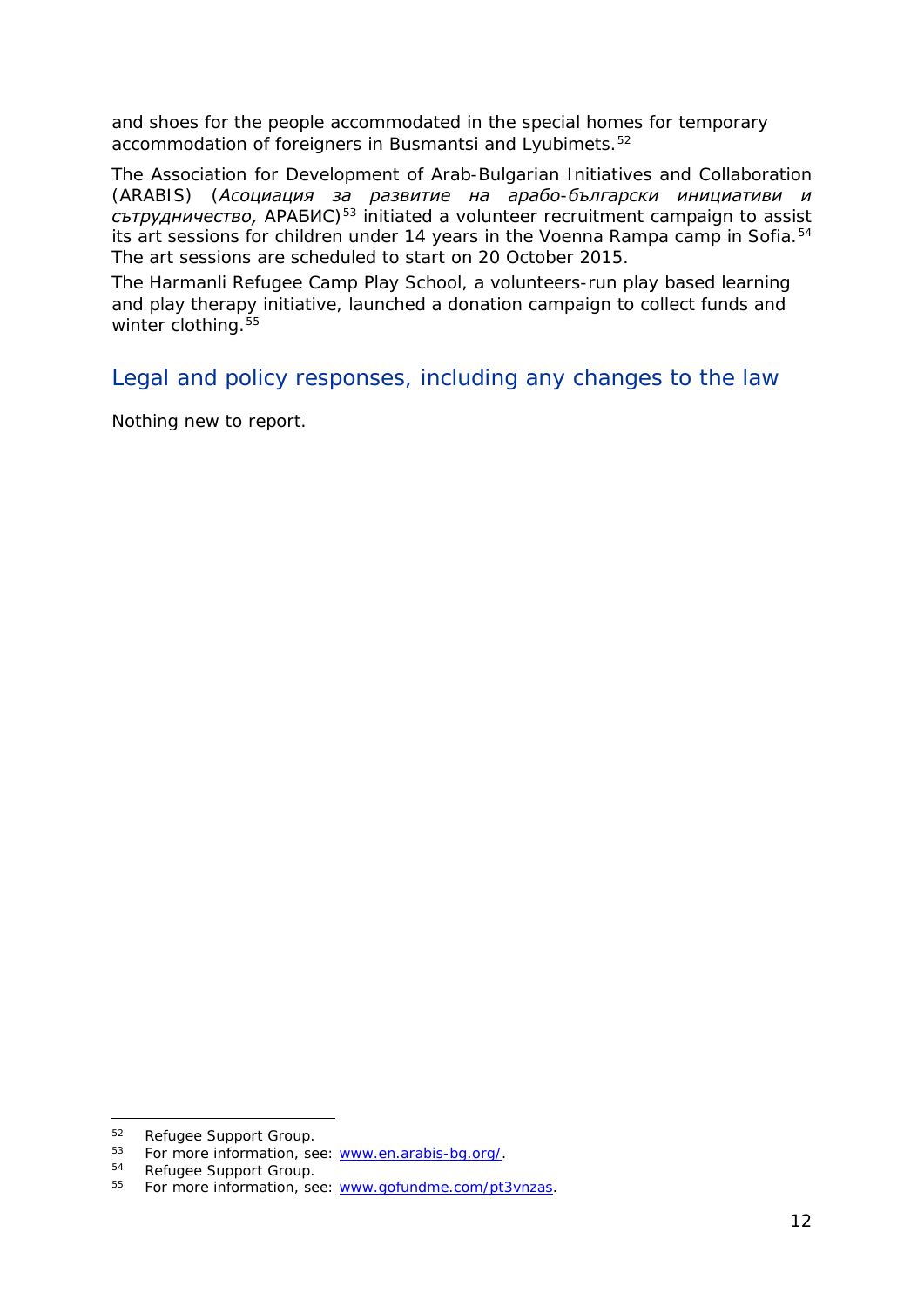and shoes for the people accommodated in the special homes for temporary accommodation of foreigners in Busmantsi and Lyubimets.[52]

The Association for Development of Arab-Bulgarian Initiatives and Collaboration (ARABIS) (*Асоциация за развитие на арабо-български инициативи и сътрудничество,* АРАБИС)[53] initiated a volunteer recruitment campaign to assist its art sessions for children under 14 years in the Voenna Rampa camp in Sofia.[54] The art sessions are scheduled to start on 20 October 2015.

The Harmanli Refugee Camp Play School, a volunteers-run play based learning and play therapy initiative, launched a donation campaign to collect funds and winter clothing.[55]

## Legal and policy responses, including any changes to the law

Nothing new to report.

---

52 Refugee Support Group.

53 For more information, see: www.en.arabis-bg.org/.

54 Refugee Support Group.

55 For more information, see: www.gofundme.com/pt3vnzas.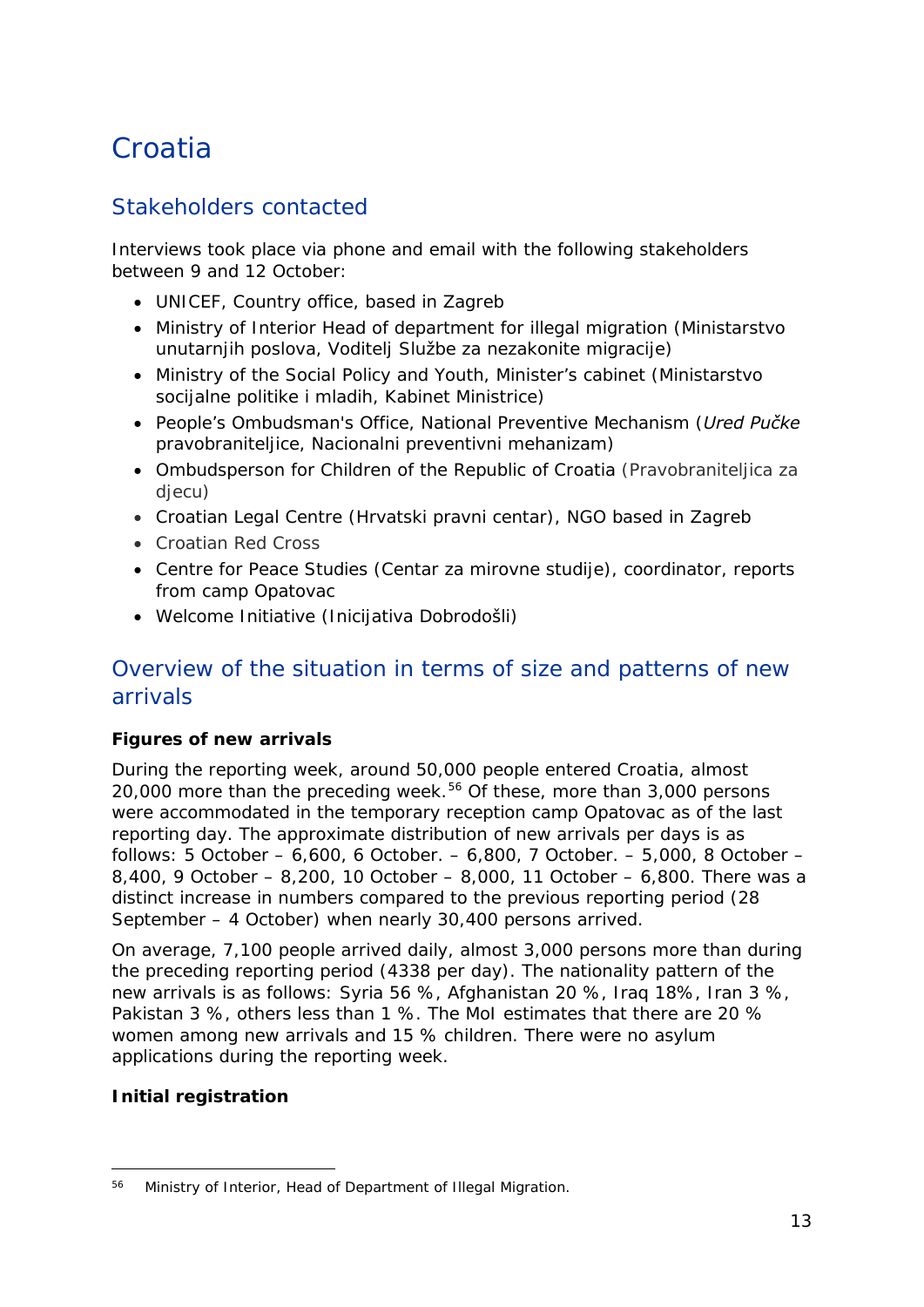# Croatia

## Stakeholders contacted

Interviews took place via phone and email with the following stakeholders between 9 and 12 October:

- UNICEF, Country office, based in Zagreb
- Ministry of Interior Head of department for illegal migration (Ministarstvo unutarnjih poslova, Voditelj Službe za nezakonite migracije)
- Ministry of the Social Policy and Youth, Minister's cabinet (Ministarstvo socijalne politike i mladih, Kabinet Ministrice)
- People's Ombudsman's Office, National Preventive Mechanism (*Ured Pučke* pravobraniteljice, Nacionalni preventivni mehanizam)
- Ombudsperson for Children of the Republic of Croatia (Pravobraniteljica za djecu)
- Croatian Legal Centre (Hrvatski pravni centar), NGO based in Zagreb
- Croatian Red Cross
- Centre for Peace Studies (Centar za mirovne studije), coordinator, reports from camp Opatovac
- Welcome Initiative (Inicijativa Dobrodošli)

## Overview of the situation in terms of size and patterns of new arrivals

**Figures of new arrivals**

During the reporting week, around 50,000 people entered Croatia, almost 20,000 more than the preceding week.[56] Of these, more than 3,000 persons were accommodated in the temporary reception camp Opatovac as of the last reporting day. The approximate distribution of new arrivals per days is as follows: 5 October – 6,600, 6 October. – 6,800, 7 October. – 5,000, 8 October – 8,400, 9 October – 8,200, 10 October – 8,000, 11 October – 6,800. There was a distinct increase in numbers compared to the previous reporting period (28 September – 4 October) when nearly 30,400 persons arrived.

On average, 7,100 people arrived daily, almost 3,000 persons more than during the preceding reporting period (4338 per day). The nationality pattern of the new arrivals is as follows: Syria 56 %, Afghanistan 20 %, Iraq 18%, Iran 3 %, Pakistan 3 %, others less than 1 %. The MoI estimates that there are 20 % women among new arrivals and 15 % children. There were no asylum applications during the reporting week.

**Initial registration**

[56] Ministry of Interior, Head of Department of Illegal Migration.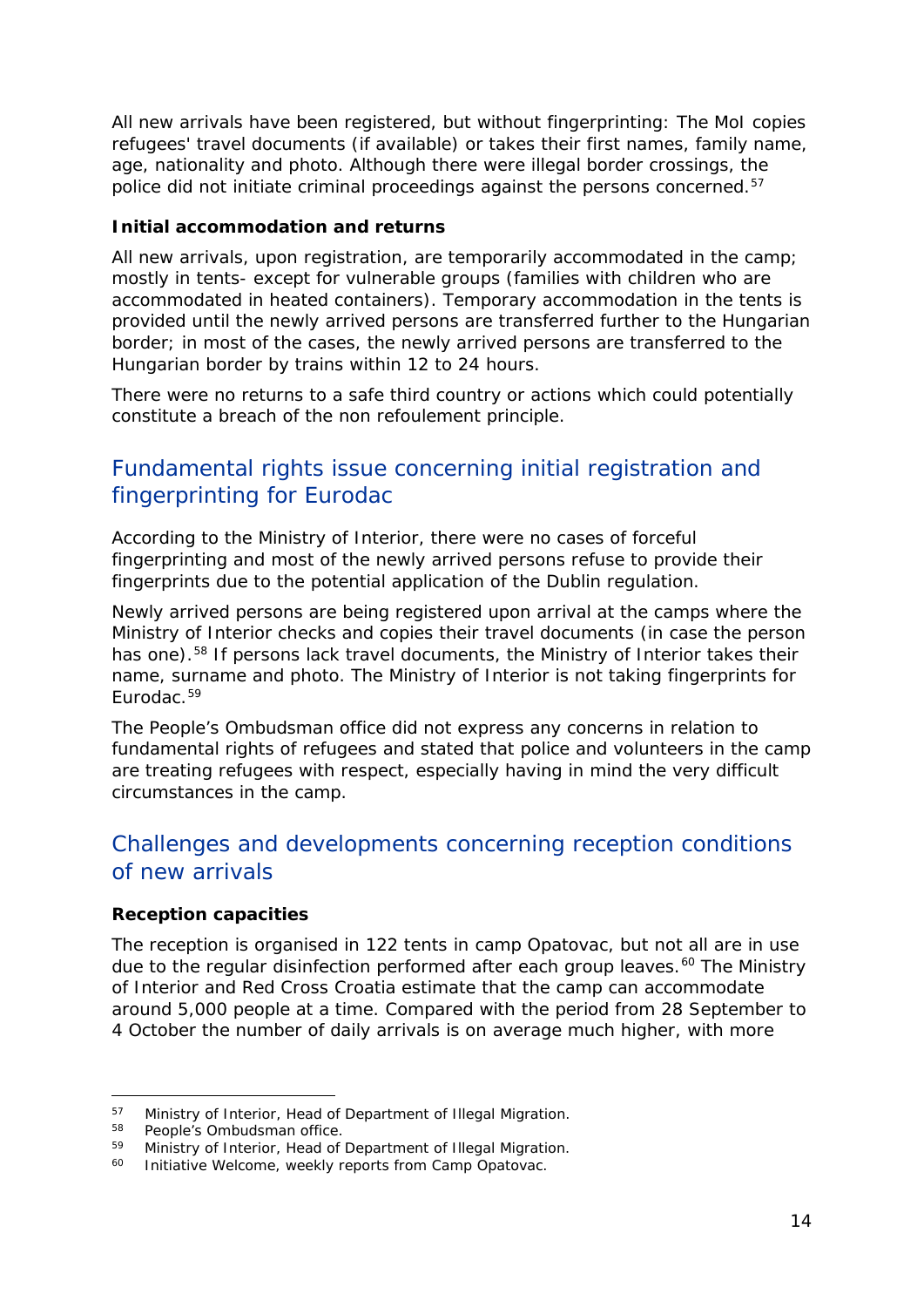All new arrivals have been registered, but without fingerprinting: The MoI copies refugees' travel documents (if available) or takes their first names, family name, age, nationality and photo. Although there were illegal border crossings, the police did not initiate criminal proceedings against the persons concerned.[57]

**Initial accommodation and returns**

All new arrivals, upon registration, are temporarily accommodated in the camp; mostly in tents- except for vulnerable groups (families with children who are accommodated in heated containers). Temporary accommodation in the tents is provided until the newly arrived persons are transferred further to the Hungarian border; in most of the cases, the newly arrived persons are transferred to the Hungarian border by trains within 12 to 24 hours.

There were no returns to a safe third country or actions which could potentially constitute a breach of the non refoulement principle.

## Fundamental rights issue concerning initial registration and fingerprinting for Eurodac

According to the Ministry of Interior, there were no cases of forceful fingerprinting and most of the newly arrived persons refuse to provide their fingerprints due to the potential application of the Dublin regulation.

Newly arrived persons are being registered upon arrival at the camps where the Ministry of Interior checks and copies their travel documents (in case the person has one).[58] If persons lack travel documents, the Ministry of Interior takes their name, surname and photo. The Ministry of Interior is not taking fingerprints for Eurodac.[59]

The People's Ombudsman office did not express any concerns in relation to fundamental rights of refugees and stated that police and volunteers in the camp are treating refugees with respect, especially having in mind the very difficult circumstances in the camp.

## Challenges and developments concerning reception conditions of new arrivals

**Reception capacities**

The reception is organised in 122 tents in camp Opatovac, but not all are in use due to the regular disinfection performed after each group leaves.[60] The Ministry of Interior and Red Cross Croatia estimate that the camp can accommodate around 5,000 people at a time. Compared with the period from 28 September to 4 October the number of daily arrivals is on average much higher, with more

---

[57] Ministry of Interior, Head of Department of Illegal Migration.

[58] People's Ombudsman office.

[59] Ministry of Interior, Head of Department of Illegal Migration.

[60] Initiative Welcome, weekly reports from Camp Opatovac.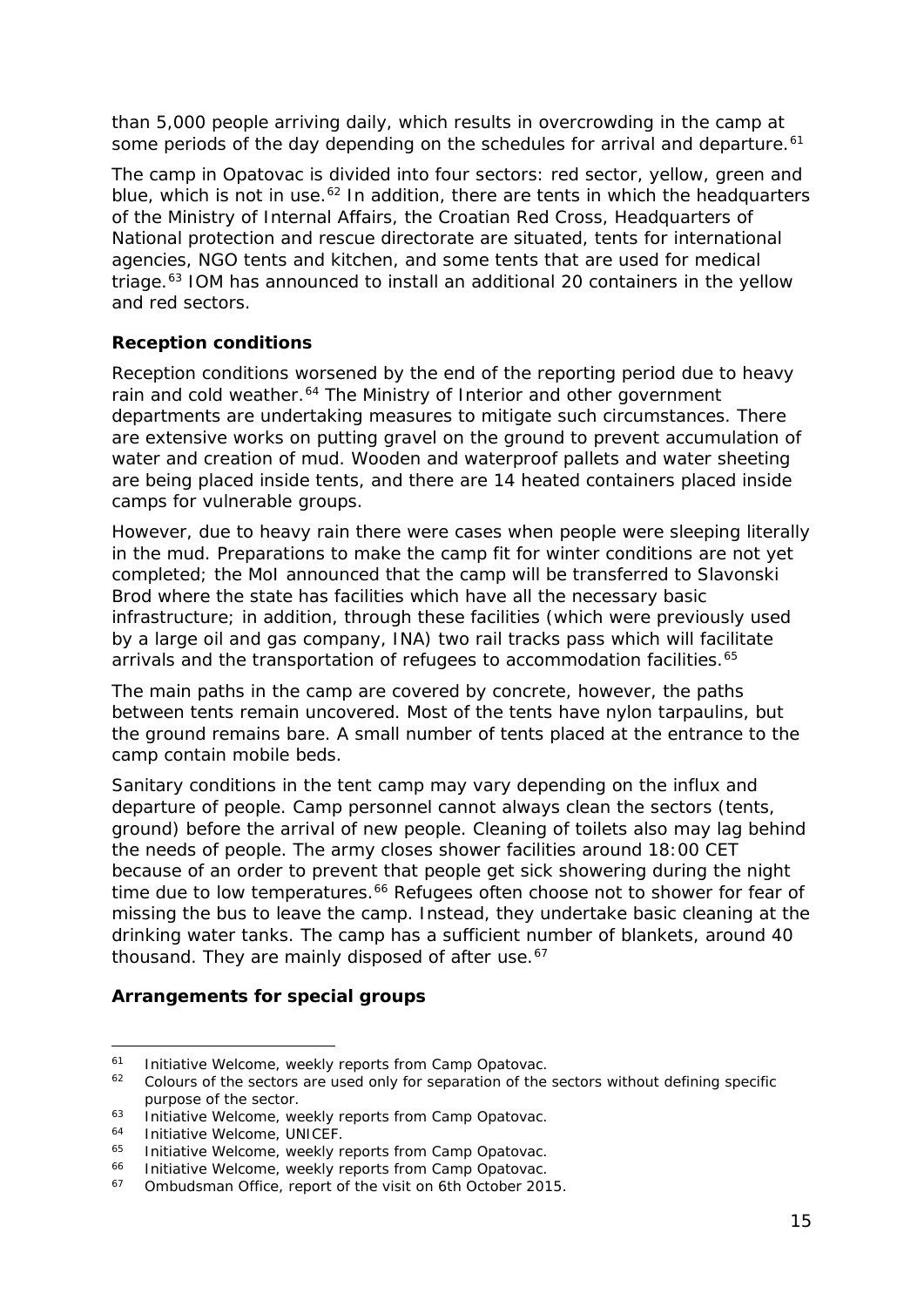than 5,000 people arriving daily, which results in overcrowding in the camp at some periods of the day depending on the schedules for arrival and departure.[61]

The camp in Opatovac is divided into four sectors: red sector, yellow, green and blue, which is not in use.[62] In addition, there are tents in which the headquarters of the Ministry of Internal Affairs, the Croatian Red Cross, Headquarters of National protection and rescue directorate are situated, tents for international agencies, NGO tents and kitchen, and some tents that are used for medical triage.[63] IOM has announced to install an additional 20 containers in the yellow and red sectors.

**Reception conditions**

Reception conditions worsened by the end of the reporting period due to heavy rain and cold weather.[64] The Ministry of Interior and other government departments are undertaking measures to mitigate such circumstances. There are extensive works on putting gravel on the ground to prevent accumulation of water and creation of mud. Wooden and waterproof pallets and water sheeting are being placed inside tents, and there are 14 heated containers placed inside camps for vulnerable groups.

However, due to heavy rain there were cases when people were sleeping literally in the mud. Preparations to make the camp fit for winter conditions are not yet completed; the MoI announced that the camp will be transferred to Slavonski Brod where the state has facilities which have all the necessary basic infrastructure; in addition, through these facilities (which were previously used by a large oil and gas company, INA) two rail tracks pass which will facilitate arrivals and the transportation of refugees to accommodation facilities.[65]

The main paths in the camp are covered by concrete, however, the paths between tents remain uncovered. Most of the tents have nylon tarpaulins, but the ground remains bare. A small number of tents placed at the entrance to the camp contain mobile beds.

Sanitary conditions in the tent camp may vary depending on the influx and departure of people. Camp personnel cannot always clean the sectors (tents, ground) before the arrival of new people. Cleaning of toilets also may lag behind the needs of people. The army closes shower facilities around 18:00 CET because of an order to prevent that people get sick showering during the night time due to low temperatures.[66] Refugees often choose not to shower for fear of missing the bus to leave the camp. Instead, they undertake basic cleaning at the drinking water tanks. The camp has a sufficient number of blankets, around 40 thousand. They are mainly disposed of after use.[67]

**Arrangements for special groups**

---

[61] Initiative Welcome, weekly reports from Camp Opatovac.

[62] Colours of the sectors are used only for separation of the sectors without defining specific purpose of the sector.

[63] Initiative Welcome, weekly reports from Camp Opatovac.

[64] Initiative Welcome, UNICEF.

[65] Initiative Welcome, weekly reports from Camp Opatovac.

[66] Initiative Welcome, weekly reports from Camp Opatovac.

[67] Ombudsman Office, report of the visit on 6th October 2015.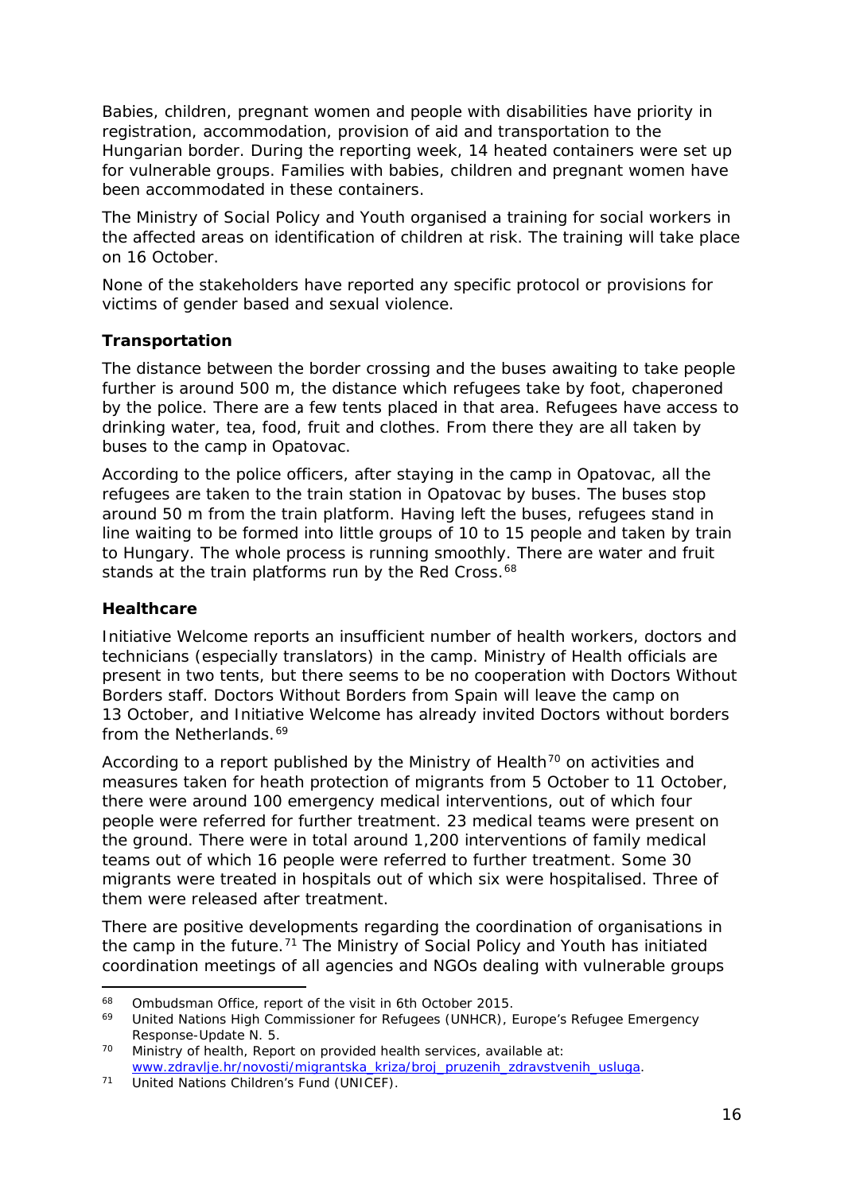Babies, children, pregnant women and people with disabilities have priority in registration, accommodation, provision of aid and transportation to the Hungarian border. During the reporting week, 14 heated containers were set up for vulnerable groups. Families with babies, children and pregnant women have been accommodated in these containers.

The Ministry of Social Policy and Youth organised a training for social workers in the affected areas on identification of children at risk. The training will take place on 16 October.

None of the stakeholders have reported any specific protocol or provisions for victims of gender based and sexual violence.

### Transportation

The distance between the border crossing and the buses awaiting to take people further is around 500 m, the distance which refugees take by foot, chaperoned by the police. There are a few tents placed in that area. Refugees have access to drinking water, tea, food, fruit and clothes. From there they are all taken by buses to the camp in Opatovac.

According to the police officers, after staying in the camp in Opatovac, all the refugees are taken to the train station in Opatovac by buses. The buses stop around 50 m from the train platform. Having left the buses, refugees stand in line waiting to be formed into little groups of 10 to 15 people and taken by train to Hungary. The whole process is running smoothly. There are water and fruit stands at the train platforms run by the Red Cross.[68]

### Healthcare

Initiative Welcome reports an insufficient number of health workers, doctors and technicians (especially translators) in the camp. Ministry of Health officials are present in two tents, but there seems to be no cooperation with Doctors Without Borders staff. Doctors Without Borders from Spain will leave the camp on 13 October, and Initiative Welcome has already invited Doctors without borders from the Netherlands.[69]

According to a report published by the Ministry of Health[70] on activities and measures taken for heath protection of migrants from 5 October to 11 October, there were around 100 emergency medical interventions, out of which four people were referred for further treatment. 23 medical teams were present on the ground. There were in total around 1,200 interventions of family medical teams out of which 16 people were referred to further treatment. Some 30 migrants were treated in hospitals out of which six were hospitalised. Three of them were released after treatment.

There are positive developments regarding the coordination of organisations in the camp in the future.[71] The Ministry of Social Policy and Youth has initiated coordination meetings of all agencies and NGOs dealing with vulnerable groups

---

[68] Ombudsman Office, report of the visit in 6th October 2015.

[69] United Nations High Commissioner for Refugees (UNHCR), Europe's Refugee Emergency Response-Update N. 5.

[70] Ministry of health, Report on provided health services, available at: www.zdravlje.hr/novosti/migrantska_kriza/broj_pruzenih_zdravstvenih_usluga.

[71] United Nations Children's Fund (UNICEF).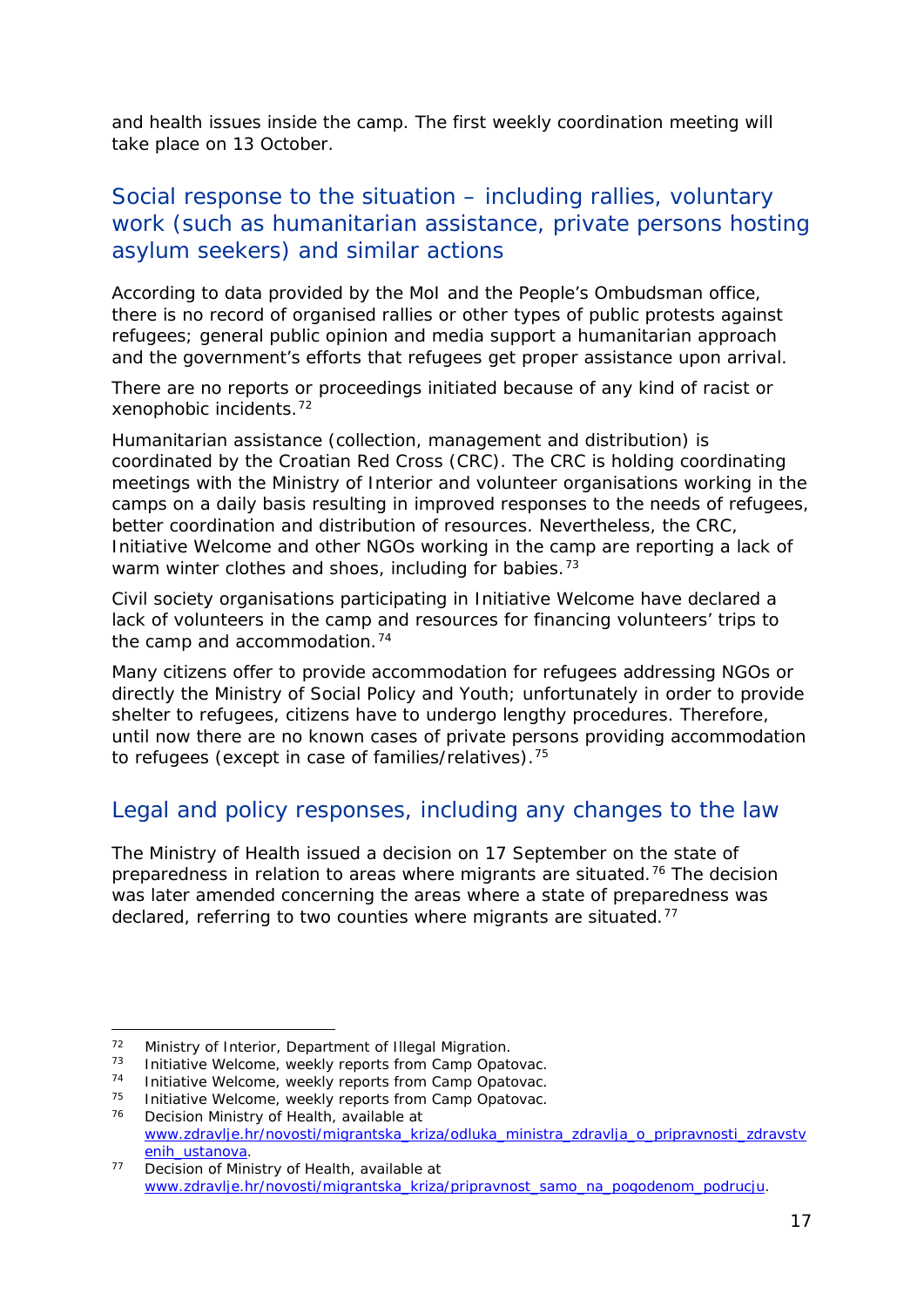and health issues inside the camp. The first weekly coordination meeting will take place on 13 October.

## Social response to the situation – including rallies, voluntary work (such as humanitarian assistance, private persons hosting asylum seekers) and similar actions

According to data provided by the MoI and the People's Ombudsman office, there is no record of organised rallies or other types of public protests against refugees; general public opinion and media support a humanitarian approach and the government's efforts that refugees get proper assistance upon arrival.

There are no reports or proceedings initiated because of any kind of racist or xenophobic incidents.[72]

Humanitarian assistance (collection, management and distribution) is coordinated by the Croatian Red Cross (CRC). The CRC is holding coordinating meetings with the Ministry of Interior and volunteer organisations working in the camps on a daily basis resulting in improved responses to the needs of refugees, better coordination and distribution of resources. Nevertheless, the CRC, Initiative Welcome and other NGOs working in the camp are reporting a lack of warm winter clothes and shoes, including for babies.[73]

Civil society organisations participating in Initiative Welcome have declared a lack of volunteers in the camp and resources for financing volunteers' trips to the camp and accommodation.[74]

Many citizens offer to provide accommodation for refugees addressing NGOs or directly the Ministry of Social Policy and Youth; unfortunately in order to provide shelter to refugees, citizens have to undergo lengthy procedures. Therefore, until now there are no known cases of private persons providing accommodation to refugees (except in case of families/relatives).[75]

## Legal and policy responses, including any changes to the law

The Ministry of Health issued a decision on 17 September on the state of preparedness in relation to areas where migrants are situated.[76] The decision was later amended concerning the areas where a state of preparedness was declared, referring to two counties where migrants are situated.[77]

---

[72] Ministry of Interior, Department of Illegal Migration.

[73] Initiative Welcome, weekly reports from Camp Opatovac.

[74] Initiative Welcome, weekly reports from Camp Opatovac.

[75] Initiative Welcome, weekly reports from Camp Opatovac.

[76] Decision Ministry of Health, available at www.zdravlje.hr/novosti/migrantska_kriza/odluka_ministra_zdravlja_o_pripravnosti_zdravstvenih_ustanova.

[77] Decision of Ministry of Health, available at www.zdravlje.hr/novosti/migrantska_kriza/pripravnost_samo_na_pogodenom_podrucju.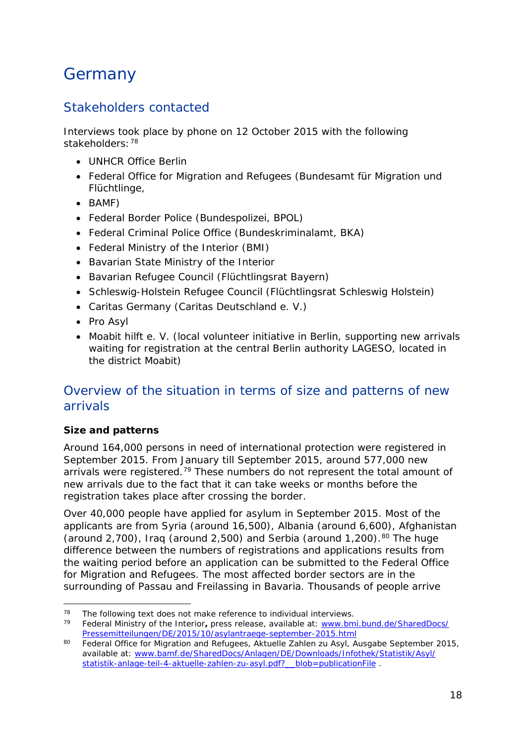# Germany

## Stakeholders contacted

Interviews took place by phone on 12 October 2015 with the following stakeholders:[78]

- UNHCR Office Berlin
- Federal Office for Migration and Refugees (Bundesamt für Migration und Flüchtlinge,
- BAMF)
- Federal Border Police (Bundespolizei, BPOL)
- Federal Criminal Police Office (Bundeskriminalamt, BKA)
- Federal Ministry of the Interior (BMI)
- Bavarian State Ministry of the Interior
- Bavarian Refugee Council (Flüchtlingsrat Bayern)
- Schleswig-Holstein Refugee Council (Flüchtlingsrat Schleswig Holstein)
- Caritas Germany (Caritas Deutschland e. V.)
- Pro Asyl
- Moabit hilft e. V. (local volunteer initiative in Berlin, supporting new arrivals waiting for registration at the central Berlin authority LAGESO, located in the district Moabit)

## Overview of the situation in terms of size and patterns of new arrivals

### Size and patterns

Around 164,000 persons in need of international protection were registered in September 2015. From January till September 2015, around 577,000 new arrivals were registered.[79] These numbers do not represent the total amount of new arrivals due to the fact that it can take weeks or months before the registration takes place after crossing the border.

Over 40,000 people have applied for asylum in September 2015. Most of the applicants are from Syria (around 16,500), Albania (around 6,600), Afghanistan (around 2,700), Iraq (around 2,500) and Serbia (around 1,200).[80] The huge difference between the numbers of registrations and applications results from the waiting period before an application can be submitted to the Federal Office for Migration and Refugees. The most affected border sectors are in the surrounding of Passau and Freilassing in Bavaria. Thousands of people arrive

---

[78] The following text does not make reference to individual interviews.

[79] Federal Ministry of the Interior**,** press release, available at: www.bmi.bund.de/SharedDocs/Pressemitteilungen/DE/2015/10/asylantraege-september-2015.html

[80] Federal Office for Migration and Refugees, Aktuelle Zahlen zu Asyl, Ausgabe September 2015, available at: www.bamf.de/SharedDocs/Anlagen/DE/Downloads/Infothek/Statistik/Asyl/statistik-anlage-teil-4-aktuelle-zahlen-zu-asyl.pdf?__blob=publicationFile .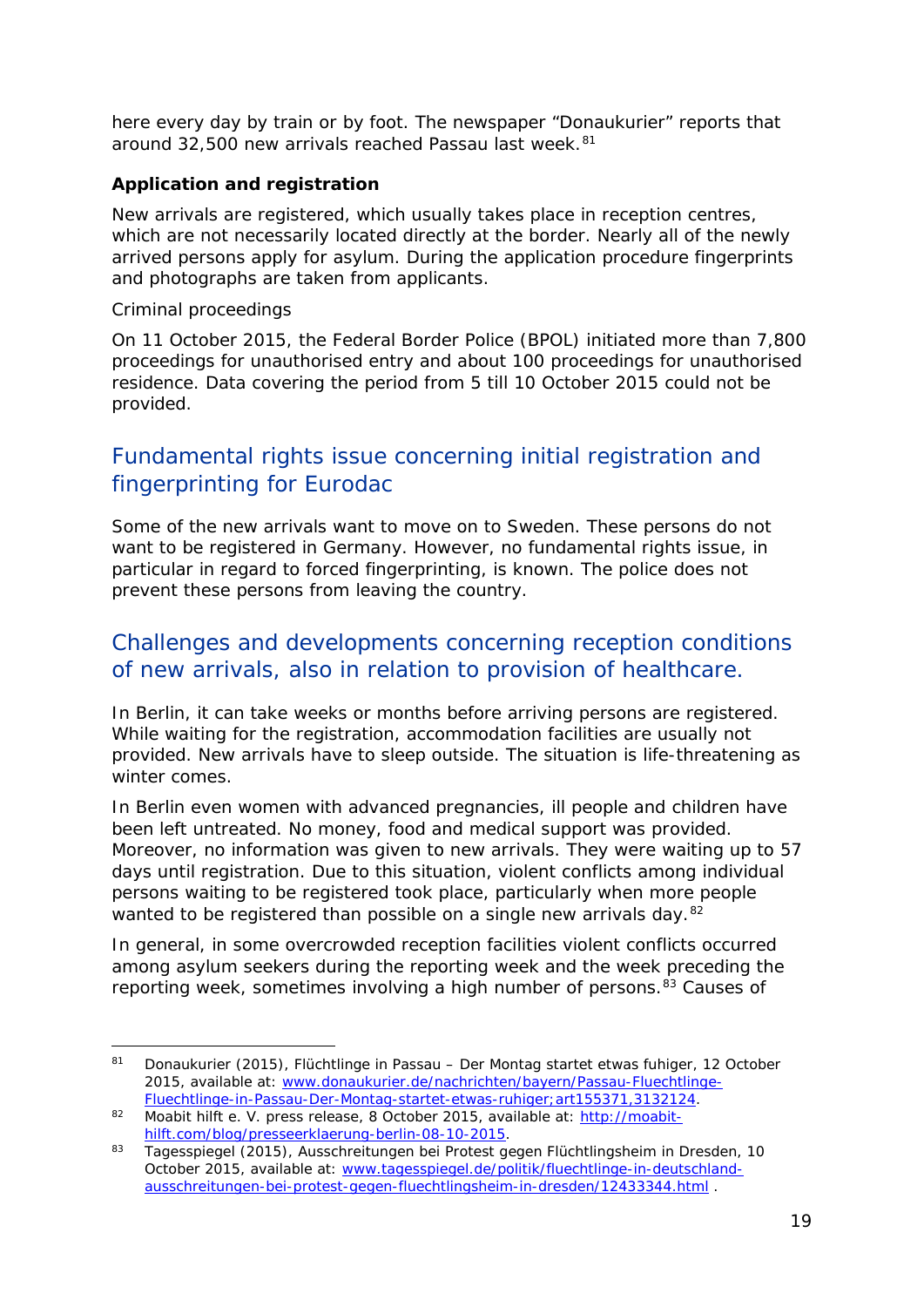here every day by train or by foot. The newspaper "Donaukurier" reports that around 32,500 new arrivals reached Passau last week.[81]

**Application and registration**

New arrivals are registered, which usually takes place in reception centres, which are not necessarily located directly at the border. Nearly all of the newly arrived persons apply for asylum. During the application procedure fingerprints and photographs are taken from applicants.

Criminal proceedings

On 11 October 2015, the Federal Border Police (BPOL) initiated more than 7,800 proceedings for unauthorised entry and about 100 proceedings for unauthorised residence. Data covering the period from 5 till 10 October 2015 could not be provided.

## Fundamental rights issue concerning initial registration and fingerprinting for Eurodac

Some of the new arrivals want to move on to Sweden. These persons do not want to be registered in Germany. However, no fundamental rights issue, in particular in regard to forced fingerprinting, is known. The police does not prevent these persons from leaving the country.

## Challenges and developments concerning reception conditions of new arrivals, also in relation to provision of healthcare.

In Berlin, it can take weeks or months before arriving persons are registered. While waiting for the registration, accommodation facilities are usually not provided. New arrivals have to sleep outside. The situation is life-threatening as winter comes.

In Berlin even women with advanced pregnancies, ill people and children have been left untreated. No money, food and medical support was provided. Moreover, no information was given to new arrivals. They were waiting up to 57 days until registration. Due to this situation, violent conflicts among individual persons waiting to be registered took place, particularly when more people wanted to be registered than possible on a single new arrivals day.[82]

In general, in some overcrowded reception facilities violent conflicts occurred among asylum seekers during the reporting week and the week preceding the reporting week, sometimes involving a high number of persons.[83] Causes of

---

[81] Donaukurier (2015), Flüchtlinge in Passau – Der Montag startet etwas fuhiger, 12 October 2015, available at: www.donaukurier.de/nachrichten/bayern/Passau-Fluechtlinge-Fluechtlinge-in-Passau-Der-Montag-startet-etwas-ruhiger;art155371,3132124.

[82] Moabit hilft e. V. press release, 8 October 2015, available at: http://moabit-hilft.com/blog/presseerklaerung-berlin-08-10-2015.

[83] Tagesspiegel (2015), Ausschreitungen bei Protest gegen Flüchtlingsheim in Dresden, 10 October 2015, available at: www.tagesspiegel.de/politik/fluechtlinge-in-deutschland-ausschreitungen-bei-protest-gegen-fluechtlingsheim-in-dresden/12433344.html .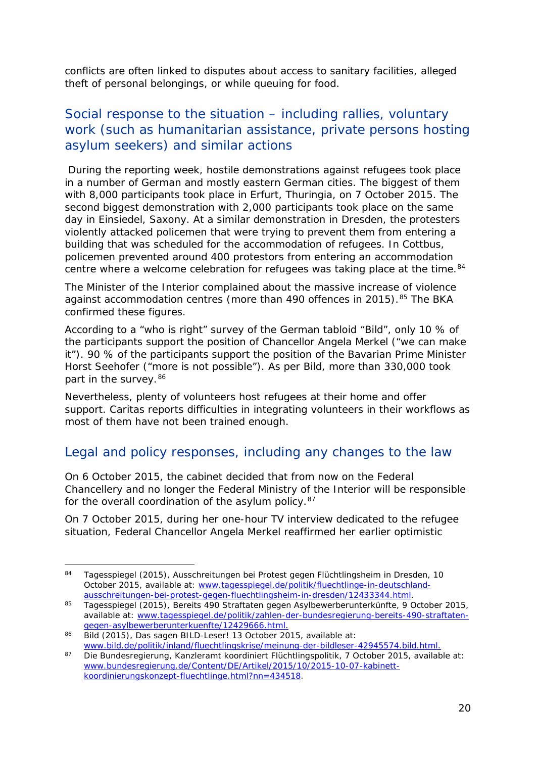conflicts are often linked to disputes about access to sanitary facilities, alleged theft of personal belongings, or while queuing for food.

## Social response to the situation – including rallies, voluntary work (such as humanitarian assistance, private persons hosting asylum seekers) and similar actions

During the reporting week, hostile demonstrations against refugees took place in a number of German and mostly eastern German cities. The biggest of them with 8,000 participants took place in Erfurt, Thuringia, on 7 October 2015. The second biggest demonstration with 2,000 participants took place on the same day in Einsiedel, Saxony. At a similar demonstration in Dresden, the protesters violently attacked policemen that were trying to prevent them from entering a building that was scheduled for the accommodation of refugees. In Cottbus, policemen prevented around 400 protestors from entering an accommodation centre where a welcome celebration for refugees was taking place at the time.[84]

The Minister of the Interior complained about the massive increase of violence against accommodation centres (more than 490 offences in 2015).[85] The BKA confirmed these figures.

According to a "who is right" survey of the German tabloid "Bild", only 10 % of the participants support the position of Chancellor Angela Merkel ("we can make it"). 90 % of the participants support the position of the Bavarian Prime Minister Horst Seehofer ("more is not possible"). As per Bild, more than 330,000 took part in the survey.[86]

Nevertheless, plenty of volunteers host refugees at their home and offer support. Caritas reports difficulties in integrating volunteers in their workflows as most of them have not been trained enough.

## Legal and policy responses, including any changes to the law

On 6 October 2015, the cabinet decided that from now on the Federal Chancellery and no longer the Federal Ministry of the Interior will be responsible for the overall coordination of the asylum policy.[87]

On 7 October 2015, during her one-hour TV interview dedicated to the refugee situation, Federal Chancellor Angela Merkel reaffirmed her earlier optimistic

---

[84] Tagesspiegel (2015), Ausschreitungen bei Protest gegen Flüchtlingsheim in Dresden, 10 October 2015, available at: www.tagesspiegel.de/politik/fluechtlinge-in-deutschland-ausschreitungen-bei-protest-gegen-fluechtlingsheim-in-dresden/12433344.html.

[85] Tagesspiegel (2015), Bereits 490 Straftaten gegen Asylbewerberunterkünfte, 9 October 2015, available at: www.tagesspiegel.de/politik/zahlen-der-bundesregierung-bereits-490-straftaten-gegen-asylbewerberunterkuenfte/12429666.html.

[86] Bild (2015), Das sagen BILD-Leser! 13 October 2015, available at: www.bild.de/politik/inland/fluechtlingskrise/meinung-der-bildleser-42945574.bild.html.

[87] Die Bundesregierung, Kanzleramt koordiniert Flüchtlingspolitik, 7 October 2015, available at: www.bundesregierung.de/Content/DE/Artikel/2015/10/2015-10-07-kabinett-koordinierungskonzept-fluechtlinge.html?nn=434518.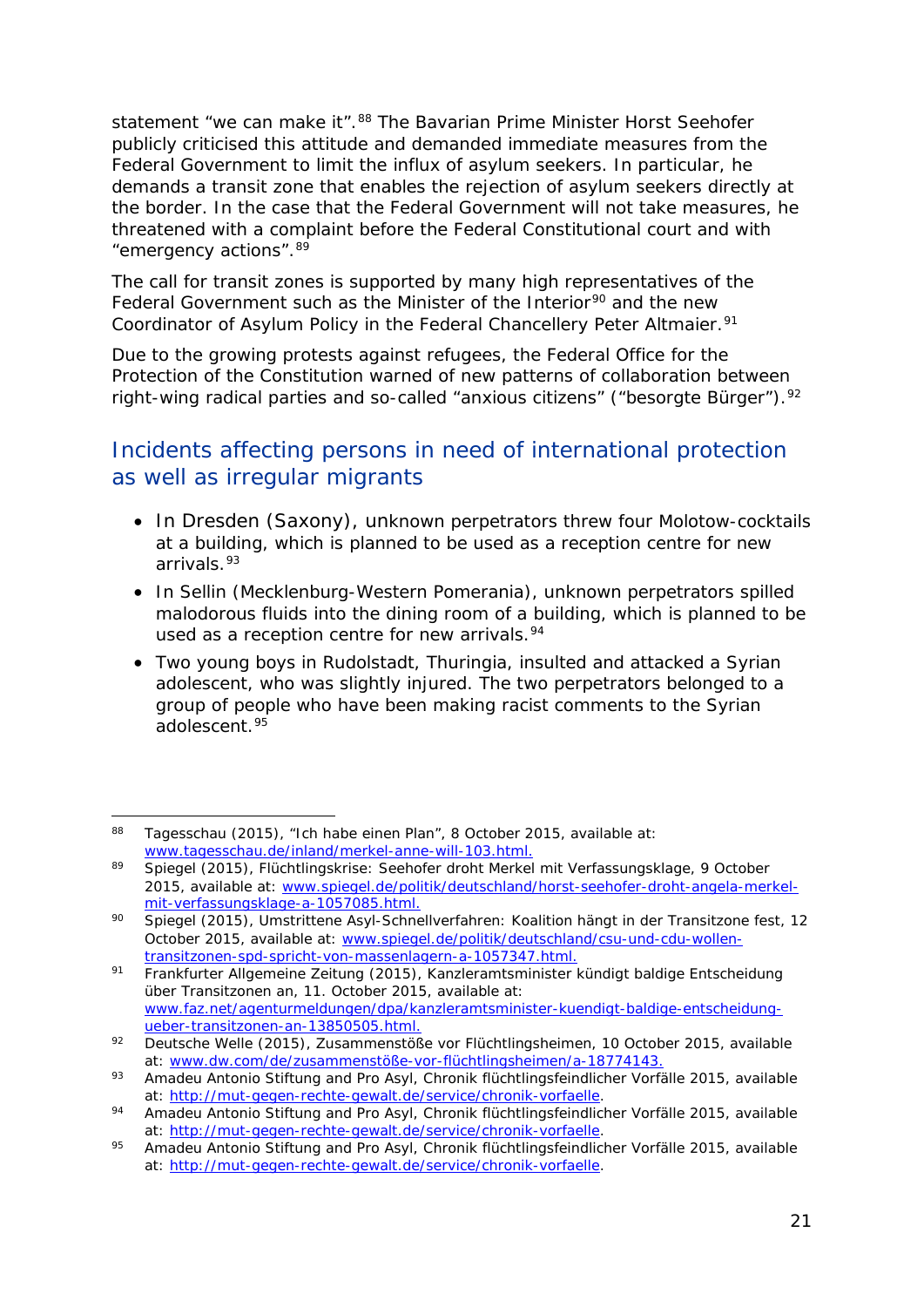statement "we can make it".[88] The Bavarian Prime Minister Horst Seehofer publicly criticised this attitude and demanded immediate measures from the Federal Government to limit the influx of asylum seekers. In particular, he demands a transit zone that enables the rejection of asylum seekers directly at the border. In the case that the Federal Government will not take measures, he threatened with a complaint before the Federal Constitutional court and with "emergency actions".[89]

The call for transit zones is supported by many high representatives of the Federal Government such as the Minister of the Interior[90] and the new Coordinator of Asylum Policy in the Federal Chancellery Peter Altmaier.[91]

Due to the growing protests against refugees, the Federal Office for the Protection of the Constitution warned of new patterns of collaboration between right-wing radical parties and so-called "anxious citizens" ("besorgte Bürger").[92]

## Incidents affecting persons in need of international protection as well as irregular migrants

- In Dresden (Saxony), unknown perpetrators threw four Molotow-cocktails at a building, which is planned to be used as a reception centre for new arrivals.[93]
- In Sellin (Mecklenburg-Western Pomerania), unknown perpetrators spilled malodorous fluids into the dining room of a building, which is planned to be used as a reception centre for new arrivals.[94]
- Two young boys in Rudolstadt, Thuringia, insulted and attacked a Syrian adolescent, who was slightly injured. The two perpetrators belonged to a group of people who have been making racist comments to the Syrian adolescent.[95]

---

[88] Tagesschau (2015), "Ich habe einen Plan", 8 October 2015, available at: www.tagesschau.de/inland/merkel-anne-will-103.html.

[89] Spiegel (2015), Flüchtlingskrise: Seehofer droht Merkel mit Verfassungsklage, 9 October 2015, available at: www.spiegel.de/politik/deutschland/horst-seehofer-droht-angela-merkel-mit-verfassungsklage-a-1057085.html.

[90] Spiegel (2015), Umstrittene Asyl-Schnellverfahren: Koalition hängt in der Transitzone fest, 12 October 2015, available at: www.spiegel.de/politik/deutschland/csu-und-cdu-wollen-transitzonen-spd-spricht-von-massenlagern-a-1057347.html.

[91] Frankfurter Allgemeine Zeitung (2015), Kanzleramtsminister kündigt baldige Entscheidung über Transitzonen an, 11. October 2015, available at: www.faz.net/agenturmeldungen/dpa/kanzleramtsminister-kuendigt-baldige-entscheidung-ueber-transitzonen-an-13850505.html.

[92] Deutsche Welle (2015), Zusammenstöße vor Flüchtlingsheimen, 10 October 2015, available at: www.dw.com/de/zusammenstöße-vor-flüchtlingsheimen/a-18774143.

[93] Amadeu Antonio Stiftung and Pro Asyl, Chronik flüchtlingsfeindlicher Vorfälle 2015, available at: http://mut-gegen-rechte-gewalt.de/service/chronik-vorfaelle.

[94] Amadeu Antonio Stiftung and Pro Asyl, Chronik flüchtlingsfeindlicher Vorfälle 2015, available at: http://mut-gegen-rechte-gewalt.de/service/chronik-vorfaelle.

[95] Amadeu Antonio Stiftung and Pro Asyl, Chronik flüchtlingsfeindlicher Vorfälle 2015, available at: http://mut-gegen-rechte-gewalt.de/service/chronik-vorfaelle.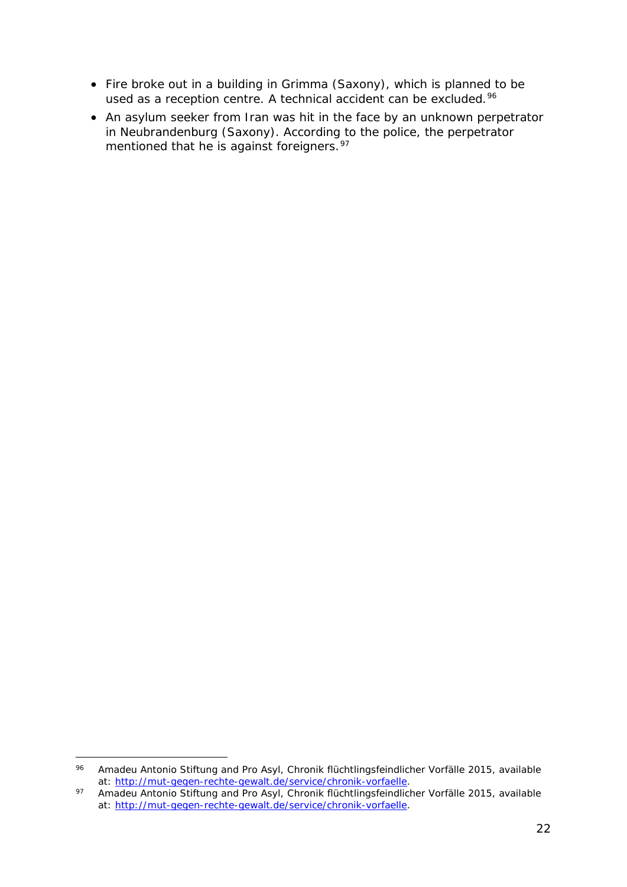- Fire broke out in a building in Grimma (Saxony), which is planned to be used as a reception centre. A technical accident can be excluded.[96]
- An asylum seeker from Iran was hit in the face by an unknown perpetrator in Neubrandenburg (Saxony). According to the police, the perpetrator mentioned that he is against foreigners.[97]

---

[96] Amadeu Antonio Stiftung and Pro Asyl, Chronik flüchtlingsfeindlicher Vorfälle 2015, available at: http://mut-gegen-rechte-gewalt.de/service/chronik-vorfaelle.

[97] Amadeu Antonio Stiftung and Pro Asyl, Chronik flüchtlingsfeindlicher Vorfälle 2015, available at: http://mut-gegen-rechte-gewalt.de/service/chronik-vorfaelle.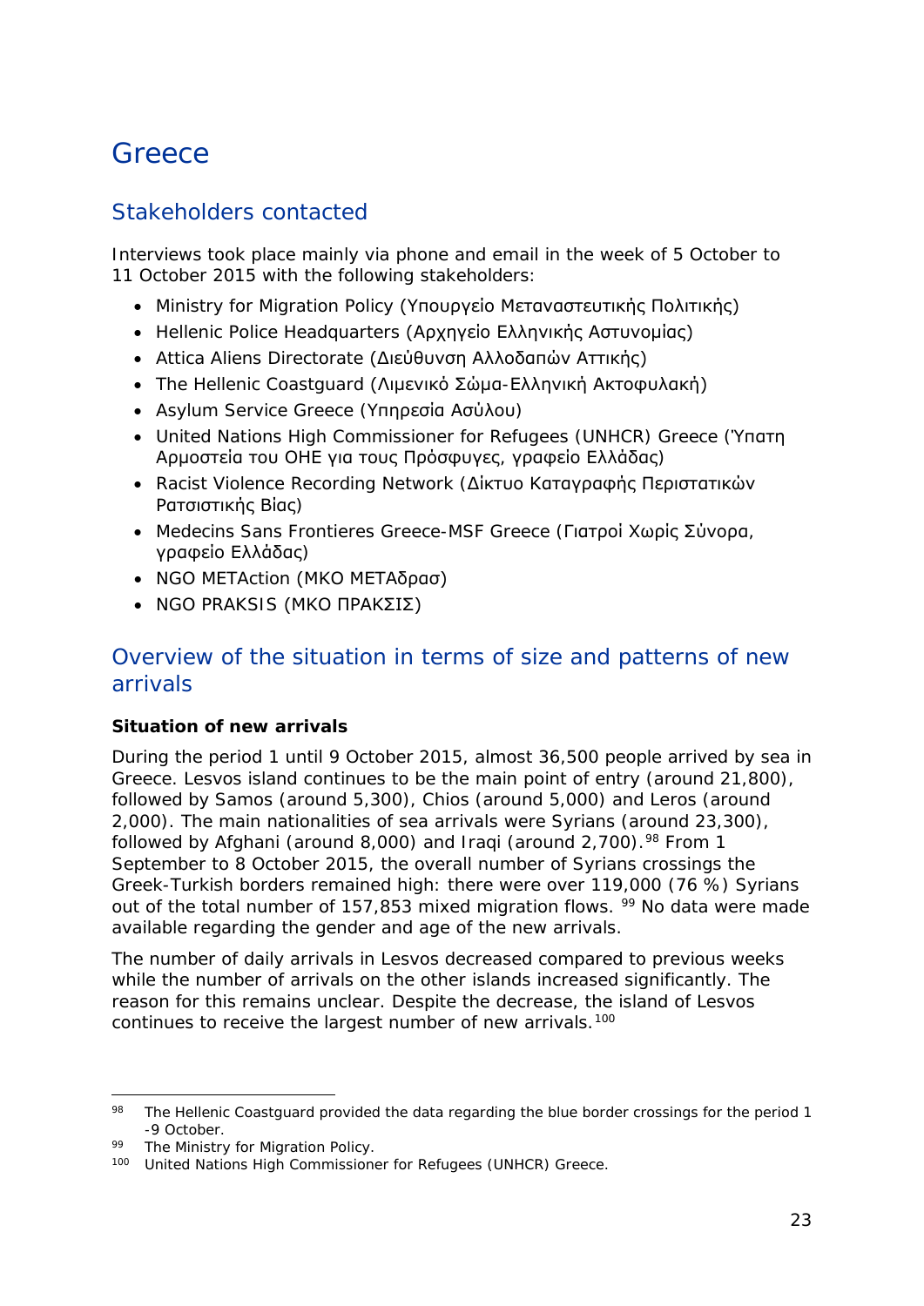# Greece

## Stakeholders contacted

Interviews took place mainly via phone and email in the week of 5 October to 11 October 2015 with the following stakeholders:

- Ministry for Migration Policy (Υπουργείο Μεταναστευτικής Πολιτικής)
- Hellenic Police Headquarters (Αρχηγείο Ελληνικής Αστυνομίας)
- Attica Aliens Directorate (Διεύθυνση Αλλοδαπών Αττικής)
- The Hellenic Coastguard (Λιμενικό Σώμα-Ελληνική Ακτοφυλακή)
- Asylum Service Greece (Υπηρεσία Ασύλου)
- United Nations High Commissioner for Refugees (UNHCR) Greece (Ύπατη Αρμοστεία του ΟΗΕ για τους Πρόσφυγες, γραφείο Ελλάδας)
- Racist Violence Recording Network (Δίκτυο Καταγραφής Περιστατικών Ρατσιστικής Βίας)
- Medecins Sans Frontieres Greece-MSF Greece (Γιατροί Χωρίς Σύνορα, γραφείο Ελλάδας)
- NGO METAction (ΜΚΟ ΜΕΤΑδρασ)
- NGO PRAKSIS (ΜΚΟ ΠΡΑΚΣΙΣ)

## Overview of the situation in terms of size and patterns of new arrivals

**Situation of new arrivals**

During the period 1 until 9 October 2015, almost 36,500 people arrived by sea in Greece. Lesvos island continues to be the main point of entry (around 21,800), followed by Samos (around 5,300), Chios (around 5,000) and Leros (around 2,000). The main nationalities of sea arrivals were Syrians (around 23,300), followed by Afghani (around 8,000) and Iraqi (around 2,700).[98] From 1 September to 8 October 2015, the overall number of Syrians crossings the Greek-Turkish borders remained high: there were over 119,000 (76 %) Syrians out of the total number of 157,853 mixed migration flows. [99] No data were made available regarding the gender and age of the new arrivals.

The number of daily arrivals in Lesvos decreased compared to previous weeks while the number of arrivals on the other islands increased significantly. The reason for this remains unclear. Despite the decrease, the island of Lesvos continues to receive the largest number of new arrivals.[100]

---

[98] The Hellenic Coastguard provided the data regarding the blue border crossings for the period 1 -9 October.

[99] The Ministry for Migration Policy.

[100] United Nations High Commissioner for Refugees (UNHCR) Greece.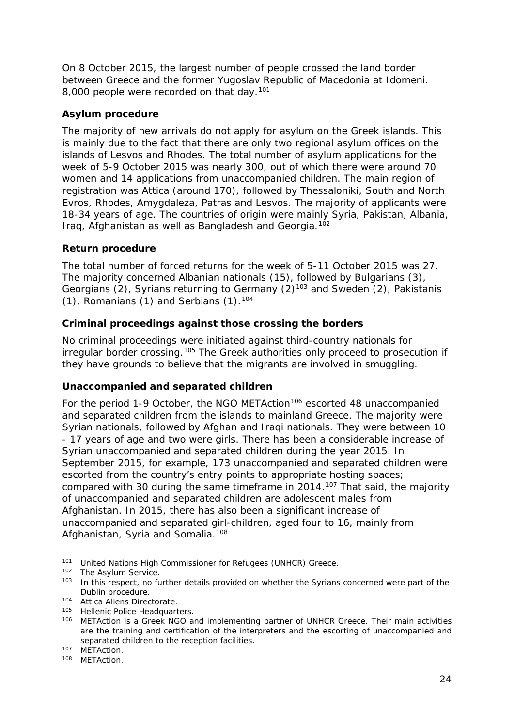On 8 October 2015, the largest number of people crossed the land border between Greece and the former Yugoslav Republic of Macedonia at Idomeni. 8,000 people were recorded on that day.[101]

### Asylum procedure

The majority of new arrivals do not apply for asylum on the Greek islands. This is mainly due to the fact that there are only two regional asylum offices on the islands of Lesvos and Rhodes. The total number of asylum applications for the week of 5-9 October 2015 was nearly 300, out of which there were around 70 women and 14 applications from unaccompanied children. The main region of registration was Attica (around 170), followed by Thessaloniki, South and North Evros, Rhodes, Amygdaleza, Patras and Lesvos. The majority of applicants were 18-34 years of age. The countries of origin were mainly Syria, Pakistan, Albania, Iraq, Afghanistan as well as Bangladesh and Georgia.[102]

### Return procedure

The total number of forced returns for the week of 5-11 October 2015 was 27. The majority concerned Albanian nationals (15), followed by Bulgarians (3), Georgians (2), Syrians returning to Germany (2)[103] and Sweden (2), Pakistanis (1), Romanians (1) and Serbians (1).[104]

### Criminal proceedings against those crossing the borders

No criminal proceedings were initiated against third-country nationals for irregular border crossing.[105] The Greek authorities only proceed to prosecution if they have grounds to believe that the migrants are involved in smuggling.

### Unaccompanied and separated children

For the period 1-9 October, the NGO METAction[106] escorted 48 unaccompanied and separated children from the islands to mainland Greece. The majority were Syrian nationals, followed by Afghan and Iraqi nationals. They were between 10 - 17 years of age and two were girls. There has been a considerable increase of Syrian unaccompanied and separated children during the year 2015. In September 2015, for example, 173 unaccompanied and separated children were escorted from the country's entry points to appropriate hosting spaces; compared with 30 during the same timeframe in 2014.[107] That said, the majority of unaccompanied and separated children are adolescent males from Afghanistan. In 2015, there has also been a significant increase of unaccompanied and separated girl-children, aged four to 16, mainly from Afghanistan, Syria and Somalia.[108]

---

[101] United Nations High Commissioner for Refugees (UNHCR) Greece.

[102] The Asylum Service.

[103] In this respect, no further details provided on whether the Syrians concerned were part of the Dublin procedure.

[104] Attica Aliens Directorate.

[105] Hellenic Police Headquarters.

[106] METAction is a Greek NGO and implementing partner of UNHCR Greece. Their main activities are the training and certification of the interpreters and the escorting of unaccompanied and separated children to the reception facilities.

[107] METAction.

[108] METAction.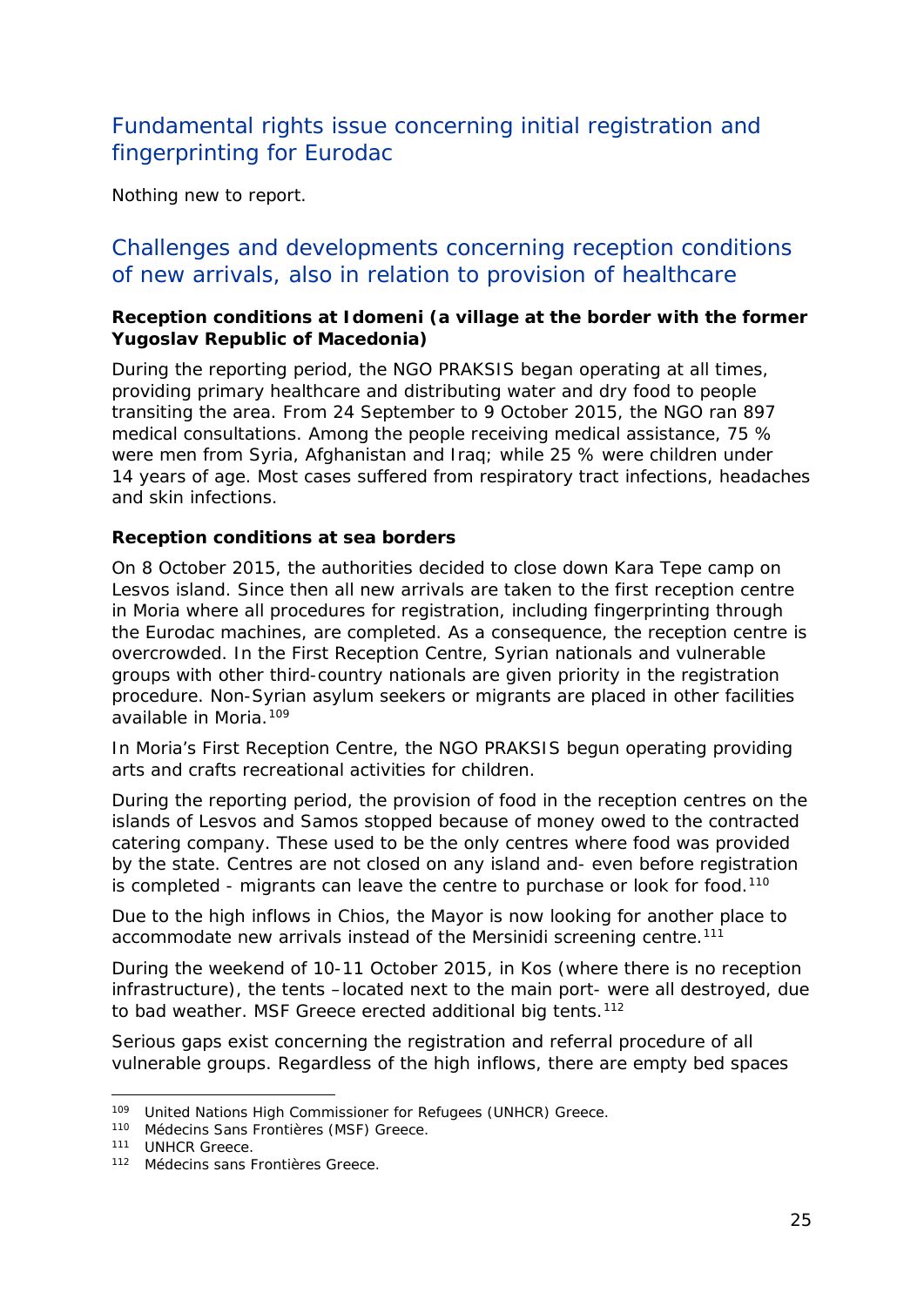## Fundamental rights issue concerning initial registration and fingerprinting for Eurodac

Nothing new to report.

## Challenges and developments concerning reception conditions of new arrivals, also in relation to provision of healthcare

**Reception conditions at Idomeni (a village at the border with the former Yugoslav Republic of Macedonia)**

During the reporting period, the NGO PRAKSIS began operating at all times, providing primary healthcare and distributing water and dry food to people transiting the area. From 24 September to 9 October 2015, the NGO ran 897 medical consultations. Among the people receiving medical assistance, 75 % were men from Syria, Afghanistan and Iraq; while 25 % were children under 14 years of age. Most cases suffered from respiratory tract infections, headaches and skin infections.

**Reception conditions at sea borders**

On 8 October 2015, the authorities decided to close down Kara Tepe camp on Lesvos island. Since then all new arrivals are taken to the first reception centre in Moria where all procedures for registration, including fingerprinting through the Eurodac machines, are completed. As a consequence, the reception centre is overcrowded. In the First Reception Centre, Syrian nationals and vulnerable groups with other third-country nationals are given priority in the registration procedure. Non-Syrian asylum seekers or migrants are placed in other facilities available in Moria.[109]

In Moria's First Reception Centre, the NGO PRAKSIS begun operating providing arts and crafts recreational activities for children.

During the reporting period, the provision of food in the reception centres on the islands of Lesvos and Samos stopped because of money owed to the contracted catering company. These used to be the only centres where food was provided by the state. Centres are not closed on any island and- even before registration is completed - migrants can leave the centre to purchase or look for food.[110]

Due to the high inflows in Chios, the Mayor is now looking for another place to accommodate new arrivals instead of the Mersinidi screening centre.[111]

During the weekend of 10-11 October 2015, in Kos (where there is no reception infrastructure), the tents –located next to the main port- were all destroyed, due to bad weather. MSF Greece erected additional big tents.[112]

Serious gaps exist concerning the registration and referral procedure of all vulnerable groups. Regardless of the high inflows, there are empty bed spaces

---

[109] United Nations High Commissioner for Refugees (UNHCR) Greece.

[110] Médecins Sans Frontières (MSF) Greece.

[111] UNHCR Greece.

[112] Médecins sans Frontières Greece.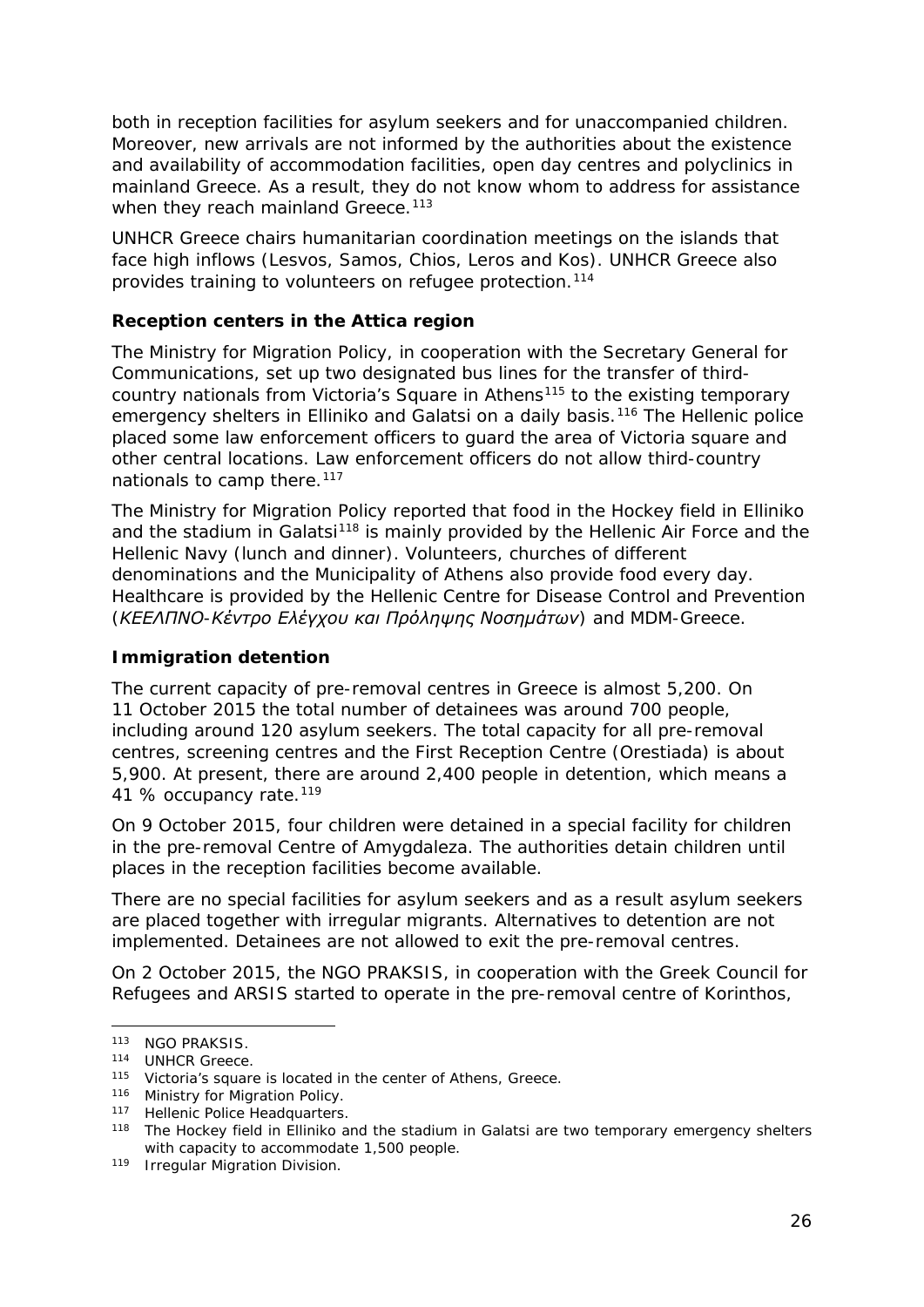both in reception facilities for asylum seekers and for unaccompanied children. Moreover, new arrivals are not informed by the authorities about the existence and availability of accommodation facilities, open day centres and polyclinics in mainland Greece. As a result, they do not know whom to address for assistance when they reach mainland Greece.[113]

UNHCR Greece chairs humanitarian coordination meetings on the islands that face high inflows (Lesvos, Samos, Chios, Leros and Kos). UNHCR Greece also provides training to volunteers on refugee protection.[114]

**Reception centers in the Attica region**

The Ministry for Migration Policy, in cooperation with the Secretary General for Communications, set up two designated bus lines for the transfer of third-country nationals from Victoria's Square in Athens[115] to the existing temporary emergency shelters in Elliniko and Galatsi on a daily basis.[116] The Hellenic police placed some law enforcement officers to guard the area of Victoria square and other central locations. Law enforcement officers do not allow third-country nationals to camp there.[117]

The Ministry for Migration Policy reported that food in the Hockey field in Elliniko and the stadium in Galatsi[118] is mainly provided by the Hellenic Air Force and the Hellenic Navy (lunch and dinner). Volunteers, churches of different denominations and the Municipality of Athens also provide food every day. Healthcare is provided by the Hellenic Centre for Disease Control and Prevention (*ΚΕΕΛΠΝΟ-Κέντρο Ελέγχου και Πρόληψης Νοσημάτων*) and MDM-Greece.

**Immigration detention**

The current capacity of pre-removal centres in Greece is almost 5,200. On 11 October 2015 the total number of detainees was around 700 people, including around 120 asylum seekers. The total capacity for all pre-removal centres, screening centres and the First Reception Centre (Orestiada) is about 5,900. At present, there are around 2,400 people in detention, which means a 41 % occupancy rate.[119]

On 9 October 2015, four children were detained in a special facility for children in the pre-removal Centre of Amygdaleza. The authorities detain children until places in the reception facilities become available.

There are no special facilities for asylum seekers and as a result asylum seekers are placed together with irregular migrants. Alternatives to detention are not implemented. Detainees are not allowed to exit the pre-removal centres.

On 2 October 2015, the NGO PRAKSIS, in cooperation with the Greek Council for Refugees and ARSIS started to operate in the pre-removal centre of Korinthos,

---

113 NGO PRAKSIS.

114 UNHCR Greece.

115 Victoria's square is located in the center of Athens, Greece.

116 Ministry for Migration Policy.

117 Hellenic Police Headquarters.

118 The Hockey field in Elliniko and the stadium in Galatsi are two temporary emergency shelters with capacity to accommodate 1,500 people.

119 Irregular Migration Division.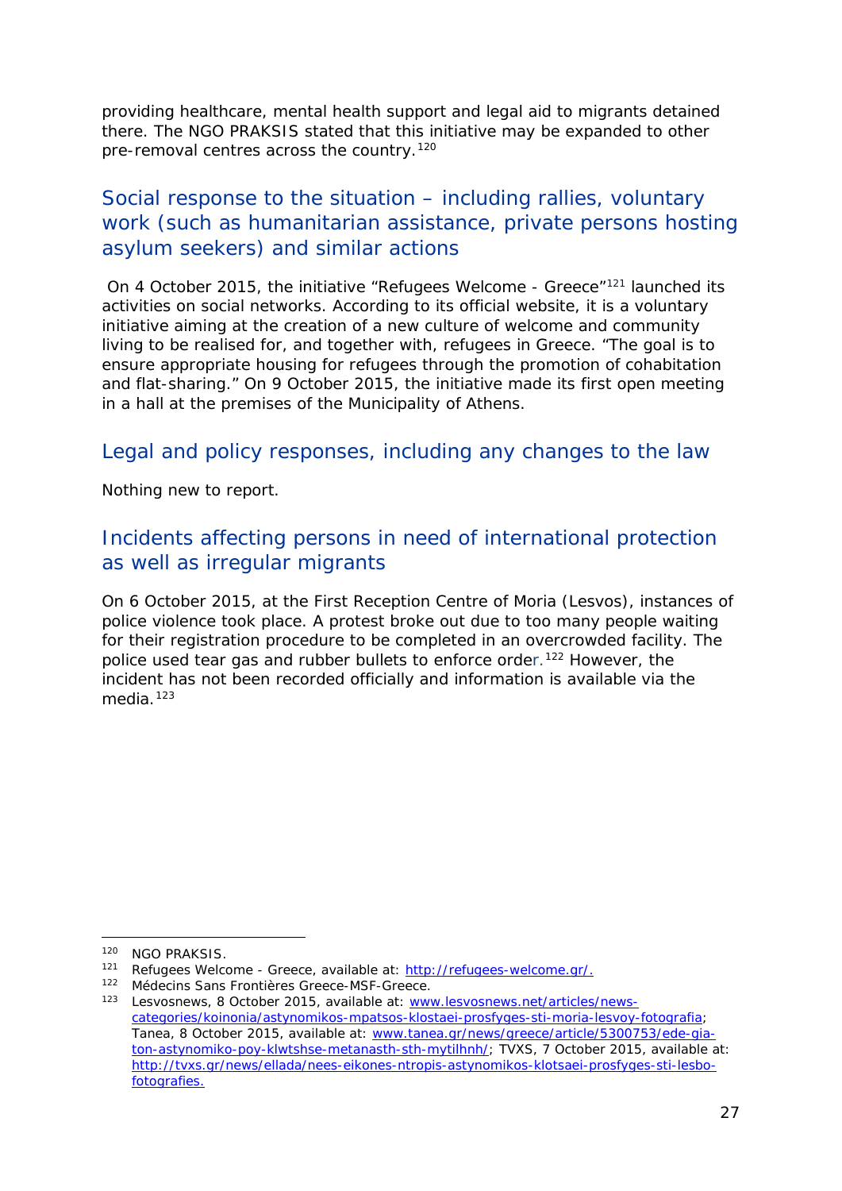providing healthcare, mental health support and legal aid to migrants detained there. The NGO PRAKSIS stated that this initiative may be expanded to other pre-removal centres across the country.[120]

## Social response to the situation – including rallies, voluntary work (such as humanitarian assistance, private persons hosting asylum seekers) and similar actions

On 4 October 2015, the initiative "Refugees Welcome - Greece"[121] launched its activities on social networks. According to its official website, it is a voluntary initiative aiming at the creation of a new culture of welcome and community living to be realised for, and together with, refugees in Greece. "The goal is to ensure appropriate housing for refugees through the promotion of cohabitation and flat-sharing." On 9 October 2015, the initiative made its first open meeting in a hall at the premises of the Municipality of Athens.

## Legal and policy responses, including any changes to the law

Nothing new to report.

## Incidents affecting persons in need of international protection as well as irregular migrants

On 6 October 2015, at the First Reception Centre of Moria (Lesvos), instances of police violence took place. A protest broke out due to too many people waiting for their registration procedure to be completed in an overcrowded facility. The police used tear gas and rubber bullets to enforce order.[122] However, the incident has not been recorded officially and information is available via the media.[123]

---

[120] NGO PRAKSIS.

[121] Refugees Welcome - Greece, available at: http://refugees-welcome.gr/.

[122] Médecins Sans Frontières Greece-MSF-Greece.

[123] Lesvosnews, 8 October 2015, available at: www.lesvosnews.net/articles/news-categories/koinonia/astynomikos-mpatsos-klostaei-prosfyges-sti-moria-lesvoy-fotografia; Tanea, 8 October 2015, available at: www.tanea.gr/news/greece/article/5300753/ede-gia-ton-astynomiko-poy-klwtshse-metanasth-sth-mytilhnh/; TVXS, 7 October 2015, available at: http://tvxs.gr/news/ellada/nees-eikones-ntropis-astynomikos-klotsaei-prosfyges-sti-lesbo-fotografies.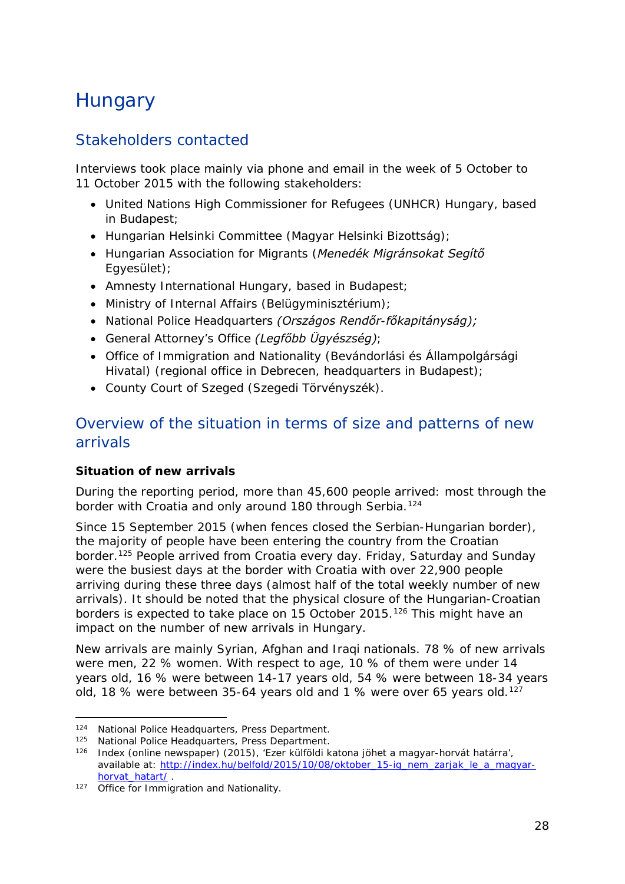# Hungary

## Stakeholders contacted

Interviews took place mainly via phone and email in the week of 5 October to 11 October 2015 with the following stakeholders:

- United Nations High Commissioner for Refugees (UNHCR) Hungary, based in Budapest;
- Hungarian Helsinki Committee (Magyar Helsinki Bizottság);
- Hungarian Association for Migrants (*Menedék Migránsokat Segítő* Egyesület);
- Amnesty International Hungary, based in Budapest;
- Ministry of Internal Affairs (Belügyminisztérium);
- National Police Headquarters *(Országos Rendőr-főkapitányság);*
- General Attorney's Office *(Legfőbb Ügyészség)*;
- Office of Immigration and Nationality (Bevándorlási és Állampolgársági Hivatal) (regional office in Debrecen, headquarters in Budapest);
- County Court of Szeged (Szegedi Törvényszék).

## Overview of the situation in terms of size and patterns of new arrivals

**Situation of new arrivals**

During the reporting period, more than 45,600 people arrived: most through the border with Croatia and only around 180 through Serbia.[124]

Since 15 September 2015 (when fences closed the Serbian-Hungarian border), the majority of people have been entering the country from the Croatian border.[125] People arrived from Croatia every day. Friday, Saturday and Sunday were the busiest days at the border with Croatia with over 22,900 people arriving during these three days (almost half of the total weekly number of new arrivals). It should be noted that the physical closure of the Hungarian-Croatian borders is expected to take place on 15 October 2015.[126] This might have an impact on the number of new arrivals in Hungary.

New arrivals are mainly Syrian, Afghan and Iraqi nationals. 78 % of new arrivals were men, 22 % women. With respect to age, 10 % of them were under 14 years old, 16 % were between 14-17 years old, 54 % were between 18-34 years old, 18 % were between 35-64 years old and 1 % were over 65 years old.[127]

---

124 National Police Headquarters, Press Department.

125 National Police Headquarters, Press Department.

126 Index (online newspaper) (2015), 'Ezer külföldi katona jöhet a magyar-horvát határra', available at: http://index.hu/belfold/2015/10/08/oktober_15-ig_nem_zarjak_le_a_magyar-horvat_hatart/ .

127 Office for Immigration and Nationality.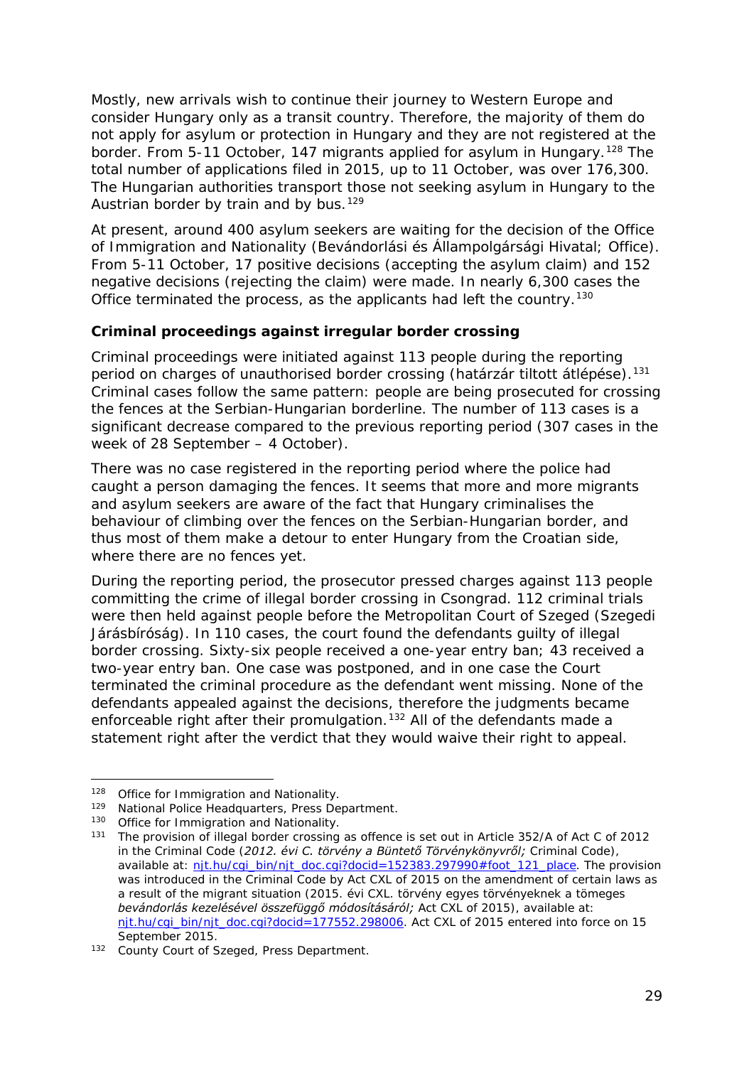Mostly, new arrivals wish to continue their journey to Western Europe and consider Hungary only as a transit country. Therefore, the majority of them do not apply for asylum or protection in Hungary and they are not registered at the border. From 5-11 October, 147 migrants applied for asylum in Hungary.[128] The total number of applications filed in 2015, up to 11 October, was over 176,300. The Hungarian authorities transport those not seeking asylum in Hungary to the Austrian border by train and by bus.[129]

At present, around 400 asylum seekers are waiting for the decision of the Office of Immigration and Nationality (Bevándorlási és Állampolgársági Hivatal; Office). From 5-11 October, 17 positive decisions (accepting the asylum claim) and 152 negative decisions (rejecting the claim) were made. In nearly 6,300 cases the Office terminated the process, as the applicants had left the country.[130]

**Criminal proceedings against irregular border crossing**

Criminal proceedings were initiated against 113 people during the reporting period on charges of unauthorised border crossing (határzár tiltott átlépése).[131] Criminal cases follow the same pattern: people are being prosecuted for crossing the fences at the Serbian-Hungarian borderline. The number of 113 cases is a significant decrease compared to the previous reporting period (307 cases in the week of 28 September – 4 October).

There was no case registered in the reporting period where the police had caught a person damaging the fences. It seems that more and more migrants and asylum seekers are aware of the fact that Hungary criminalises the behaviour of climbing over the fences on the Serbian-Hungarian border, and thus most of them make a detour to enter Hungary from the Croatian side, where there are no fences yet.

During the reporting period, the prosecutor pressed charges against 113 people committing the crime of illegal border crossing in Csongrad. 112 criminal trials were then held against people before the Metropolitan Court of Szeged (Szegedi Járásbíróság). In 110 cases, the court found the defendants guilty of illegal border crossing. Sixty-six people received a one-year entry ban; 43 received a two-year entry ban. One case was postponed, and in one case the Court terminated the criminal procedure as the defendant went missing. None of the defendants appealed against the decisions, therefore the judgments became enforceable right after their promulgation.[132] All of the defendants made a statement right after the verdict that they would waive their right to appeal.

---

[128] Office for Immigration and Nationality.

[129] National Police Headquarters, Press Department.

[130] Office for Immigration and Nationality.

[131] The provision of illegal border crossing as offence is set out in Article 352/A of Act C of 2012 in the Criminal Code (*2012. évi C. törvény a Büntető Törvénykönyvről;* Criminal Code), available at: [njt.hu/cgi_bin/njt_doc.cgi?docid=152383.297990#foot_121_place](njt.hu/cgi_bin/njt_doc.cgi?docid=152383.297990#foot_121_place). The provision was introduced in the Criminal Code by Act CXL of 2015 on the amendment of certain laws as a result of the migrant situation (2015. évi CXL. törvény egyes törvényeknek a tömeges *bevándorlás kezelésével összefüggő módosításáról;* Act CXL of 2015), available at: [njt.hu/cgi_bin/njt_doc.cgi?docid=177552.298006](njt.hu/cgi_bin/njt_doc.cgi?docid=177552.298006). Act CXL of 2015 entered into force on 15 September 2015.

[132] County Court of Szeged, Press Department.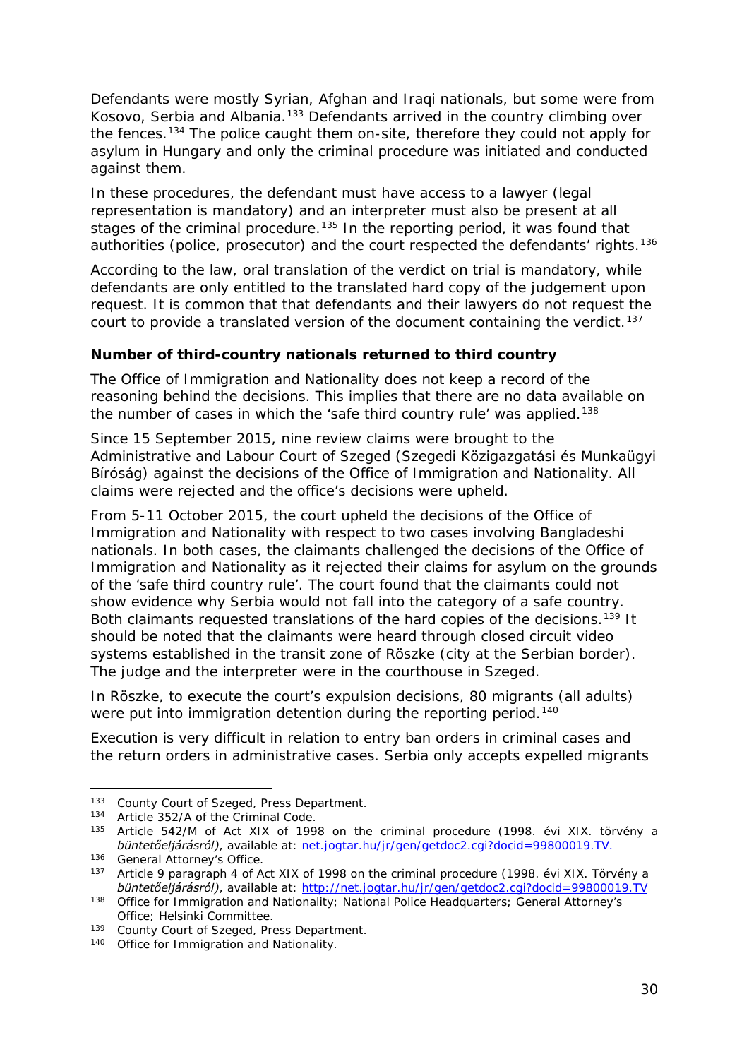Defendants were mostly Syrian, Afghan and Iraqi nationals, but some were from Kosovo, Serbia and Albania.[133] Defendants arrived in the country climbing over the fences.[134] The police caught them on-site, therefore they could not apply for asylum in Hungary and only the criminal procedure was initiated and conducted against them.

In these procedures, the defendant must have access to a lawyer (legal representation is mandatory) and an interpreter must also be present at all stages of the criminal procedure.[135] In the reporting period, it was found that authorities (police, prosecutor) and the court respected the defendants' rights.[136]

According to the law, oral translation of the verdict on trial is mandatory, while defendants are only entitled to the translated hard copy of the judgement upon request. It is common that that defendants and their lawyers do not request the court to provide a translated version of the document containing the verdict.[137]

**Number of third-country nationals returned to third country**

The Office of Immigration and Nationality does not keep a record of the reasoning behind the decisions. This implies that there are no data available on the number of cases in which the 'safe third country rule' was applied.[138]

Since 15 September 2015, nine review claims were brought to the Administrative and Labour Court of Szeged (Szegedi Közigazgatási és Munkaügyi Bíróság) against the decisions of the Office of Immigration and Nationality. All claims were rejected and the office's decisions were upheld.

From 5-11 October 2015, the court upheld the decisions of the Office of Immigration and Nationality with respect to two cases involving Bangladeshi nationals. In both cases, the claimants challenged the decisions of the Office of Immigration and Nationality as it rejected their claims for asylum on the grounds of the 'safe third country rule'. The court found that the claimants could not show evidence why Serbia would not fall into the category of a safe country. Both claimants requested translations of the hard copies of the decisions.[139] It should be noted that the claimants were heard through closed circuit video systems established in the transit zone of Röszke (city at the Serbian border). The judge and the interpreter were in the courthouse in Szeged.

In Röszke, to execute the court's expulsion decisions, 80 migrants (all adults) were put into immigration detention during the reporting period.[140]

Execution is very difficult in relation to entry ban orders in criminal cases and the return orders in administrative cases. Serbia only accepts expelled migrants

---

[133] County Court of Szeged, Press Department.

[134] Article 352/A of the Criminal Code.

[135] Article 542/M of Act XIX of 1998 on the criminal procedure (1998. évi XIX. törvény a *büntetőeljárásról)*, available at: net.jogtar.hu/jr/gen/getdoc2.cgi?docid=99800019.TV.

[136] General Attorney's Office.

[137] Article 9 paragraph 4 of Act XIX of 1998 on the criminal procedure (1998. évi XIX. Törvény a *büntetőeljárásról)*, available at: http://net.jogtar.hu/jr/gen/getdoc2.cgi?docid=99800019.TV

[138] Office for Immigration and Nationality; National Police Headquarters; General Attorney's Office; Helsinki Committee.

[139] County Court of Szeged, Press Department.

[140] Office for Immigration and Nationality.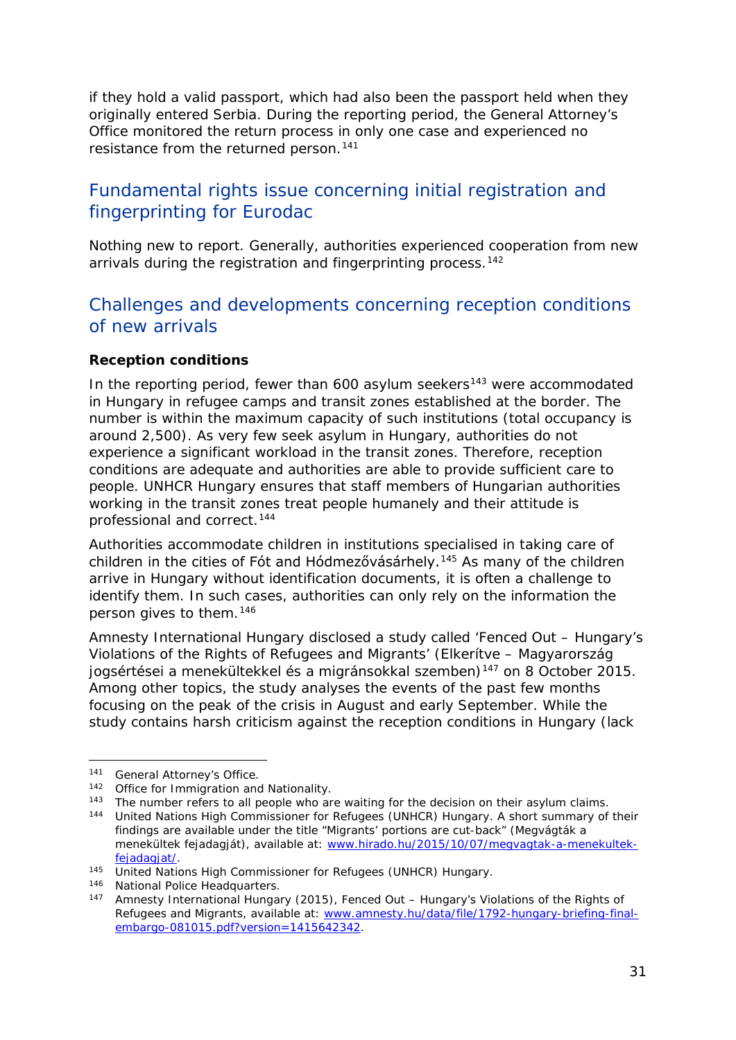if they hold a valid passport, which had also been the passport held when they originally entered Serbia. During the reporting period, the General Attorney's Office monitored the return process in only one case and experienced no resistance from the returned person.[141]

## Fundamental rights issue concerning initial registration and fingerprinting for Eurodac

Nothing new to report. Generally, authorities experienced cooperation from new arrivals during the registration and fingerprinting process.[142]

## Challenges and developments concerning reception conditions of new arrivals

**Reception conditions**

In the reporting period, fewer than 600 asylum seekers[143] were accommodated in Hungary in refugee camps and transit zones established at the border. The number is within the maximum capacity of such institutions (total occupancy is around 2,500). As very few seek asylum in Hungary, authorities do not experience a significant workload in the transit zones. Therefore, reception conditions are adequate and authorities are able to provide sufficient care to people. UNHCR Hungary ensures that staff members of Hungarian authorities working in the transit zones treat people humanely and their attitude is professional and correct.[144]

Authorities accommodate children in institutions specialised in taking care of children in the cities of Fót and Hódmezővásárhely.[145] As many of the children arrive in Hungary without identification documents, it is often a challenge to identify them. In such cases, authorities can only rely on the information the person gives to them.[146]

Amnesty International Hungary disclosed a study called 'Fenced Out – Hungary's Violations of the Rights of Refugees and Migrants' (Elkerítve – Magyarország jogsértései a menekültekkel és a migránsokkal szemben)[147] on 8 October 2015. Among other topics, the study analyses the events of the past few months focusing on the peak of the crisis in August and early September. While the study contains harsh criticism against the reception conditions in Hungary (lack

---

[141] General Attorney's Office.

[142] Office for Immigration and Nationality.

[143] The number refers to all people who are waiting for the decision on their asylum claims.

[144] United Nations High Commissioner for Refugees (UNHCR) Hungary. A short summary of their findings are available under the title "Migrants' portions are cut-back" (Megvágták a menekültek fejadagját), available at: www.hirado.hu/2015/10/07/megvagtak-a-menekultek-fejadagjat/.

[145] United Nations High Commissioner for Refugees (UNHCR) Hungary.

[146] National Police Headquarters.

[147] Amnesty International Hungary (2015), Fenced Out – Hungary's Violations of the Rights of Refugees and Migrants, available at: www.amnesty.hu/data/file/1792-hungary-briefing-final-embargo-081015.pdf?version=1415642342.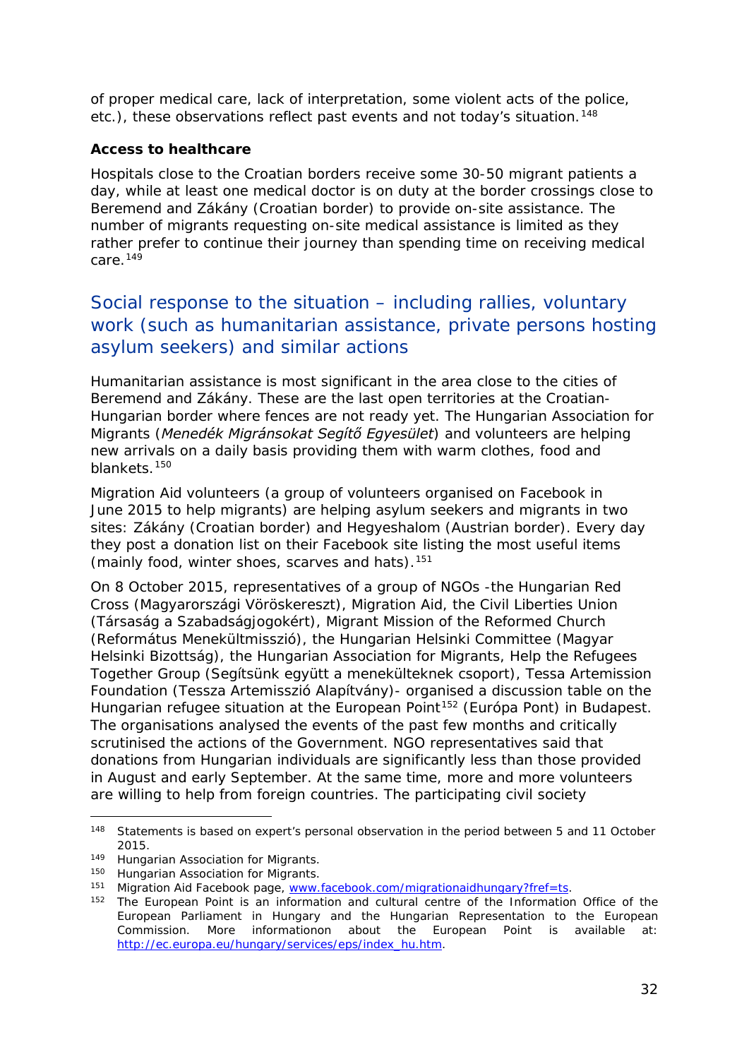of proper medical care, lack of interpretation, some violent acts of the police, etc.), these observations reflect past events and not today's situation.[148]

**Access to healthcare**

Hospitals close to the Croatian borders receive some 30-50 migrant patients a day, while at least one medical doctor is on duty at the border crossings close to Beremend and Zákány (Croatian border) to provide on-site assistance. The number of migrants requesting on-site medical assistance is limited as they rather prefer to continue their journey than spending time on receiving medical care.[149]

## Social response to the situation – including rallies, voluntary work (such as humanitarian assistance, private persons hosting asylum seekers) and similar actions

Humanitarian assistance is most significant in the area close to the cities of Beremend and Zákány. These are the last open territories at the Croatian-Hungarian border where fences are not ready yet. The Hungarian Association for Migrants (*Menedék Migránsokat Segítő Egyesület*) and volunteers are helping new arrivals on a daily basis providing them with warm clothes, food and blankets.[150]

Migration Aid volunteers (a group of volunteers organised on Facebook in June 2015 to help migrants) are helping asylum seekers and migrants in two sites: Zákány (Croatian border) and Hegyeshalom (Austrian border). Every day they post a donation list on their Facebook site listing the most useful items (mainly food, winter shoes, scarves and hats).[151]

On 8 October 2015, representatives of a group of NGOs -the Hungarian Red Cross (Magyarországi Vöröskereszt), Migration Aid, the Civil Liberties Union (Társaság a Szabadságjogokért), Migrant Mission of the Reformed Church (Református Menekültmisszió), the Hungarian Helsinki Committee (Magyar Helsinki Bizottság), the Hungarian Association for Migrants, Help the Refugees Together Group (Segítsünk együtt a menekülteknek csoport), Tessa Artemission Foundation (Tessza Artemisszió Alapítvány)- organised a discussion table on the Hungarian refugee situation at the European Point[152] (Európa Pont) in Budapest. The organisations analysed the events of the past few months and critically scrutinised the actions of the Government. NGO representatives said that donations from Hungarian individuals are significantly less than those provided in August and early September. At the same time, more and more volunteers are willing to help from foreign countries. The participating civil society

---

[148] Statements is based on expert's personal observation in the period between 5 and 11 October 2015.

[149] Hungarian Association for Migrants.

[150] Hungarian Association for Migrants.

[151] Migration Aid Facebook page, www.facebook.com/migrationaidhungary?fref=ts.

[152] The European Point is an information and cultural centre of the Information Office of the European Parliament in Hungary and the Hungarian Representation to the European Commission. More informationon about the European Point is available at: http://ec.europa.eu/hungary/services/eps/index_hu.htm.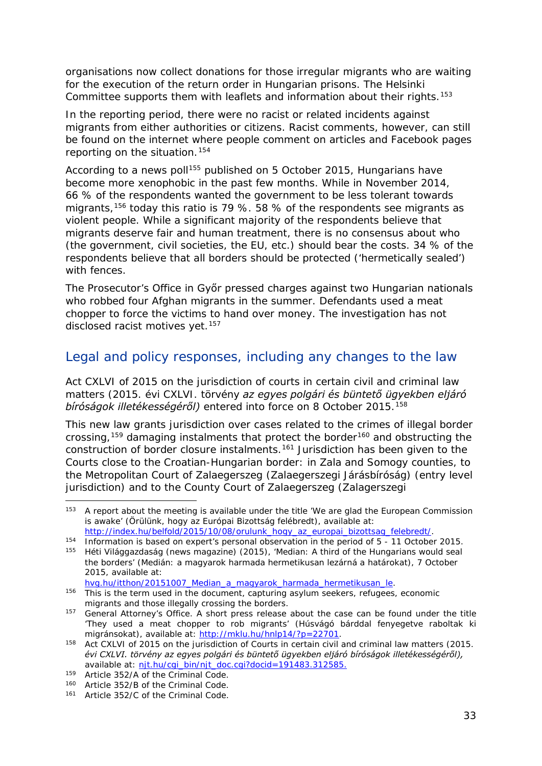organisations now collect donations for those irregular migrants who are waiting for the execution of the return order in Hungarian prisons. The Helsinki Committee supports them with leaflets and information about their rights.[153]

In the reporting period, there were no racist or related incidents against migrants from either authorities or citizens. Racist comments, however, can still be found on the internet where people comment on articles and Facebook pages reporting on the situation.[154]

According to a news poll[155] published on 5 October 2015, Hungarians have become more xenophobic in the past few months. While in November 2014, 66 % of the respondents wanted the government to be less tolerant towards migrants,[156] today this ratio is 79 %. 58 % of the respondents see migrants as violent people. While a significant majority of the respondents believe that migrants deserve fair and human treatment, there is no consensus about who (the government, civil societies, the EU, etc.) should bear the costs. 34 % of the respondents believe that all borders should be protected ('hermetically sealed') with fences.

The Prosecutor's Office in Győr pressed charges against two Hungarian nationals who robbed four Afghan migrants in the summer. Defendants used a meat chopper to force the victims to hand over money. The investigation has not disclosed racist motives yet.[157]

## Legal and policy responses, including any changes to the law

Act CXLVI of 2015 on the jurisdiction of courts in certain civil and criminal law matters (2015. évi CXLVI. törvény *az egyes polgári és büntető ügyekben eljáró bíróságok illetékességéről)* entered into force on 8 October 2015.[158]

This new law grants jurisdiction over cases related to the crimes of illegal border crossing,[159] damaging instalments that protect the border[160] and obstructing the construction of border closure instalments.[161] Jurisdiction has been given to the Courts close to the Croatian-Hungarian border: in Zala and Somogy counties, to the Metropolitan Court of Zalaegerszeg (Zalaegerszegi Járásbíróság) (entry level jurisdiction) and to the County Court of Zalaegerszeg (Zalagerszegi

---

[153] A report about the meeting is available under the title 'We are glad the European Commission is awake' (Örülünk, hogy az Európai Bizottság felébredt), available at: http://index.hu/belfold/2015/10/08/orulunk_hogy_az_europai_bizottsag_felebredt/.

[154] Information is based on expert's personal observation in the period of 5 - 11 October 2015.

[155] Héti Világgazdaság (news magazine) (2015), 'Median: A third of the Hungarians would seal the borders' (Medián: a magyarok harmada hermetikusan lezárná a határokat), 7 October 2015, available at: hvg.hu/itthon/20151007_Median_a_magyarok_harmada_hermetikusan_le.

[156] This is the term used in the document, capturing asylum seekers, refugees, economic migrants and those illegally crossing the borders.

[157] General Attorney's Office. A short press release about the case can be found under the title 'They used a meat chopper to rob migrants' (Húsvágó bárddal fenyegetve raboltak ki migránsokat), available at: http://mklu.hu/hnlp14/?p=22701.

[158] Act CXLVI of 2015 on the jurisdiction of Courts in certain civil and criminal law matters (2015. *évi CXLVI. törvény az egyes polgári és büntető ügyekben eljáró bíróságok illetékességéről),* available at: njt.hu/cgi_bin/njt_doc.cgi?docid=191483.312585.

[159] Article 352/A of the Criminal Code.

[160] Article 352/B of the Criminal Code.

[161] Article 352/C of the Criminal Code.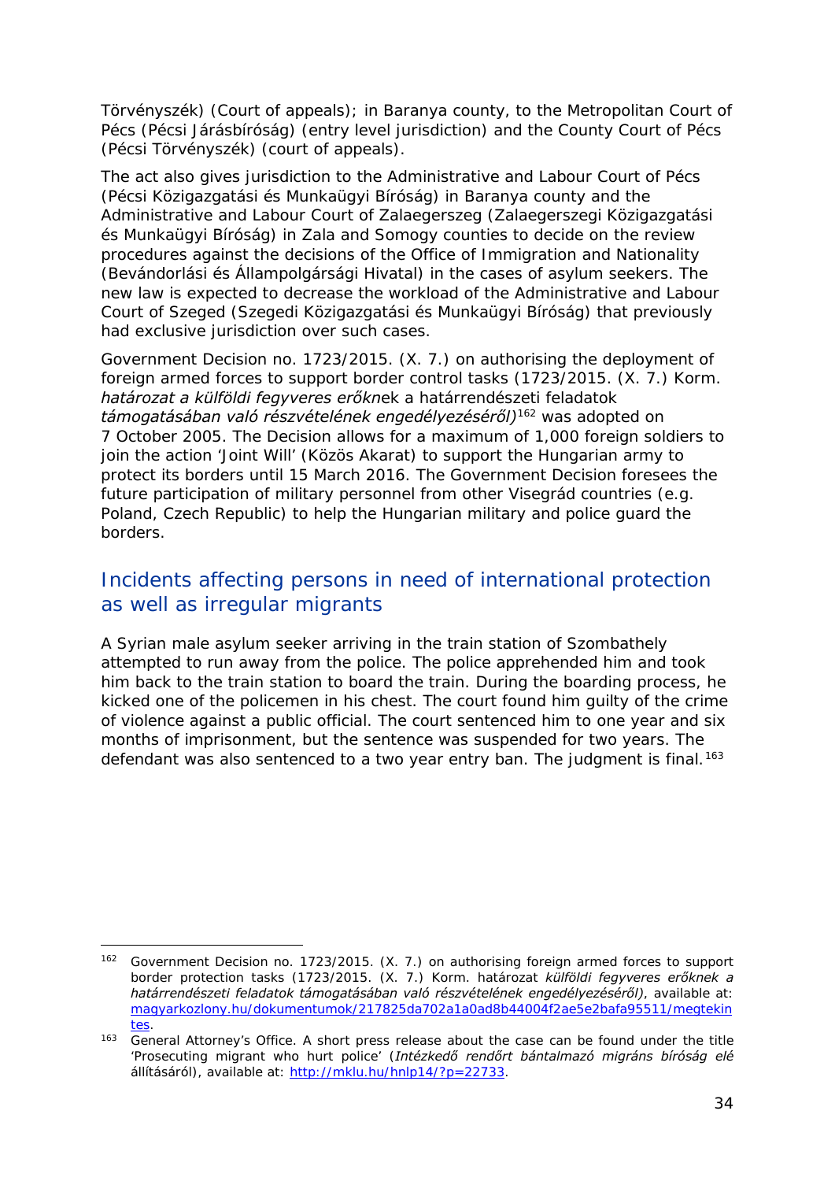Törvényszék) (Court of appeals); in Baranya county, to the Metropolitan Court of Pécs (Pécsi Járásbíróság) (entry level jurisdiction) and the County Court of Pécs (Pécsi Törvényszék) (court of appeals).

The act also gives jurisdiction to the Administrative and Labour Court of Pécs (Pécsi Közigazgatási és Munkaügyi Bíróság) in Baranya county and the Administrative and Labour Court of Zalaegerszeg (Zalaegerszegi Közigazgatási és Munkaügyi Bíróság) in Zala and Somogy counties to decide on the review procedures against the decisions of the Office of Immigration and Nationality (Bevándorlási és Állampolgársági Hivatal) in the cases of asylum seekers. The new law is expected to decrease the workload of the Administrative and Labour Court of Szeged (Szegedi Közigazgatási és Munkaügyi Bíróság) that previously had exclusive jurisdiction over such cases.

Government Decision no. 1723/2015. (X. 7.) on authorising the deployment of foreign armed forces to support border control tasks (1723/2015. (X. 7.) Korm. *határozat a külföldi fegyveres erőkn*ek a határrendészeti feladatok *támogatásában való részvételének engedélyezéséről)*[162] was adopted on 7 October 2005. The Decision allows for a maximum of 1,000 foreign soldiers to join the action 'Joint Will' (Közös Akarat) to support the Hungarian army to protect its borders until 15 March 2016. The Government Decision foresees the future participation of military personnel from other Visegrád countries (e.g. Poland, Czech Republic) to help the Hungarian military and police guard the borders.

## Incidents affecting persons in need of international protection as well as irregular migrants

A Syrian male asylum seeker arriving in the train station of Szombathely attempted to run away from the police. The police apprehended him and took him back to the train station to board the train. During the boarding process, he kicked one of the policemen in his chest. The court found him guilty of the crime of violence against a public official. The court sentenced him to one year and six months of imprisonment, but the sentence was suspended for two years. The defendant was also sentenced to a two year entry ban. The judgment is final.[163]

---

[162] Government Decision no. 1723/2015. (X. 7.) on authorising foreign armed forces to support border protection tasks (1723/2015. (X. 7.) Korm. határozat *külföldi fegyveres erőknek a határrendészeti feladatok támogatásában való részvételének engedélyezéséről)*, available at: magyarkozlony.hu/dokumentumok/217825da702a1a0ad8b44004f2ae5e2bafa95511/megtekintes.

[163] General Attorney's Office. A short press release about the case can be found under the title 'Prosecuting migrant who hurt police' (*Intézkedő rendőrt bántalmazó migráns bíróság elé* állításáról), available at: http://mklu.hu/hnlp14/?p=22733.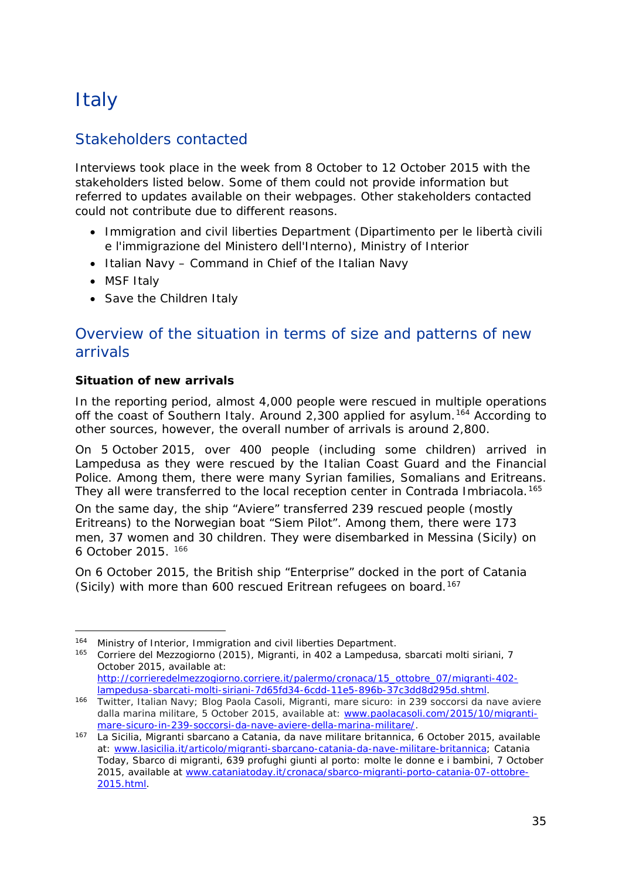# Italy

## Stakeholders contacted

Interviews took place in the week from 8 October to 12 October 2015 with the stakeholders listed below. Some of them could not provide information but referred to updates available on their webpages. Other stakeholders contacted could not contribute due to different reasons.

- Immigration and civil liberties Department (Dipartimento per le libertà civili e l'immigrazione del Ministero dell'Interno), Ministry of Interior
- Italian Navy – Command in Chief of the Italian Navy
- MSF Italy
- Save the Children Italy

## Overview of the situation in terms of size and patterns of new arrivals

**Situation of new arrivals**

In the reporting period, almost 4,000 people were rescued in multiple operations off the coast of Southern Italy. Around 2,300 applied for asylum.[164] According to other sources, however, the overall number of arrivals is around 2,800.

On 5 October 2015, over 400 people (including some children) arrived in Lampedusa as they were rescued by the Italian Coast Guard and the Financial Police. Among them, there were many Syrian families, Somalians and Eritreans. They all were transferred to the local reception center in Contrada Imbriacola.[165]

On the same day, the ship "Aviere" transferred 239 rescued people (mostly Eritreans) to the Norwegian boat "Siem Pilot". Among them, there were 173 men, 37 women and 30 children. They were disembarked in Messina (Sicily) on 6 October 2015. [166]

On 6 October 2015, the British ship "Enterprise" docked in the port of Catania (Sicily) with more than 600 rescued Eritrean refugees on board.[167]

---

[164] Ministry of Interior, Immigration and civil liberties Department.

[165] Corriere del Mezzogiorno (2015), Migranti, in 402 a Lampedusa, sbarcati molti siriani, 7 October 2015, available at: http://corrieredelmezzogiorno.corriere.it/palermo/cronaca/15_ottobre_07/migranti-402-lampedusa-sbarcati-molti-siriani-7d65fd34-6cdd-11e5-896b-37c3dd8d295d.shtml.

[166] Twitter, Italian Navy; Blog Paola Casoli, Migranti, mare sicuro: in 239 soccorsi da nave aviere dalla marina militare, 5 October 2015, available at: www.paolacasoli.com/2015/10/migranti-mare-sicuro-in-239-soccorsi-da-nave-aviere-della-marina-militare/.

[167] La Sicilia, Migranti sbarcano a Catania, da nave militare britannica, 6 October 2015, available at: www.lasicilia.it/articolo/migranti-sbarcano-catania-da-nave-militare-britannica; Catania Today, Sbarco di migranti, 639 profughi giunti al porto: molte le donne e i bambini, 7 October 2015, available at www.cataniatoday.it/cronaca/sbarco-migranti-porto-catania-07-ottobre-2015.html.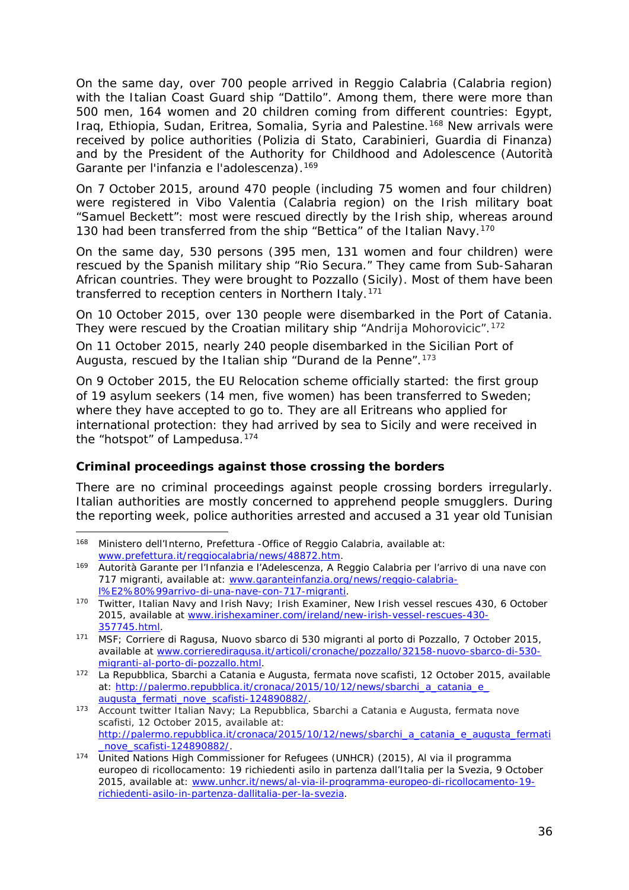On the same day, over 700 people arrived in Reggio Calabria (Calabria region) with the Italian Coast Guard ship "Dattilo". Among them, there were more than 500 men, 164 women and 20 children coming from different countries: Egypt, Iraq, Ethiopia, Sudan, Eritrea, Somalia, Syria and Palestine.[168] New arrivals were received by police authorities (*Polizia di Stato*, *Carabinieri*, *Guardia di Finanza*) and by the President of the Authority for Childhood and Adolescence (*Autorità Garante per l'infanzia e l'adolescenza*).[169]

On 7 October 2015, around 470 people (including 75 women and four children) were registered in Vibo Valentia (Calabria region) on the Irish military boat "Samuel Beckett": most were rescued directly by the Irish ship, whereas around 130 had been transferred from the ship "Bettica" of the Italian Navy.[170]

On the same day, 530 persons (395 men, 131 women and four children) were rescued by the Spanish military ship "Rio Secura." They came from Sub-Saharan African countries. They were brought to Pozzallo (Sicily). Most of them have been transferred to reception centers in Northern Italy.[171]

On 10 October 2015, over 130 people were disembarked in the Port of Catania. They were rescued by the Croatian military ship "Andrija Mohorovicic".[172]

On 11 October 2015, nearly 240 people disembarked in the Sicilian Port of Augusta, rescued by the Italian ship "Durand de la Penne".[173]

On 9 October 2015, the EU Relocation scheme officially started: the first group of 19 asylum seekers (14 men, five women) has been transferred to Sweden; where they have accepted to go to. They are all Eritreans who applied for international protection: they had arrived by sea to Sicily and were received in the "hotspot" of Lampedusa.[174]

**Criminal proceedings against those crossing the borders**

There are no criminal proceedings against people crossing borders irregularly. Italian authorities are mostly concerned to apprehend people smugglers. During the reporting week, police authorities arrested and accused a 31 year old Tunisian

---

[168] Ministero dell'Interno, Prefettura -Office of Reggio Calabria, available at: www.prefettura.it/reggiocalabria/news/48872.htm.

[169] Autorità Garante per l'Infanzia e l'Adelescenza, *A Reggio Calabria per l'arrivo di una nave con 717 migranti*, available at: www.garanteinfanzia.org/news/reggio-calabria-l%E2%80%99arrivo-di-una-nave-con-717-migranti.

[170] Twitter, Italian Navy and Irish Navy; Irish Examiner, *New Irish vessel rescues 430*, 6 October 2015, available at www.irishexaminer.com/ireland/new-irish-vessel-rescues-430-357745.html.

[171] MSF; Corriere di Ragusa, *Nuovo sbarco di 530 migranti al porto di Pozzallo*, 7 October 2015, available at www.corrierediragusa.it/articoli/cronache/pozzallo/32158-nuovo-sbarco-di-530-migranti-al-porto-di-pozzallo.html.

[172] La Repubblica, *Sbarchi a Catania e Augusta, fermata nove scafisti*, 12 October 2015, available at: http://palermo.repubblica.it/cronaca/2015/10/12/news/sbarchi_a_catania_e_augusta_fermati_nove_scafisti-124890882/.

[173] Account twitter Italian Navy; La Repubblica, *Sbarchi a Catania e Augusta, fermata nove scafisti*, 12 October 2015, available at: http://palermo.repubblica.it/cronaca/2015/10/12/news/sbarchi_a_catania_e_augusta_fermati_nove_scafisti-124890882/.

[174] United Nations High Commissioner for Refugees (UNHCR) (2015), *Al via il programma europeo di ricollocamento: 19 richiedenti asilo in partenza dall'Italia per la Svezia*, 9 October 2015, available at: www.unhcr.it/news/al-via-il-programma-europeo-di-ricollocamento-19-richiedenti-asilo-in-partenza-dallitalia-per-la-svezia.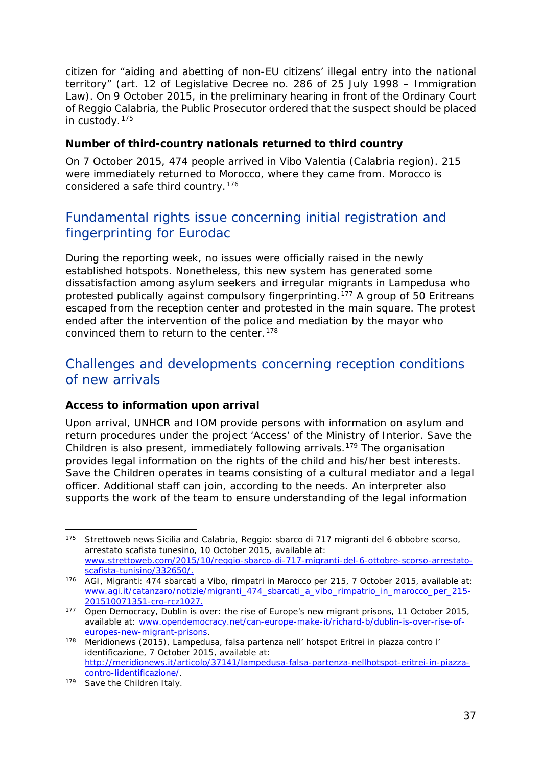citizen for "aiding and abetting of non-EU citizens' illegal entry into the national territory" (art. 12 of Legislative Decree no. 286 of 25 July 1998 – Immigration Law). On 9 October 2015, in the preliminary hearing in front of the Ordinary Court of Reggio Calabria, the Public Prosecutor ordered that the suspect should be placed in custody.[175]

### Number of third-country nationals returned to third country

On 7 October 2015, 474 people arrived in Vibo Valentia (Calabria region). 215 were immediately returned to Morocco, where they came from. Morocco is considered a safe third country.[176]

## Fundamental rights issue concerning initial registration and fingerprinting for Eurodac

During the reporting week, no issues were officially raised in the newly established hotspots. Nonetheless, this new system has generated some dissatisfaction among asylum seekers and irregular migrants in Lampedusa who protested publically against compulsory fingerprinting.[177] A group of 50 Eritreans escaped from the reception center and protested in the main square. The protest ended after the intervention of the police and mediation by the mayor who convinced them to return to the center.[178]

## Challenges and developments concerning reception conditions of new arrivals

### Access to information upon arrival

Upon arrival, UNHCR and IOM provide persons with information on asylum and return procedures under the project 'Access' of the Ministry of Interior. Save the Children is also present, immediately following arrivals.[179] The organisation provides legal information on the rights of the child and his/her best interests. Save the Children operates in teams consisting of a cultural mediator and a legal officer. Additional staff can join, according to the needs. An interpreter also supports the work of the team to ensure understanding of the legal information

---

[175] Strettoweb news Sicilia and Calabria, Reggio: sbarco di 717 migranti del 6 obbobre scorso, arrestato scafista tunesino, 10 October 2015, available at: www.strettoweb.com/2015/10/reggio-sbarco-di-717-migranti-del-6-ottobre-scorso-arrestato-scafista-tunisino/332650/.

[176] AGI, Migranti: 474 sbarcati a Vibo, rimpatri in Marocco per 215, 7 October 2015, available at: www.agi.it/catanzaro/notizie/migranti_474_sbarcati_a_vibo_rimpatrio_in_marocco_per_215-201510071351-cro-rcz1027.

[177] Open Democracy, Dublin is over: the rise of Europe's new migrant prisons, 11 October 2015, available at: www.opendemocracy.net/can-europe-make-it/richard-b/dublin-is-over-rise-of-europes-new-migrant-prisons.

[178] Meridionews (2015), Lampedusa, falsa partenza nell' hotspot Eritrei in piazza contro l' identificazione, 7 October 2015, available at: http://meridionews.it/articolo/37141/lampedusa-falsa-partenza-nellhotspot-eritrei-in-piazza-contro-lidentificazione/.

[179] Save the Children Italy.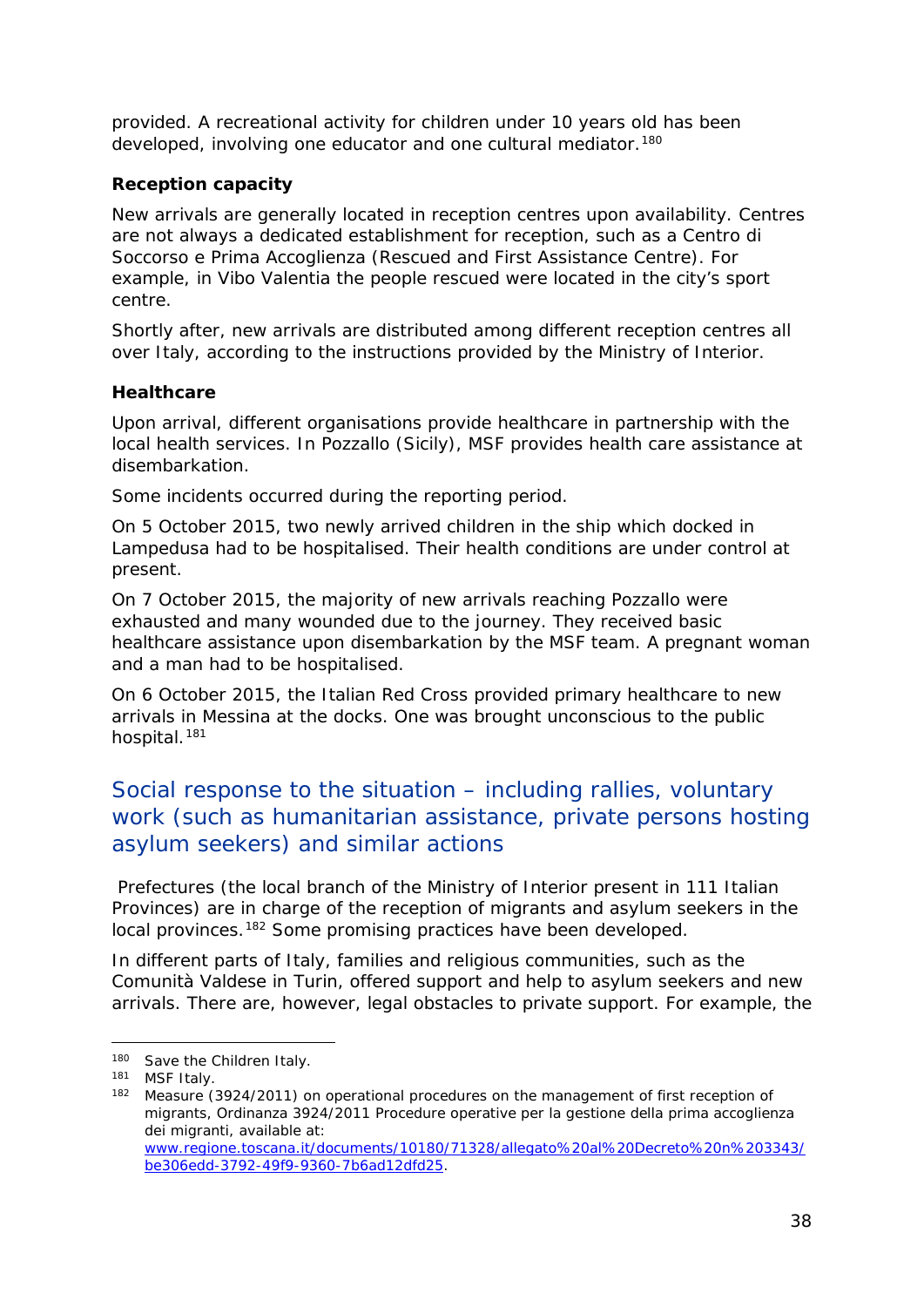provided. A recreational activity for children under 10 years old has been developed, involving one educator and one cultural mediator.[180]

**Reception capacity**

New arrivals are generally located in reception centres upon availability. Centres are not always a dedicated establishment for reception, such as a Centro di Soccorso e Prima Accoglienza (Rescued and First Assistance Centre). For example, in Vibo Valentia the people rescued were located in the city's sport centre.

Shortly after, new arrivals are distributed among different reception centres all over Italy, according to the instructions provided by the Ministry of Interior.

**Healthcare**

Upon arrival, different organisations provide healthcare in partnership with the local health services. In Pozzallo (Sicily), MSF provides health care assistance at disembarkation.

Some incidents occurred during the reporting period.

On 5 October 2015, two newly arrived children in the ship which docked in Lampedusa had to be hospitalised. Their health conditions are under control at present.

On 7 October 2015, the majority of new arrivals reaching Pozzallo were exhausted and many wounded due to the journey. They received basic healthcare assistance upon disembarkation by the MSF team. A pregnant woman and a man had to be hospitalised.

On 6 October 2015, the Italian Red Cross provided primary healthcare to new arrivals in Messina at the docks. One was brought unconscious to the public hospital.[181]

## Social response to the situation – including rallies, voluntary work (such as humanitarian assistance, private persons hosting asylum seekers) and similar actions

Prefectures (the local branch of the Ministry of Interior present in 111 Italian Provinces) are in charge of the reception of migrants and asylum seekers in the local provinces.[182] Some promising practices have been developed.

In different parts of Italy, families and religious communities, such as the Comunità Valdese in Turin, offered support and help to asylum seekers and new arrivals. There are, however, legal obstacles to private support. For example, the

---

[180] Save the Children Italy.

[181] MSF Italy.

[182] Measure (3924/2011) on operational procedures on the management of first reception of migrants, Ordinanza 3924/2011 Procedure operative per la gestione della prima accoglienza dei migranti, available at: www.regione.toscana.it/documents/10180/71328/allegato%20al%20Decreto%20n%203343/be306edd-3792-49f9-9360-7b6ad12dfd25.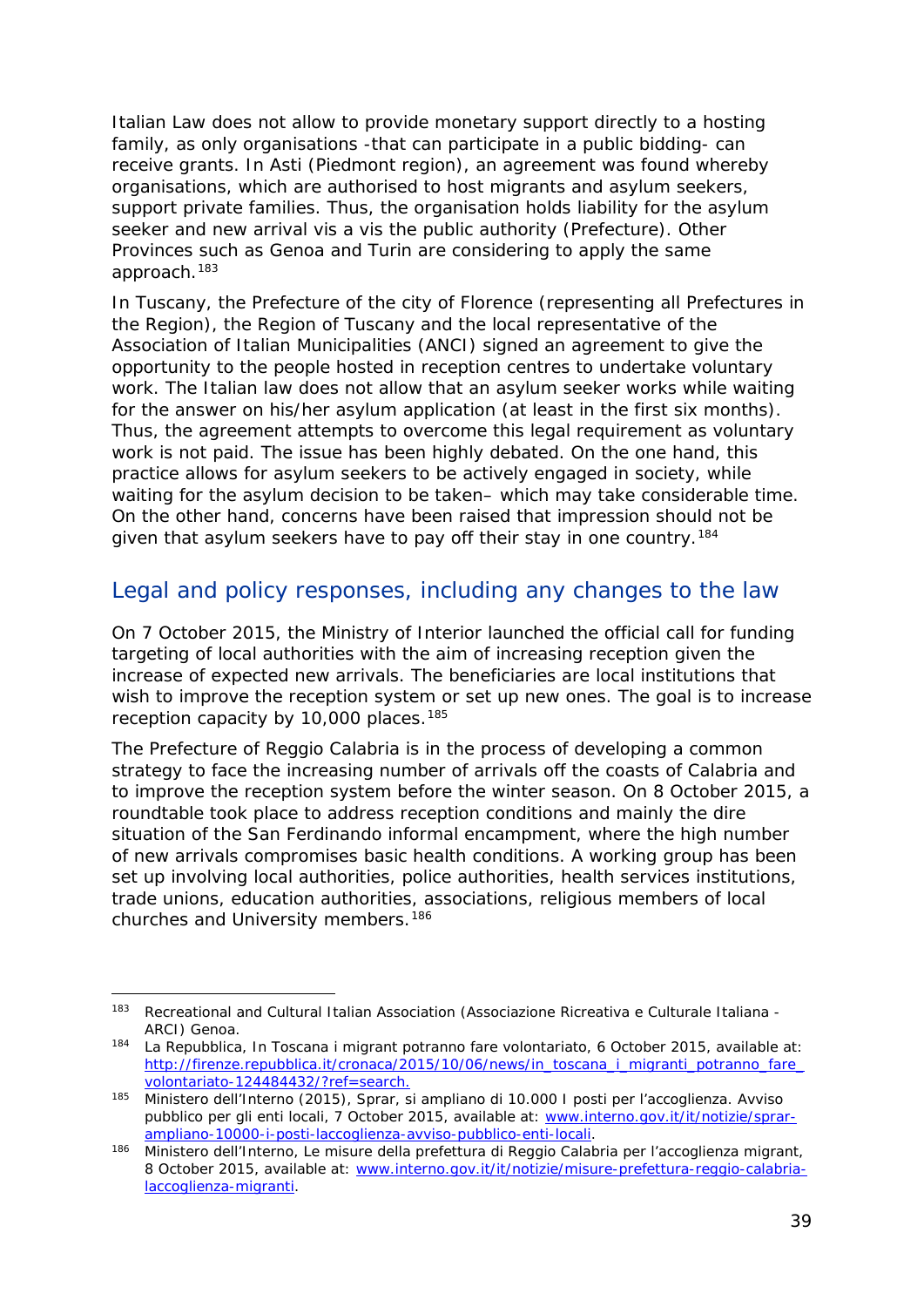Italian Law does not allow to provide monetary support directly to a hosting family, as only organisations -that can participate in a public bidding- can receive grants. In Asti (Piedmont region), an agreement was found whereby organisations, which are authorised to host migrants and asylum seekers, support private families. Thus, the organisation holds liability for the asylum seeker and new arrival vis a vis the public authority (Prefecture). Other Provinces such as Genoa and Turin are considering to apply the same approach.[183]

In Tuscany, the Prefecture of the city of Florence (representing all Prefectures in the Region), the Region of Tuscany and the local representative of the Association of Italian Municipalities (ANCI) signed an agreement to give the opportunity to the people hosted in reception centres to undertake voluntary work. The Italian law does not allow that an asylum seeker works while waiting for the answer on his/her asylum application (at least in the first six months). Thus, the agreement attempts to overcome this legal requirement as voluntary work is not paid. The issue has been highly debated. On the one hand, this practice allows for asylum seekers to be actively engaged in society, while waiting for the asylum decision to be taken– which may take considerable time. On the other hand, concerns have been raised that impression should not be given that asylum seekers have to pay off their stay in one country.[184]

## Legal and policy responses, including any changes to the law

On 7 October 2015, the Ministry of Interior launched the official call for funding targeting of local authorities with the aim of increasing reception given the increase of expected new arrivals. The beneficiaries are local institutions that wish to improve the reception system or set up new ones. The goal is to increase reception capacity by 10,000 places.[185]

The Prefecture of Reggio Calabria is in the process of developing a common strategy to face the increasing number of arrivals off the coasts of Calabria and to improve the reception system before the winter season. On 8 October 2015, a roundtable took place to address reception conditions and mainly the dire situation of the San Ferdinando informal encampment, where the high number of new arrivals compromises basic health conditions. A working group has been set up involving local authorities, police authorities, health services institutions, trade unions, education authorities, associations, religious members of local churches and University members.[186]

---

[183] Recreational and Cultural Italian Association (Associazione Ricreativa e Culturale Italiana - ARCI) Genoa.

[184] La Repubblica, In Toscana i migrant potranno fare volontariato, 6 October 2015, available at: http://firenze.repubblica.it/cronaca/2015/10/06/news/in_toscana_i_migranti_potranno_fare_volontariato-124484432/?ref=search.

[185] Ministero dell'Interno (2015), Sprar, si ampliano di 10.000 I posti per l'accoglienza. Avviso pubblico per gli enti locali, 7 October 2015, available at: www.interno.gov.it/it/notizie/sprar-ampliano-10000-i-posti-laccoglienza-avviso-pubblico-enti-locali.

[186] Ministero dell'Interno, Le misure della prefettura di Reggio Calabria per l'accoglienza migrant, 8 October 2015, available at: www.interno.gov.it/it/notizie/misure-prefettura-reggio-calabria-laccoglienza-migranti.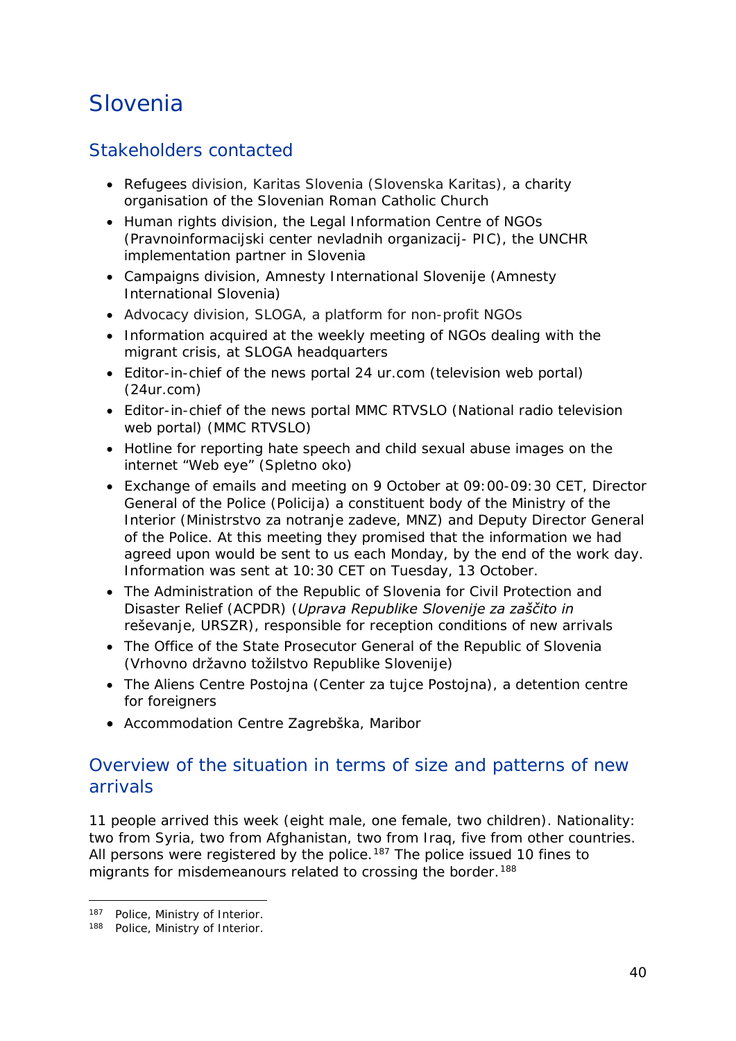# Slovenia

## Stakeholders contacted

- Refugees division, Karitas Slovenia (Slovenska Karitas), a charity organisation of the Slovenian Roman Catholic Church
- Human rights division, the Legal Information Centre of NGOs (Pravnoinformacijski center nevladnih organizacij- PIC), the UNCHR implementation partner in Slovenia
- Campaigns division, Amnesty International Slovenije (Amnesty International Slovenia)
- Advocacy division, SLOGA, a platform for non-profit NGOs
- Information acquired at the weekly meeting of NGOs dealing with the migrant crisis, at SLOGA headquarters
- Editor-in-chief of the news portal 24 ur.com (television web portal) (24ur.com)
- Editor-in-chief of the news portal MMC RTVSLO (National radio television web portal) (MMC RTVSLO)
- Hotline for reporting hate speech and child sexual abuse images on the internet "Web eye" (Spletno oko)
- Exchange of emails and meeting on 9 October at 09:00-09:30 CET, Director General of the Police (Policija) a constituent body of the Ministry of the Interior (Ministrstvo za notranje zadeve, MNZ) and Deputy Director General of the Police. At this meeting they promised that the information we had agreed upon would be sent to us each Monday, by the end of the work day. Information was sent at 10:30 CET on Tuesday, 13 October.
- The Administration of the Republic of Slovenia for Civil Protection and Disaster Relief (ACPDR) (*Uprava Republike Slovenije za zaščito in* reševanje, URSZR), responsible for reception conditions of new arrivals
- The Office of the State Prosecutor General of the Republic of Slovenia (Vrhovno državno tožilstvo Republike Slovenije)
- The Aliens Centre Postojna (Center za tujce Postojna), a detention centre for foreigners
- Accommodation Centre Zagrebška, Maribor

## Overview of the situation in terms of size and patterns of new arrivals

11 people arrived this week (eight male, one female, two children). Nationality: two from Syria, two from Afghanistan, two from Iraq, five from other countries. All persons were registered by the police.[187] The police issued 10 fines to migrants for misdemeanours related to crossing the border.[188]

---

[187] Police, Ministry of Interior.

[188] Police, Ministry of Interior.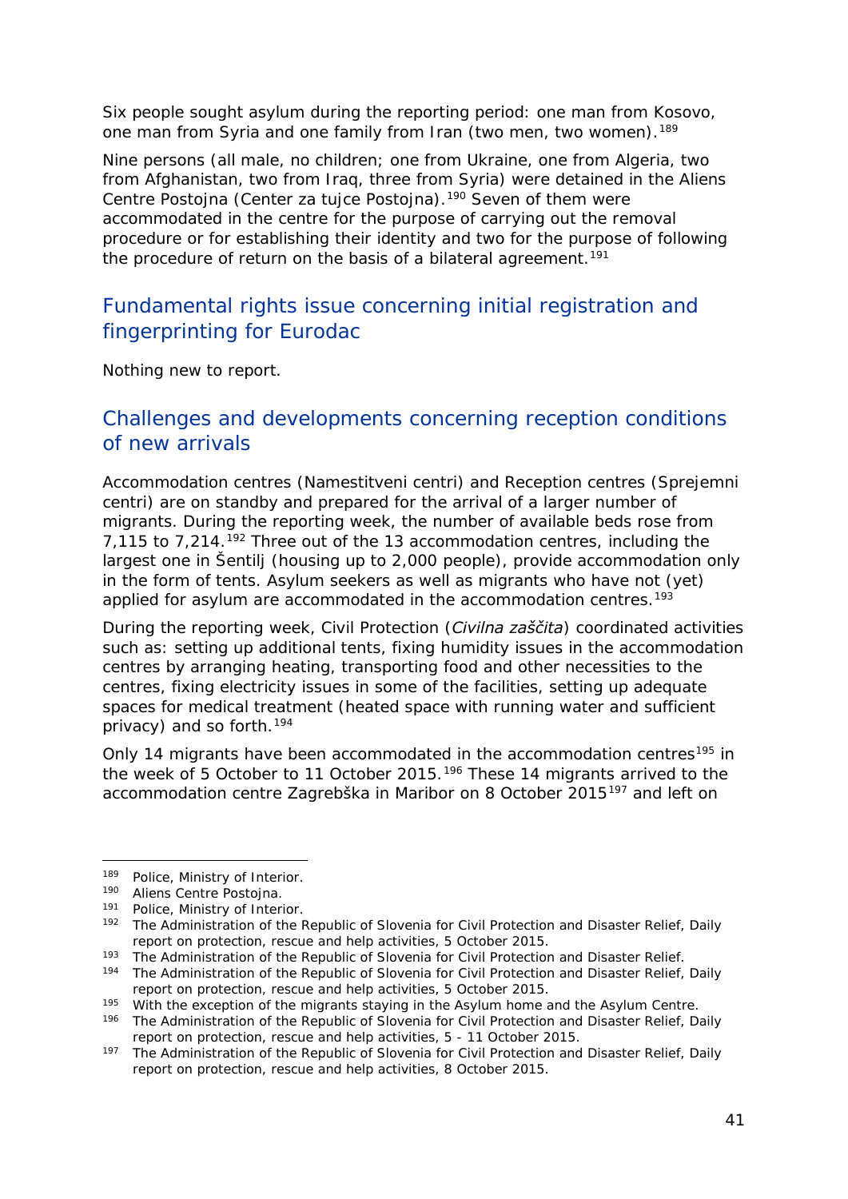Six people sought asylum during the reporting period: one man from Kosovo, one man from Syria and one family from Iran (two men, two women).[189]

Nine persons (all male, no children; one from Ukraine, one from Algeria, two from Afghanistan, two from Iraq, three from Syria) were detained in the Aliens Centre Postojna (Center za tujce Postojna).[190] Seven of them were accommodated in the centre for the purpose of carrying out the removal procedure or for establishing their identity and two for the purpose of following the procedure of return on the basis of a bilateral agreement.[191]

## Fundamental rights issue concerning initial registration and fingerprinting for Eurodac

Nothing new to report.

## Challenges and developments concerning reception conditions of new arrivals

Accommodation centres (Namestitveni centri) and Reception centres (Sprejemni centri) are on standby and prepared for the arrival of a larger number of migrants. During the reporting week, the number of available beds rose from 7,115 to 7,214.[192] Three out of the 13 accommodation centres, including the largest one in Šentilj (housing up to 2,000 people), provide accommodation only in the form of tents. Asylum seekers as well as migrants who have not (yet) applied for asylum are accommodated in the accommodation centres.[193]

During the reporting week, Civil Protection (*Civilna zaščita*) coordinated activities such as: setting up additional tents, fixing humidity issues in the accommodation centres by arranging heating, transporting food and other necessities to the centres, fixing electricity issues in some of the facilities, setting up adequate spaces for medical treatment (heated space with running water and sufficient privacy) and so forth.[194]

Only 14 migrants have been accommodated in the accommodation centres[195] in the week of 5 October to 11 October 2015.[196] These 14 migrants arrived to the accommodation centre Zagrebška in Maribor on 8 October 2015[197] and left on

---

[189] Police, Ministry of Interior.

[190] Aliens Centre Postojna.

[191] Police, Ministry of Interior.

[192] The Administration of the Republic of Slovenia for Civil Protection and Disaster Relief, Daily report on protection, rescue and help activities, 5 October 2015.

[193] The Administration of the Republic of Slovenia for Civil Protection and Disaster Relief.

[194] The Administration of the Republic of Slovenia for Civil Protection and Disaster Relief, Daily report on protection, rescue and help activities, 5 October 2015.

[195] With the exception of the migrants staying in the Asylum home and the Asylum Centre.

[196] The Administration of the Republic of Slovenia for Civil Protection and Disaster Relief, Daily report on protection, rescue and help activities, 5 - 11 October 2015.

[197] The Administration of the Republic of Slovenia for Civil Protection and Disaster Relief, Daily report on protection, rescue and help activities, 8 October 2015.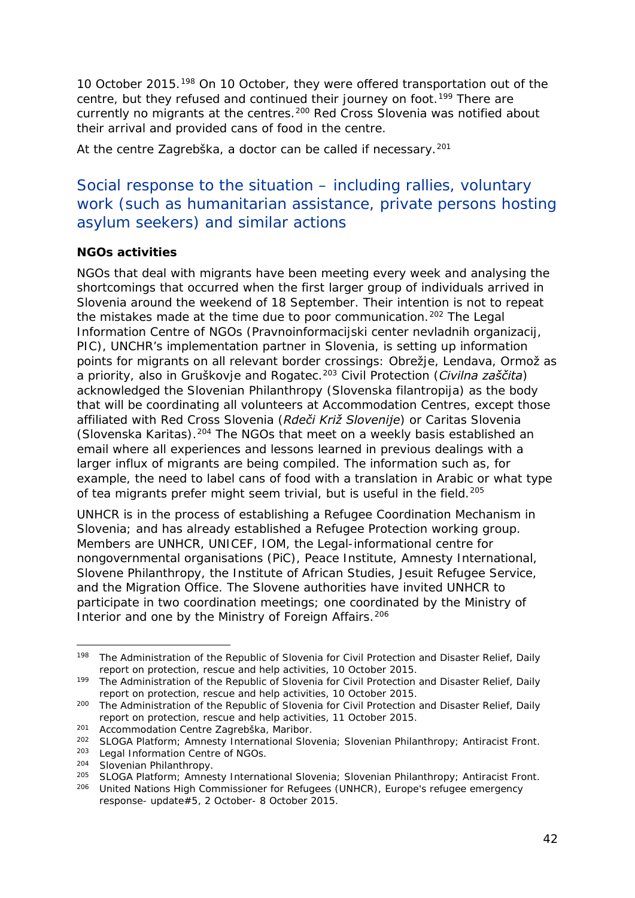10 October 2015.[198] On 10 October, they were offered transportation out of the centre, but they refused and continued their journey on foot.[199] There are currently no migrants at the centres.[200] Red Cross Slovenia was notified about their arrival and provided cans of food in the centre.

At the centre Zagrebška, a doctor can be called if necessary.[201]

## Social response to the situation – including rallies, voluntary work (such as humanitarian assistance, private persons hosting asylum seekers) and similar actions

**NGOs activities**

NGOs that deal with migrants have been meeting every week and analysing the shortcomings that occurred when the first larger group of individuals arrived in Slovenia around the weekend of 18 September. Their intention is not to repeat the mistakes made at the time due to poor communication.[202] The Legal Information Centre of NGOs (Pravnoinformacijski center nevladnih organizacij, PIC), UNCHR's implementation partner in Slovenia, is setting up information points for migrants on all relevant border crossings: Obrežje, Lendava, Ormož as a priority, also in Gruškovje and Rogatec.[203] Civil Protection (*Civilna zaščita*) acknowledged the Slovenian Philanthropy (Slovenska filantropija) as the body that will be coordinating all volunteers at Accommodation Centres, except those affiliated with Red Cross Slovenia (*Rdeči Križ Slovenije*) or Caritas Slovenia (Slovenska Karitas).[204] The NGOs that meet on a weekly basis established an email where all experiences and lessons learned in previous dealings with a larger influx of migrants are being compiled. The information such as, for example, the need to label cans of food with a translation in Arabic or what type of tea migrants prefer might seem trivial, but is useful in the field.[205]

UNHCR is in the process of establishing a Refugee Coordination Mechanism in Slovenia; and has already established a Refugee Protection working group. Members are UNHCR, UNICEF, IOM, the Legal-informational centre for nongovernmental organisations (PiC), Peace Institute, Amnesty International, Slovene Philanthropy, the Institute of African Studies, Jesuit Refugee Service, and the Migration Office. The Slovene authorities have invited UNHCR to participate in two coordination meetings; one coordinated by the Ministry of Interior and one by the Ministry of Foreign Affairs.[206]

---

[198] The Administration of the Republic of Slovenia for Civil Protection and Disaster Relief, Daily report on protection, rescue and help activities, 10 October 2015.

[199] The Administration of the Republic of Slovenia for Civil Protection and Disaster Relief, Daily report on protection, rescue and help activities, 10 October 2015.

[200] The Administration of the Republic of Slovenia for Civil Protection and Disaster Relief, Daily report on protection, rescue and help activities, 11 October 2015.

[201] Accommodation Centre Zagrebška, Maribor.

[202] SLOGA Platform; Amnesty International Slovenia; Slovenian Philanthropy; Antiracist Front.

[203] Legal Information Centre of NGOs.

[204] Slovenian Philanthropy.

[205] SLOGA Platform; Amnesty International Slovenia; Slovenian Philanthropy; Antiracist Front.

[206] United Nations High Commissioner for Refugees (UNHCR), Europe's refugee emergency response- update#5, 2 October- 8 October 2015.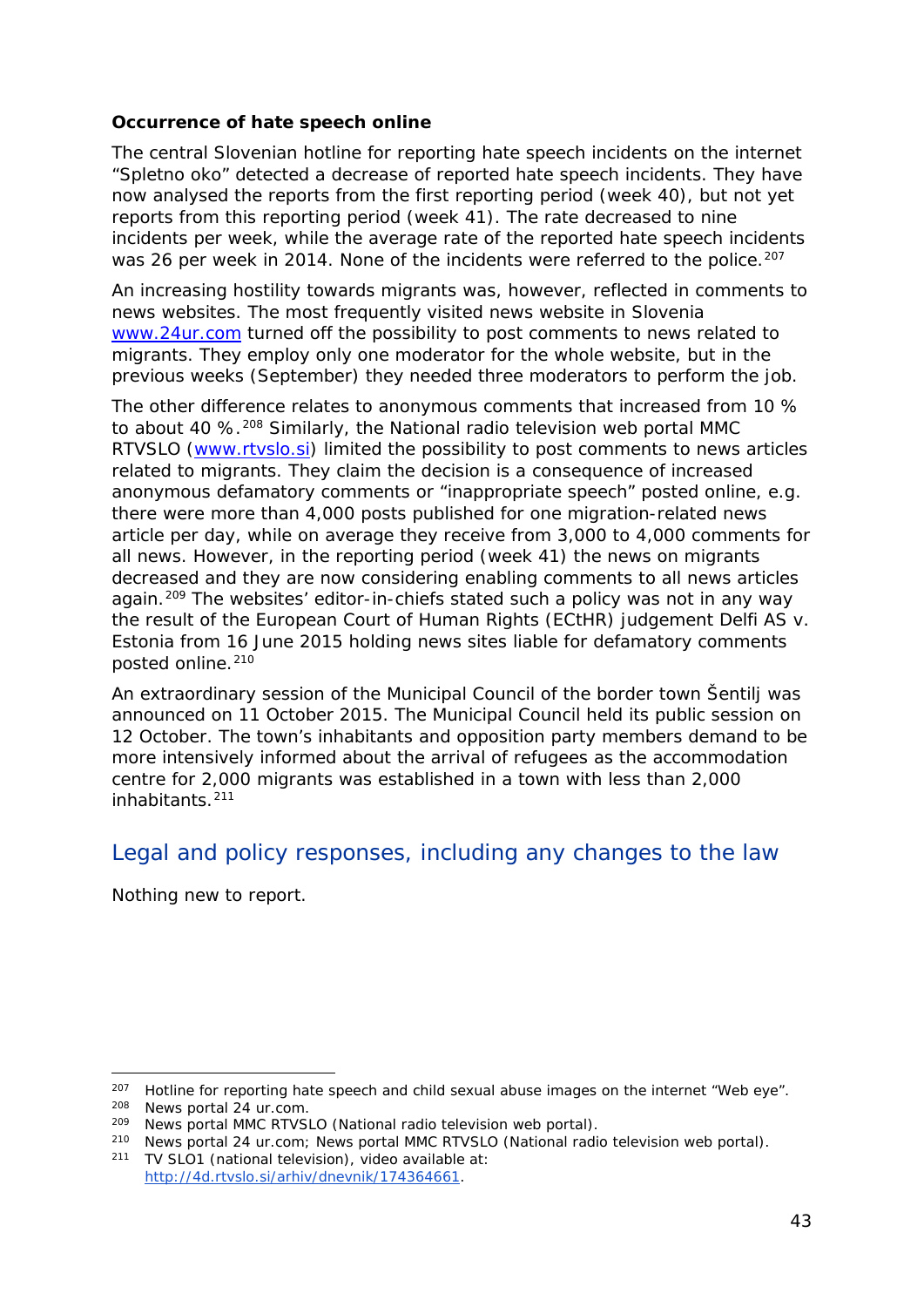**Occurrence of hate speech online**

The central Slovenian hotline for reporting hate speech incidents on the internet "Spletno oko" detected a decrease of reported hate speech incidents. They have now analysed the reports from the first reporting period (week 40), but not yet reports from this reporting period (week 41). The rate decreased to nine incidents per week, while the average rate of the reported hate speech incidents was 26 per week in 2014. None of the incidents were referred to the police.[207]

An increasing hostility towards migrants was, however, reflected in comments to news websites. The most frequently visited news website in Slovenia [www.24ur.com](http://www.24ur.com) turned off the possibility to post comments to news related to migrants. They employ only one moderator for the whole website, but in the previous weeks (September) they needed three moderators to perform the job.

The other difference relates to anonymous comments that increased from 10 % to about 40 %.[208] Similarly, the National radio television web portal MMC RTVSLO ([www.rtvslo.si](http://www.rtvslo.si)) limited the possibility to post comments to news articles related to migrants. They claim the decision is a consequence of increased anonymous defamatory comments or "inappropriate speech" posted online, e.g. there were more than 4,000 posts published for one migration-related news article per day, while on average they receive from 3,000 to 4,000 comments for all news. However, in the reporting period (week 41) the news on migrants decreased and they are now considering enabling comments to all news articles again.[209] The websites' editor-in-chiefs stated such a policy was not in any way the result of the European Court of Human Rights (ECtHR) judgement Delfi AS v. Estonia from 16 June 2015 holding news sites liable for defamatory comments posted online.[210]

An extraordinary session of the Municipal Council of the border town Šentilj was announced on 11 October 2015. The Municipal Council held its public session on 12 October. The town's inhabitants and opposition party members demand to be more intensively informed about the arrival of refugees as the accommodation centre for 2,000 migrants was established in a town with less than 2,000 inhabitants.[211]

## Legal and policy responses, including any changes to the law

Nothing new to report.

---

[207] Hotline for reporting hate speech and child sexual abuse images on the internet "Web eye".
[208] News portal 24 ur.com.
[209] News portal MMC RTVSLO (National radio television web portal).
[210] News portal 24 ur.com; News portal MMC RTVSLO (National radio television web portal).
[211] TV SLO1 (national television), video available at: [http://4d.rtvslo.si/arhiv/dnevnik/174364661](http://4d.rtvslo.si/arhiv/dnevnik/174364661).